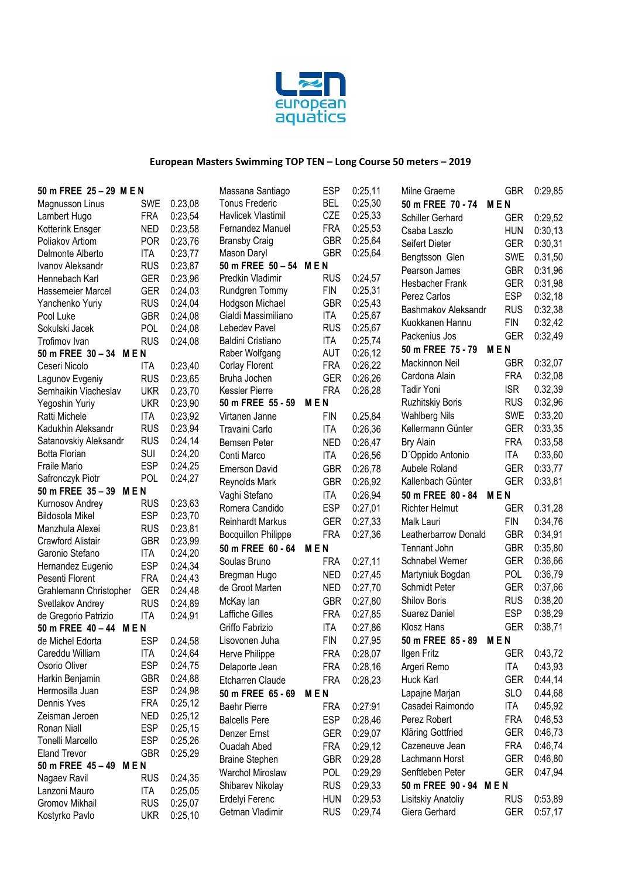# European Masters Swimming TOP TEN – Long Course 50 meters – 2019

### 50 m FREE 25 – 29 MEN

| Name | Country | Time |
|---|---|---|
| Magnusson Linus | SWE | 0.23,08 |
| Lambert Hugo | FRA | 0:23,54 |
| Kotterink Ensger | NED | 0:23,58 |
| Poliakov Artiom | POR | 0:23,76 |
| Delmonte Alberto | ITA | 0:23,77 |
| Ivanov Aleksandr | RUS | 0:23,87 |
| Hennebach Karl | GER | 0:23,96 |
| Hassemeier Marcel | GER | 0:24,03 |
| Yanchenko Yuriy | RUS | 0:24,04 |
| Pool Luke | GBR | 0:24,08 |
| Sokulski Jacek | POL | 0:24,08 |
| Trofimov Ivan | RUS | 0:24,08 |

### 50 m FREE 30 – 34 MEN

| Name | Country | Time |
|---|---|---|
| Ceseri Nicolo | ITA | 0:23,40 |
| Lagunov Evgeniy | RUS | 0:23,65 |
| Semhaikin Viacheslav | UKR | 0.23,70 |
| Yegoshin Yuriy | UKR | 0:23,90 |
| Ratti Michele | ITA | 0:23,92 |
| Kadukhin Aleksandr | RUS | 0:23,94 |
| Satanovskiy Aleksandr | RUS | 0:24,14 |
| Botta Florian | SUI | 0:24,20 |
| Fraile Mario | ESP | 0:24,25 |
| Safronczyk Piotr | POL | 0:24,27 |

### 50 m FREE 35 – 39 MEN

| Name | Country | Time |
|---|---|---|
| Kurnosov Andrey | RUS | 0:23,63 |
| Bildosola Mikel | ESP | 0:23,70 |
| Manzhula Alexei | RUS | 0:23,81 |
| Crawford Alistair | GBR | 0:23,99 |
| Garonio Stefano | ITA | 0:24,20 |
| Hernandez Eugenio | ESP | 0:24,34 |
| Pesenti Florent | FRA | 0:24,43 |
| Grahlemann Christopher | GER | 0:24,48 |
| Svetlakov Andrey | RUS | 0:24,89 |
| de Gregorio Patrizio | ITA | 0:24,91 |

### 50 m FREE 40 – 44 MEN

| Name | Country | Time |
|---|---|---|
| de Michel Edorta | ESP | 0:24,58 |
| Careddu William | ITA | 0:24,64 |
| Osorio Oliver | ESP | 0:24,75 |
| Harkin Benjamin | GBR | 0:24,88 |
| Hermosilla Juan | ESP | 0:24,98 |
| Dennis Yves | FRA | 0:25,12 |
| Zeisman Jeroen | NED | 0:25,12 |
| Ronan Niall | ESP | 0:25,15 |
| Tonelli Marcello | ESP | 0:25,26 |
| Eland Trevor | GBR | 0:25,29 |

### 50 m FREE 45 – 49 MEN

| Name | Country | Time |
|---|---|---|
| Nagaev Ravil | RUS | 0:24,35 |
| Lanzoni Mauro | ITA | 0:25,05 |
| Gromov Mikhail | RUS | 0:25,07 |
| Kostyrko Pavlo | UKR | 0:25,10 |
| Massana Santiago | ESP | 0:25,11 |
| Tonus Frederic | BEL | 0:25,30 |
| Havlicek Vlastimil | CZE | 0:25,33 |
| Fernandez Manuel | FRA | 0:25,53 |
| Bransby Craig | GBR | 0:25,64 |
| Mason Daryl | GBR | 0:25,64 |

### 50 m FREE 50 – 54 MEN

| Name | Country | Time |
|---|---|---|
| Predkin Vladimir | RUS | 0:24,57 |
| Rundgren Tommy | FIN | 0:25,31 |
| Hodgson Michael | GBR | 0:25,43 |
| Gialdi Massimiliano | ITA | 0:25,67 |
| Lebedev Pavel | RUS | 0:25,67 |
| Baldini Cristiano | ITA | 0:25,74 |
| Raber Wolfgang | AUT | 0:26,12 |
| Corlay Florent | FRA | 0:26,22 |
| Bruha Jochen | GER | 0:26,26 |
| Kessler Pierre | FRA | 0:26,28 |

### 50 m FREE 55 - 59 MEN

| Name | Country | Time |
|---|---|---|
| Virtanen Janne | FIN | 0.25,84 |
| Travaini Carlo | ITA | 0:26,36 |
| Bemsen Peter | NED | 0:26,47 |
| Conti Marco | ITA | 0:26,56 |
| Emerson David | GBR | 0:26,78 |
| Reynolds Mark | GBR | 0:26,92 |
| Vaghi Stefano | ITA | 0:26,94 |
| Romera Candido | ESP | 0:27,01 |
| Reinhardt Markus | GER | 0:27,33 |
| Bocquillon Philippe | FRA | 0:27,36 |

### 50 m FREE 60 - 64 MEN

| Name | Country | Time |
|---|---|---|
| Soulas Bruno | FRA | 0:27,11 |
| Bregman Hugo | NED | 0:27,45 |
| de Groot Marten | NED | 0:27,70 |
| McKay Ian | GBR | 0:27,80 |
| Laffiche Gilles | FRA | 0:27,85 |
| Griffo Fabrizio | ITA | 0:27,86 |
| Lisovonen Juha | FIN | 0:27,95 |
| Herve Philippe | FRA | 0:28,07 |
| Delaporte Jean | FRA | 0:28,16 |
| Etcharren Claude | FRA | 0:28,23 |

### 50 m FREE 65 - 69 MEN

| Name | Country | Time |
|---|---|---|
| Baehr Pierre | FRA | 0:27,91 |
| Balcells Pere | ESP | 0:28,46 |
| Denzer Ernst | GER | 0:29,07 |
| Ouadah Abed | FRA | 0:29,12 |
| Braine Stephen | GBR | 0:29,28 |
| Warchol Miroslaw | POL | 0:29,29 |
| Shibarev Nikolay | RUS | 0:29,33 |
| Erdelyi Ferenc | HUN | 0:29,53 |
| Getman Vladimir | RUS | 0:29,74 |
| Milne Graeme | GBR | 0:29,85 |

### 50 m FREE 70 - 74 MEN

| Name | Country | Time |
|---|---|---|
| Schiller Gerhard | GER | 0:29,52 |
| Csaba Laszlo | HUN | 0:30,13 |
| Seifert Dieter | GER | 0:30,31 |
| Bengtsson Glen | SWE | 0.31,50 |
| Pearson James | GBR | 0:31,96 |
| Hesbacher Frank | GER | 0:31,98 |
| Perez Carlos | ESP | 0:32,18 |
| Bashmakov Aleksandr | RUS | 0:32,38 |
| Kuokkanen Hannu | FIN | 0:32,42 |
| Packenius Jos | GER | 0:32,49 |

### 50 m FREE 75 - 79 MEN

| Name | Country | Time |
|---|---|---|
| Mackinnon Neil | GBR | 0:32,07 |
| Cardona Alain | FRA | 0:32,08 |
| Tadir Yoni | ISR | 0.32,39 |
| Ruzhitskiy Boris | RUS | 0:32,96 |
| Wahlberg Nils | SWE | 0:33,20 |
| Kellermann Günter | GER | 0:33,35 |
| Bry Alain | FRA | 0:33,58 |
| D´Oppido Antonio | ITA | 0:33,60 |
| Aubele Roland | GER | 0:33,77 |
| Kallenbach Günter | GER | 0:33,81 |

### 50 m FREE 80 - 84 MEN

| Name | Country | Time |
|---|---|---|
| Richter Helmut | GER | 0.31,28 |
| Malk Lauri | FIN | 0:34,76 |
| Leatherbarrow Donald | GBR | 0:34,91 |
| Tennant John | GBR | 0:35,80 |
| Schnabel Werner | GER | 0:36,66 |
| Martyniuk Bogdan | POL | 0:36,79 |
| Schmidt Peter | GER | 0:37,66 |
| Shilov Boris | RUS | 0:38,20 |
| Suarez Daniel | ESP | 0:38,29 |
| Klosz Hans | GER | 0:38,71 |

### 50 m FREE 85 - 89 MEN

| Name | Country | Time |
|---|---|---|
| Ilgen Fritz | GER | 0:43,72 |
| Argeri Remo | ITA | 0:43,93 |
| Huck Karl | GER | 0:44,14 |
| Lapajne Marjan | SLO | 0:44,68 |
| Casadei Raimondo | ITA | 0:45,92 |
| Perez Robert | FRA | 0:46,53 |
| Kläring Gottfried | GER | 0:46,73 |
| Cazeneuve Jean | FRA | 0:46,74 |
| Lachmann Horst | GER | 0:46,80 |
| Senftleben Peter | GER | 0:47,94 |

### 50 m FREE 90 - 94 MEN

| Name | Country | Time |
|---|---|---|
| Lisitskiy Anatoliy | RUS | 0:53,89 |
| Giera Gerhard | GER | 0:57,17 |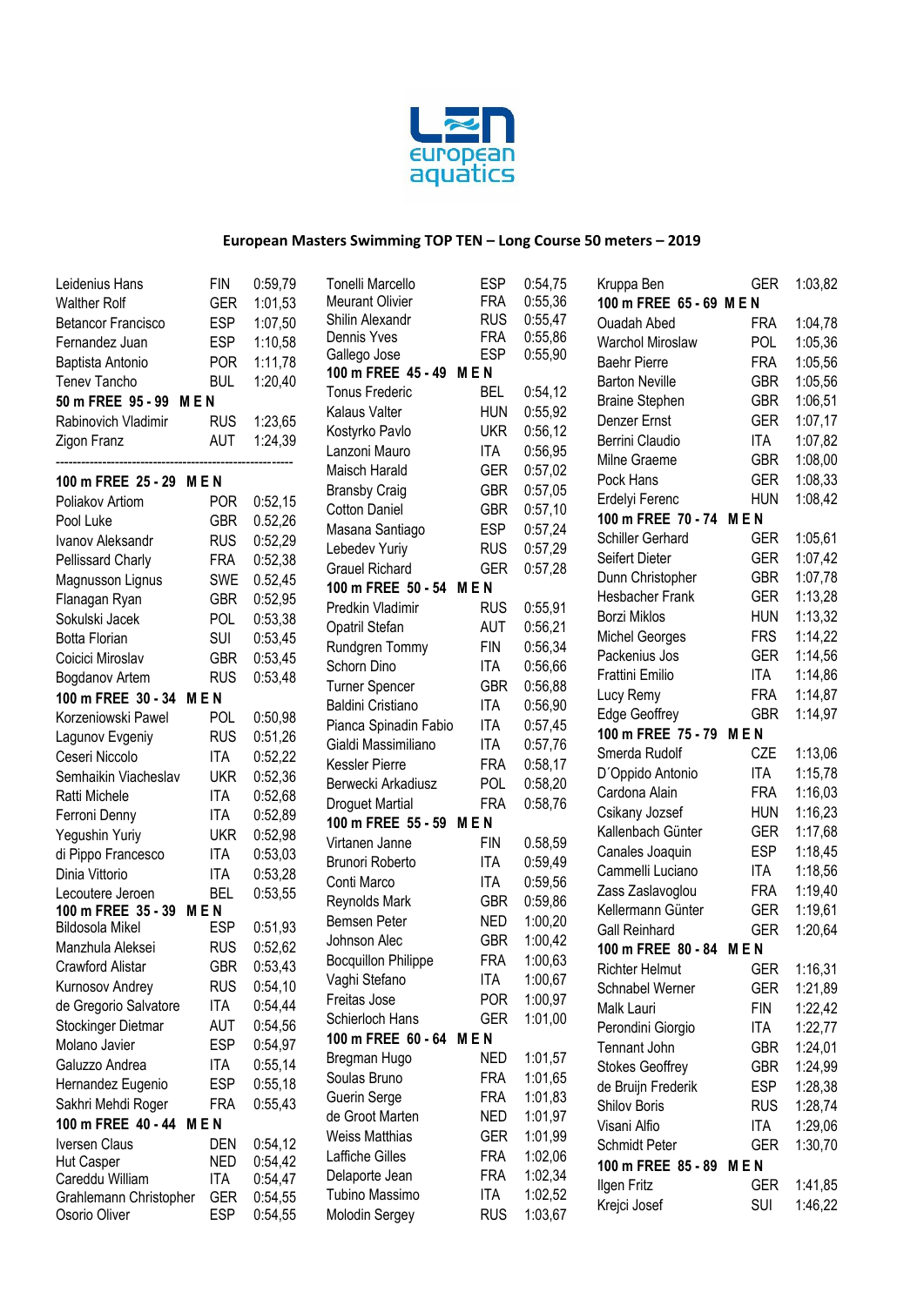european aquatics

## European Masters Swimming TOP TEN – Long Course 50 meters – 2019

| | | |
|---|---|---|
| Leidenius Hans | FIN | 0:59,79 |
| Walther Rolf | GER | 1:01,53 |
| Betancor Francisco | ESP | 1:07,50 |
| Fernandez Juan | ESP | 1:10,58 |
| Baptista Antonio | POR | 1:11,78 |
| Tenev Tancho | BUL | 1:20,40 |
| **50 m FREE 95 - 99 M E N** | | |
| Rabinovich Vladimir | RUS | 1:23,65 |
| Zigon Franz | AUT | 1:24,39 |

---

| | | |
|---|---|---|
| **100 m FREE 25 - 29 M E N** | | |
| Poliakov Artiom | POR | 0:52,15 |
| Pool Luke | GBR | 0.52,26 |
| Ivanov Aleksandr | RUS | 0:52,29 |
| Pellissard Charly | FRA | 0:52,38 |
| Magnusson Lignus | SWE | 0.52,45 |
| Flanagan Ryan | GBR | 0:52,95 |
| Sokulski Jacek | POL | 0:53,38 |
| Botta Florian | SUI | 0:53,45 |
| Coicici Miroslav | GBR | 0:53,45 |
| Bogdanov Artem | RUS | 0:53,48 |
| **100 m FREE 30 - 34 M E N** | | |
| Korzeniowski Pawel | POL | 0:50,98 |
| Lagunov Evgeniy | RUS | 0:51,26 |
| Ceseri Niccolo | ITA | 0:52,22 |
| Semhaikin Viacheslav | UKR | 0:52,36 |
| Ratti Michele | ITA | 0:52,68 |
| Ferroni Denny | ITA | 0:52,89 |
| Yegushin Yuriy | UKR | 0:52,98 |
| di Pippo Francesco | ITA | 0:53,03 |
| Dinia Vittorio | ITA | 0:53,28 |
| Lecoutere Jeroen | BEL | 0:53,55 |
| **100 m FREE 35 - 39 M E N** | | |
| Bildosola Mikel | ESP | 0:51,93 |
| Manzhula Aleksei | RUS | 0:52,62 |
| Crawford Alistar | GBR | 0:53,43 |
| Kurnosov Andrey | RUS | 0:54,10 |
| de Gregorio Salvatore | ITA | 0:54,44 |
| Stockinger Dietmar | AUT | 0:54,56 |
| Molano Javier | ESP | 0:54,97 |
| Galuzzo Andrea | ITA | 0:55,14 |
| Hernandez Eugenio | ESP | 0:55,18 |
| Sakhri Mehdi Roger | FRA | 0:55,43 |
| **100 m FREE 40 - 44 M E N** | | |
| Iversen Claus | DEN | 0:54,12 |
| Hut Casper | NED | 0:54,42 |
| Careddu William | ITA | 0:54,47 |
| Grahlemann Christopher | GER | 0:54,55 |
| Osorio Oliver | ESP | 0:54,55 |
| Tonelli Marcello | ESP | 0:54,75 |
| Meurant Olivier | FRA | 0:55,36 |
| Shilin Alexandr | RUS | 0:55,47 |
| Dennis Yves | FRA | 0:55,86 |
| Gallego Jose | ESP | 0:55,90 |
| **100 m FREE 45 - 49 M E N** | | |
| Tonus Frederic | BEL | 0:54,12 |
| Kalaus Valter | HUN | 0:55,92 |
| Kostyrko Pavlo | UKR | 0:56,12 |
| Lanzoni Mauro | ITA | 0:56,95 |
| Maisch Harald | GER | 0:57,02 |
| Bransby Craig | GBR | 0:57,05 |
| Cotton Daniel | GBR | 0:57,10 |
| Masana Santiago | ESP | 0:57,24 |
| Lebedev Yuriy | RUS | 0:57,29 |
| Grauel Richard | GER | 0:57,28 |
| **100 m FREE 50 - 54 M E N** | | |
| Predkin Vladimir | RUS | 0:55,91 |
| Opatril Stefan | AUT | 0:56,21 |
| Rundgren Tommy | FIN | 0:56,34 |
| Schorn Dino | ITA | 0:56,66 |
| Turner Spencer | GBR | 0:56,88 |
| Baldini Cristiano | ITA | 0:56,90 |
| Pianca Spinadin Fabio | ITA | 0:57,45 |
| Gialdi Massimiliano | ITA | 0:57,76 |
| Kessler Pierre | FRA | 0:58,17 |
| Berwecki Arkadiusz | POL | 0:58,20 |
| Droguet Martial | FRA | 0:58,76 |
| **100 m FREE 55 - 59 M E N** | | |
| Virtanen Janne | FIN | 0.58,59 |
| Brunori Roberto | ITA | 0:59,49 |
| Conti Marco | ITA | 0:59,56 |
| Reynolds Mark | GBR | 0:59,86 |
| Bemsen Peter | NED | 1:00,20 |
| Johnson Alec | GBR | 1:00,42 |
| Bocquillon Philippe | FRA | 1:00,63 |
| Vaghi Stefano | ITA | 1:00,67 |
| Freitas Jose | POR | 1:00,97 |
| Schierloch Hans | GER | 1:01,00 |
| **100 m FREE 60 - 64 M E N** | | |
| Bregman Hugo | NED | 1:01,57 |
| Soulas Bruno | FRA | 1:01,65 |
| Guerin Serge | FRA | 1:01,83 |
| de Groot Marten | NED | 1:01,97 |
| Weiss Matthias | GER | 1:01,99 |
| Laffiche Gilles | FRA | 1:02,06 |
| Delaporte Jean | FRA | 1:02,34 |
| Tubino Massimo | ITA | 1:02,52 |
| Molodin Sergey | RUS | 1:03,67 |
| Kruppa Ben | GER | 1:03,82 |
| **100 m FREE 65 - 69 M E N** | | |
| Ouadah Abed | FRA | 1:04,78 |
| Warchol Miroslaw | POL | 1:05,36 |
| Baehr Pierre | FRA | 1:05,56 |
| Barton Neville | GBR | 1:05,56 |
| Braine Stephen | GBR | 1:06,51 |
| Denzer Ernst | GER | 1:07,17 |
| Berrini Claudio | ITA | 1:07,82 |
| Milne Graeme | GBR | 1:08,00 |
| Pock Hans | GER | 1:08,33 |
| Erdelyi Ferenc | HUN | 1:08,42 |
| **100 m FREE 70 - 74 M E N** | | |
| Schiller Gerhard | GER | 1:05,61 |
| Seifert Dieter | GER | 1:07,42 |
| Dunn Christopher | GBR | 1:07,78 |
| Hesbacher Frank | GER | 1:13,28 |
| Borzi Miklos | HUN | 1:13,32 |
| Michel Georges | FRS | 1:14,22 |
| Packenius Jos | GER | 1:14,56 |
| Frattini Emilio | ITA | 1:14,86 |
| Lucy Remy | FRA | 1:14,87 |
| Edge Geoffrey | GBR | 1:14,97 |
| **100 m FREE 75 - 79 M E N** | | |
| Smerda Rudolf | CZE | 1:13,06 |
| D´Oppido Antonio | ITA | 1:15,78 |
| Cardona Alain | FRA | 1:16,03 |
| Csikany Jozsef | HUN | 1:16,23 |
| Kallenbach Günter | GER | 1:17,68 |
| Canales Joaquin | ESP | 1:18,45 |
| Cammelli Luciano | ITA | 1:18,56 |
| Zass Zaslavoglou | FRA | 1:19,40 |
| Kellermann Günter | GER | 1:19,61 |
| Gall Reinhard | GER | 1:20,64 |
| **100 m FREE 80 - 84 M E N** | | |
| Richter Helmut | GER | 1:16,31 |
| Schnabel Werner | GER | 1:21,89 |
| Malk Lauri | FIN | 1:22,42 |
| Perondini Giorgio | ITA | 1:22,77 |
| Tennant John | GBR | 1:24,01 |
| Stokes Geoffrey | GBR | 1:24,99 |
| de Bruijn Frederik | ESP | 1:28,38 |
| Shilov Boris | RUS | 1:28,74 |
| Visani Alfio | ITA | 1:29,06 |
| Schmidt Peter | GER | 1:30,70 |
| **100 m FREE 85 - 89 M E N** | | |
| Ilgen Fritz | GER | 1:41,85 |
| Krejci Josef | SUI | 1:46,22 |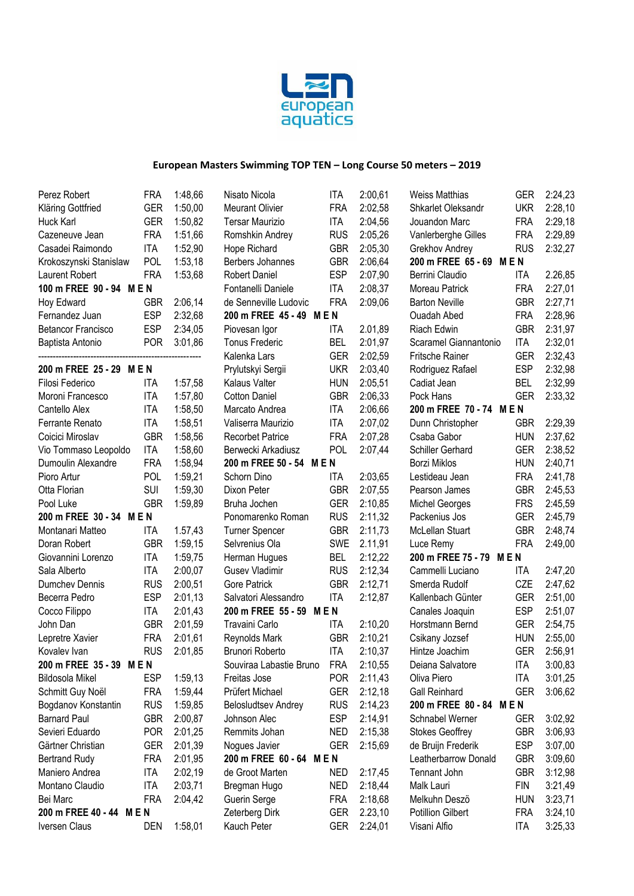**European Masters Swimming TOP TEN – Long Course 50 meters – 2019**

| | | |
|---|---|---|
| Perez Robert | FRA | 1:48,66 |
| Kläring Gottfried | GER | 1:50,00 |
| Huck Karl | GER | 1:50,82 |
| Cazeneuve Jean | FRA | 1:51,66 |
| Casadei Raimondo | ITA | 1:52,90 |
| Krokoszynski Stanislaw | POL | 1:53,18 |
| Laurent Robert | FRA | 1:53,68 |
| **100 m FREE 90 - 94 M E N** | | |
| Hoy Edward | GBR | 2:06,14 |
| Fernandez Juan | ESP | 2:32,68 |
| Betancor Francisco | ESP | 2:34,05 |
| Baptista Antonio | POR | 3:01,86 |

---

| | | |
|---|---|---|
| **200 m FREE 25 - 29 M E N** | | |
| Filosi Federico | ITA | 1:57,58 |
| Moroni Francesco | ITA | 1:57,80 |
| Cantello Alex | ITA | 1:58,50 |
| Ferrante Renato | ITA | 1:58,51 |
| Coicici Miroslav | GBR | 1:58,56 |
| Vio Tommaso Leopoldo | ITA | 1:58,60 |
| Dumoulin Alexandre | FRA | 1:58,94 |
| Pioro Artur | POL | 1:59,21 |
| Otta Florian | SUI | 1:59,30 |
| Pool Luke | GBR | 1:59,89 |
| **200 m FREE 30 - 34 M E N** | | |
| Montanari Matteo | ITA | 1.57,43 |
| Doran Robert | GBR | 1:59,15 |
| Giovannini Lorenzo | ITA | 1:59,75 |
| Sala Alberto | ITA | 2:00,07 |
| Dumchev Dennis | RUS | 2:00,51 |
| Becerra Pedro | ESP | 2:01,13 |
| Cocco Filippo | ITA | 2:01,43 |
| John Dan | GBR | 2:01,59 |
| Lepretre Xavier | FRA | 2:01,61 |
| Kovalev Ivan | RUS | 2:01,85 |
| **200 m FREE 35 - 39 M E N** | | |
| Bildosola Mikel | ESP | 1:59,13 |
| Schmitt Guy Noël | FRA | 1:59,44 |
| Bogdanov Konstantin | RUS | 1:59,85 |
| Barnard Paul | GBR | 2:00,87 |
| Sevieri Eduardo | POR | 2:01,25 |
| Gärtner Christian | GER | 2:01,39 |
| Bertrand Rudy | FRA | 2:01,95 |
| Maniero Andrea | ITA | 2:02,19 |
| Montano Claudio | ITA | 2:03,71 |
| Bei Marc | FRA | 2:04,42 |
| **200 m FREE 40 - 44 M E N** | | |
| Iversen Claus | DEN | 1:58,01 |
| Nisato Nicola | ITA | 2:00,61 |
| Meurant Olivier | FRA | 2:02,58 |
| Tersar Maurizio | ITA | 2:04,56 |
| Romshkin Andrey | RUS | 2:05,26 |
| Hope Richard | GBR | 2:05,30 |
| Berbers Johannes | GBR | 2:06,64 |
| Robert Daniel | ESP | 2:07,90 |
| Fontanelli Daniele | ITA | 2:08,37 |
| de Senneville Ludovic | FRA | 2:09,06 |
| **200 m FREE 45 - 49 M E N** | | |
| Piovesan Igor | ITA | 2.01,89 |
| Tonus Frederic | BEL | 2:01,97 |
| Kalenka Lars | GER | 2:02,59 |
| Prylutskyi Sergii | UKR | 2:03,40 |
| Kalaus Valter | HUN | 2:05,51 |
| Cotton Daniel | GBR | 2:06,33 |
| Marcato Andrea | ITA | 2:06,66 |
| Valiserra Maurizio | ITA | 2:07,02 |
| Recorbet Patrice | FRA | 2:07,28 |
| Berwecki Arkadiusz | POL | 2:07,44 |
| **200 m FREE 50 - 54 M E N** | | |
| Schorn Dino | ITA | 2:03,65 |
| Dixon Peter | GBR | 2:07,55 |
| Bruha Jochen | GER | 2:10,85 |
| Ponomarenko Roman | RUS | 2:11,32 |
| Turner Spencer | GBR | 2:11,73 |
| Selvrenius Ola | SWE | 2.11,91 |
| Herman Hugues | BEL | 2:12,22 |
| Gusev Vladimir | RUS | 2:12,34 |
| Gore Patrick | GBR | 2:12,71 |
| Salvatori Alessandro | ITA | 2:12,87 |
| **200 m FREE 55 - 59 M E N** | | |
| Travaini Carlo | ITA | 2:10,20 |
| Reynolds Mark | GBR | 2:10,21 |
| Brunori Roberto | ITA | 2:10,37 |
| Souviraa Labastie Bruno | FRA | 2:10,55 |
| Freitas Jose | POR | 2:11,43 |
| Prüfert Michael | GER | 2:12,18 |
| Belosludtsev Andrey | RUS | 2:14,23 |
| Johnson Alec | ESP | 2:14,91 |
| Remmits Johan | NED | 2:15,38 |
| Nogues Javier | GER | 2:15,69 |
| **200 m FREE 60 - 64 M E N** | | |
| de Groot Marten | NED | 2:17,45 |
| Bregman Hugo | NED | 2:18,44 |
| Guerin Serge | FRA | 2:18,68 |
| Zeterberg Dirk | GER | 2.23,10 |
| Kauch Peter | GER | 2:24,01 |
| Weiss Matthias | GER | 2:24,23 |
| Shkarlet Oleksandr | UKR | 2:28,10 |
| Jouandon Marc | FRA | 2:29,18 |
| Vanlerberghe Gilles | FRA | 2:29,89 |
| Grekhov Andrey | RUS | 2:32,27 |
| **200 m FREE 65 - 69 M E N** | | |
| Berrini Claudio | ITA | 2.26,85 |
| Moreau Patrick | FRA | 2:27,01 |
| Barton Neville | GBR | 2:27,71 |
| Ouadah Abed | FRA | 2:28,96 |
| Riach Edwin | GBR | 2:31,97 |
| Scaramel Giannantonio | ITA | 2:32,01 |
| Fritsche Rainer | GER | 2:32,43 |
| Rodriguez Rafael | ESP | 2:32,98 |
| Cadiat Jean | BEL | 2:32,99 |
| Pock Hans | GER | 2:33,32 |
| **200 m FREE 70 - 74 M E N** | | |
| Dunn Christopher | GBR | 2:29,39 |
| Csaba Gabor | HUN | 2:37,62 |
| Schiller Gerhard | GER | 2:38,52 |
| Borzi Miklos | HUN | 2:40,71 |
| Lestideau Jean | FRA | 2:41,78 |
| Pearson James | GBR | 2:45,53 |
| Michel Georges | FRS | 2:45,59 |
| Packenius Jos | GER | 2:45,79 |
| McLellan Stuart | GBR | 2:48,74 |
| Luce Remy | FRA | 2:49,00 |
| **200 m FREE 75 - 79 M E N** | | |
| Cammelli Luciano | ITA | 2:47,20 |
| Smerda Rudolf | CZE | 2:47,62 |
| Kallenbach Günter | GER | 2:51,00 |
| Canales Joaquin | ESP | 2:51,07 |
| Horstmann Bernd | GER | 2:54,75 |
| Csikany Jozsef | HUN | 2:55,00 |
| Hintze Joachim | GER | 2:56,91 |
| Deiana Salvatore | ITA | 3:00,83 |
| Oliva Piero | ITA | 3:01,25 |
| Gall Reinhard | GER | 3:06,62 |
| **200 m FREE 80 - 84 M E N** | | |
| Schnabel Werner | GER | 3:02,92 |
| Stokes Geoffrey | GBR | 3:06,93 |
| de Bruijn Frederik | ESP | 3:07,00 |
| Leatherbarrow Donald | GBR | 3:09,60 |
| Tennant John | GBR | 3:12,98 |
| Malk Lauri | FIN | 3:21,49 |
| Melkuhn Deszö | HUN | 3:23,71 |
| Potillion Gilbert | FRA | 3:24,10 |
| Visani Alfio | ITA | 3:25,33 |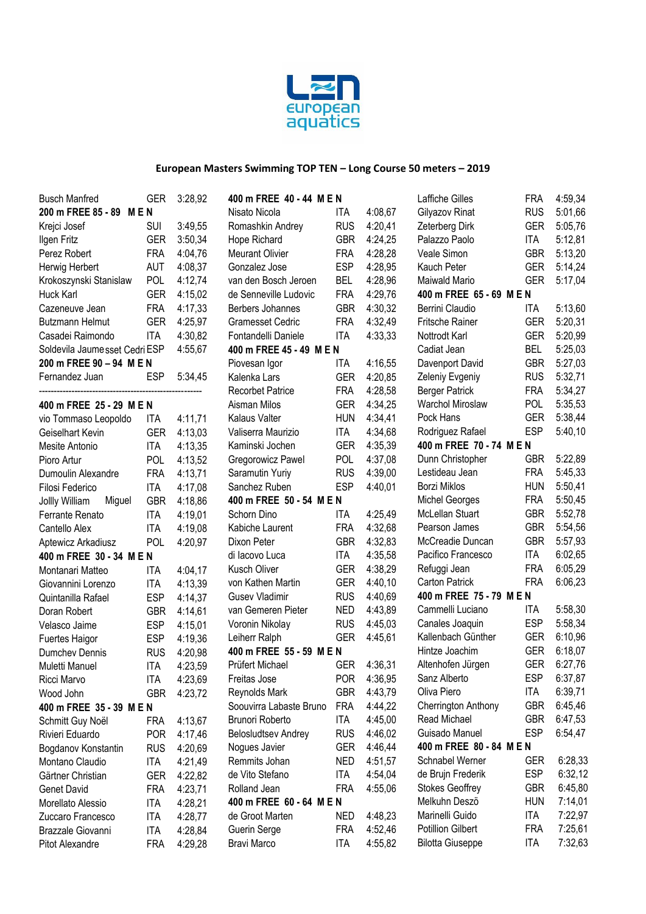**European Masters Swimming TOP TEN – Long Course 50 meters – 2019**

| | | |
|---|---|---|
| Busch Manfred | GER | 3:28,92 |
| **200 m FREE 85 - 89 M E N** | | |
| Krejci Josef | SUI | 3:49,55 |
| Ilgen Fritz | GER | 3:50,34 |
| Perez Robert | FRA | 4:04,76 |
| Herwig Herbert | AUT | 4:08,37 |
| Krokoszynski Stanislaw | POL | 4:12,74 |
| Huck Karl | GER | 4:15,02 |
| Cazeneuve Jean | FRA | 4:17,33 |
| Butzmann Helmut | GER | 4:25,97 |
| Casadei Raimondo | ITA | 4:30,82 |
| Soldevila Jaumesset Cedri | ESP | 4:55,67 |
| **200 m FREE 90 – 94 M E N** | | |
| Fernandez Juan | ESP | 5:34,45 |

-------------------------------------------------------

| | | |
|---|---|---|
| **400 m FREE 25 - 29 M E N** | | |
| vio Tommaso Leopoldo | ITA | 4:11,71 |
| Geiselhart Kevin | GER | 4:13,03 |
| Mesite Antonio | ITA | 4:13,35 |
| Pioro Artur | POL | 4:13,52 |
| Dumoulin Alexandre | FRA | 4:13,71 |
| Filosi Federico | ITA | 4:17,08 |
| Jollly William Miguel | GBR | 4:18,86 |
| Ferrante Renato | ITA | 4:19,01 |
| Cantello Alex | ITA | 4:19,08 |
| Aptewicz Arkadiusz | POL | 4:20,97 |
| **400 m FREE 30 - 34 M E N** | | |
| Montanari Matteo | ITA | 4:04,17 |
| Giovannini Lorenzo | ITA | 4:13,39 |
| Quintanilla Rafael | ESP | 4:14,37 |
| Doran Robert | GBR | 4:14,61 |
| Velasco Jaime | ESP | 4:15,01 |
| Fuertes Haigor | ESP | 4:19,36 |
| Dumchev Dennis | RUS | 4:20,98 |
| Muletti Manuel | ITA | 4:23,59 |
| Ricci Marvo | ITA | 4:23,69 |
| Wood John | GBR | 4:23,72 |
| **400 m FREE 35 - 39 M E N** | | |
| Schmitt Guy Noël | FRA | 4:13,67 |
| Rivieri Eduardo | POR | 4:17,46 |
| Bogdanov Konstantin | RUS | 4:20,69 |
| Montano Claudio | ITA | 4:21,49 |
| Gärtner Christian | GER | 4:22,82 |
| Genet David | FRA | 4:23,71 |
| Morellato Alessio | ITA | 4:28,21 |
| Zuccaro Francesco | ITA | 4:28,77 |
| Brazzale Giovanni | ITA | 4:28,84 |
| Pitot Alexandre | FRA | 4:29,28 |
| **400 m FREE 40 - 44 M E N** | | |
| Nisato Nicola | ITA | 4:08,67 |
| Romashkin Andrey | RUS | 4:20,41 |
| Hope Richard | GBR | 4:24,25 |
| Meurant Olivier | FRA | 4:28,28 |
| Gonzalez Jose | ESP | 4:28,95 |
| van den Bosch Jeroen | BEL | 4:28,96 |
| de Senneville Ludovic | FRA | 4:29,76 |
| Berbers Johannes | GBR | 4:30,32 |
| Gramesset Cedric | FRA | 4:32,49 |
| Fontandelli Daniele | ITA | 4:33,33 |
| **400 m FREE 45 - 49 M E N** | | |
| Piovesan Igor | ITA | 4:16,55 |
| Kalenka Lars | GER | 4:20,85 |
| Recorbet Patrice | FRA | 4:28,58 |
| Aisman Milos | GER | 4:34,25 |
| Kalaus Valter | HUN | 4:34,41 |
| Valiserra Maurizio | ITA | 4:34,68 |
| Kaminski Jochen | GER | 4:35,39 |
| Gregorowicz Pawel | POL | 4:37,08 |
| Saramutin Yuriy | RUS | 4:39,00 |
| Sanchez Ruben | ESP | 4:40,01 |
| **400 m FREE 50 - 54 M E N** | | |
| Schorn Dino | ITA | 4:25,49 |
| Kabiche Laurent | FRA | 4:32,68 |
| Dixon Peter | GBR | 4:32,83 |
| di Iacovo Luca | ITA | 4:35,58 |
| Kusch Oliver | GER | 4:38,29 |
| von Kathen Martin | GER | 4:40,10 |
| Gusev Vladimir | RUS | 4:40,69 |
| van Gemeren Pieter | NED | 4:43,89 |
| Voronin Nikolay | RUS | 4:45,03 |
| Leiherr Ralph | GER | 4:45,61 |
| **400 m FREE 55 - 59 M E N** | | |
| Prüfert Michael | GER | 4:36,31 |
| Freitas Jose | POR | 4:36,95 |
| Reynolds Mark | GBR | 4:43,79 |
| Soouvirra Labaste Bruno | FRA | 4:44,22 |
| Brunori Roberto | ITA | 4:45,00 |
| Belosludtsev Andrey | RUS | 4:46,02 |
| Nogues Javier | GER | 4:46,44 |
| Remmits Johan | NED | 4:51,57 |
| de Vito Stefano | ITA | 4:54,04 |
| Rolland Jean | FRA | 4:55,06 |
| **400 m FREE 60 - 64 M E N** | | |
| de Groot Marten | NED | 4:48,23 |
| Guerin Serge | FRA | 4:52,46 |
| Bravi Marco | ITA | 4:55,82 |
| Lafffiche Gilles | FRA | 4:59,34 |
| Gilyazov Rinat | RUS | 5:01,66 |
| Zeterberg Dirk | GER | 5:05,76 |
| Palazzo Paolo | ITA | 5:12,81 |
| Veale Simon | GBR | 5:13,20 |
| Kauch Peter | GER | 5:14,24 |
| Maiwald Mario | GER | 5:17,04 |
| **400 m FREE 65 - 69 M E N** | | |
| Berrini Claudio | ITA | 5:13,60 |
| Fritsche Rainer | GER | 5:20,31 |
| Nottrodt Karl | GER | 5:20,99 |
| Cadiat Jean | BEL | 5:25,03 |
| Davenport David | GBR | 5:27,03 |
| Zeleniy Evgeniy | RUS | 5:32,71 |
| Berger Patrick | FRA | 5:34,27 |
| Warchol Miroslaw | POL | 5:35,53 |
| Pock Hans | GER | 5:38,44 |
| Rodriguez Rafael | ESP | 5:40,10 |
| **400 m FREE 70 - 74 M E N** | | |
| Dunn Christopher | GBR | 5:22,89 |
| Lestideau Jean | FRA | 5:45,33 |
| Borzi Miklos | HUN | 5:50,41 |
| Michel Georges | FRA | 5:50,45 |
| McLellan Stuart | GBR | 5:52,78 |
| Pearson James | GBR | 5:54,56 |
| McCreadie Duncan | GBR | 5:57,93 |
| Pacifico Francesco | ITA | 6:02,65 |
| Refuggi Jean | FRA | 6:05,29 |
| Carton Patrick | FRA | 6:06,23 |
| **400 m FREE 75 - 79 M E N** | | |
| Cammelli Luciano | ITA | 5:58,30 |
| Canales Joaquin | ESP | 5:58,34 |
| Kallenbach Günther | GER | 6:10,96 |
| Hintze Joachim | GER | 6:18,07 |
| Altenhofen Jürgen | GER | 6:27,76 |
| Sanz Alberto | ESP | 6:37,87 |
| Oliva Piero | ITA | 6:39,71 |
| Cherrington Anthony | GBR | 6:45,46 |
| Read Michael | GBR | 6:47,53 |
| Guisado Manuel | ESP | 6:54,47 |
| **400 m FREE 80 - 84 M E N** | | |
| Schnabel Werner | GER | 6:28,33 |
| de Brujn Frederik | ESP | 6:32,12 |
| Stokes Geoffrey | GBR | 6:45,80 |
| Melkuhn Deszö | HUN | 7:14,01 |
| Marinelli Guido | ITA | 7:22,97 |
| Potillion Gilbert | FRA | 7:25,61 |
| Bilotta Giuseppe | ITA | 7:32,63 |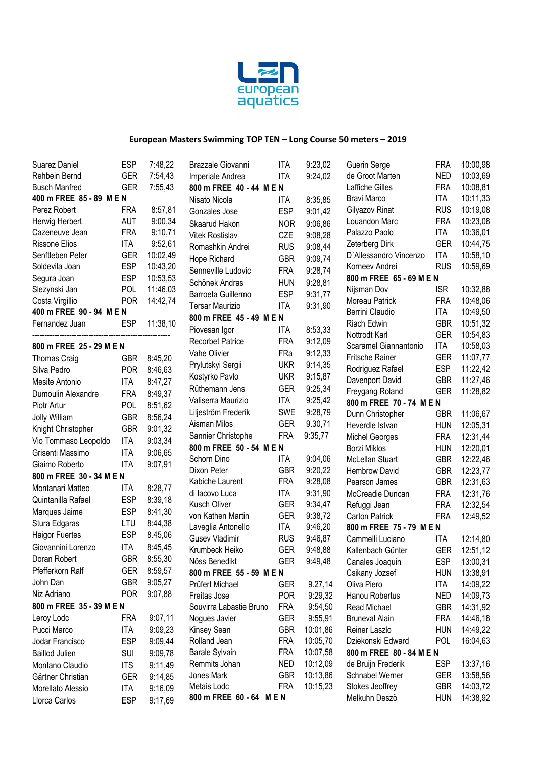## European Masters Swimming TOP TEN – Long Course 50 meters – 2019

| Name | Country | Time |
|---|---|---|
| Suarez Daniel | ESP | 7:48,22 |
| Rehbein Bernd | GER | 7:54,43 |
| Busch Manfred | GER | 7:55,43 |

**400 m FREE 85 - 89 M E N**

| Name | Country | Time |
|---|---|---|
| Perez Robert | FRA | 8:57,81 |
| Herwig Herbert | AUT | 9:00,34 |
| Cazeneuve Jean | FRA | 9:10,71 |
| Rissone Elios | ITA | 9:52,61 |
| Senftleben Peter | GER | 10:02,49 |
| Soldevila Joan | ESP | 10:43,20 |
| Segura Joan | ESP | 10:53,53 |
| Slezynski Jan | POL | 11:46,03 |
| Costa Virgillio | POR | 14:42,74 |

**400 m FREE 90 - 94 M E N**

| Name | Country | Time |
|---|---|---|
| Fernandez Juan | ESP | 11:38,10 |

---

**800 m FREE 25 - 29 M E N**

| Name | Country | Time |
|---|---|---|
| Thomas Craig | GBR | 8:45,20 |
| Silva Pedro | POR | 8:46,63 |
| Mesite Antonio | ITA | 8:47,27 |
| Dumoulin Alexandre | FRA | 8:49,37 |
| Piotr Artur | POL | 8:51,62 |
| Jolly William | GBR | 8:56,24 |
| Knight Christopher | GBR | 9:01,32 |
| Vio Tommaso Leopoldo | ITA | 9:03,34 |
| Grisenti Massimo | ITA | 9:06,65 |
| Giaimo Roberto | ITA | 9:07,91 |

**800 m FREE 30 - 34 M E N**

| Name | Country | Time |
|---|---|---|
| Montanari Matteo | ITA | 8:28,77 |
| Quintanilla Rafael | ESP | 8:39,18 |
| Marques Jaime | ESP | 8:41,30 |
| Stura Edgaras | LTU | 8:44,38 |
| Haigor Fuertes | ESP | 8.45,06 |
| Giovannini Lorenzo | ITA | 8:45,45 |
| Doran Robert | GBR | 8:55,30 |
| Pfefferkorn Ralf | GER | 8:59,57 |
| John Dan | GBR | 9:05,27 |
| Niz Adriano | POR | 9:07,88 |

**800 m FREE 35 - 39 M E N**

| Name | Country | Time |
|---|---|---|
| Leroy Lodc | FRA | 9:07,11 |
| Pucci Marco | ITA | 9:09,23 |
| Jodar Francisco | ESP | 9:09,44 |
| Baillod Julien | SUI | 9:09,78 |
| Montano Claudio | ITS | 9:11,49 |
| Gärtner Christian | GER | 9:14,85 |
| Morellato Alessio | ITA | 9:16,09 |
| Llorca Carlos | ESP | 9:17,69 |
| Brazzale Giovanni | ITA | 9:23,02 |
| Imperiale Andrea | ITA | 9:24,02 |

**800 m FREE 40 - 44 M E N**

| Name | Country | Time |
|---|---|---|
| Nisato Nicola | ITA | 8:35,85 |
| Gonzales Jose | ESP | 9:01,42 |
| Skaarud Hakon | NOR | 9:06,86 |
| Vitek Rostislav | CZE | 9:08,28 |
| Romashkin Andrei | RUS | 9:08,44 |
| Hope Richard | GBR | 9:09,74 |
| Senneville Ludovic | FRA | 9:28,74 |
| Schönek Andras | HUN | 9:28,81 |
| Barroeta Guillermo | ESP | 9:31,77 |
| Tersar Maurizio | ITA | 9:31,90 |

**800 m FREE 45 - 49 M E N**

| Name | Country | Time |
|---|---|---|
| Piovesan Igor | ITA | 8:53,33 |
| Recorbet Patrice | FRA | 9:12,09 |
| Vahe Olivier | FRa | 9:12,33 |
| Prylutskyi Sergii | UKR | 9:14,35 |
| Kostyrko Pavlo | UKR | 9:15,87 |
| Rüthemann Jens | GER | 9:25,34 |
| Valiserra Maurizio | ITA | 9:25,42 |
| Liljeström Frederik | SWE | 9:28,79 |
| Aisman Milos | GER | 9.30,71 |
| Sannier Christophe | FRA | 9:35,77 |

**800 m FREE 50 - 54 M E N**

| Name | Country | Time |
|---|---|---|
| Schorn Dino | ITA | 9:04,06 |
| Dixon Peter | GBR | 9:20,22 |
| Kabiche Laurent | FRA | 9:28,08 |
| di Iacovo Luca | ITA | 9:31,90 |
| Kusch Oliver | GER | 9:34,47 |
| von Kathen Martin | GER | 9:38,72 |
| Laveglia Antonello | ITA | 9:46,20 |
| Gusev Vladimir | RUS | 9:46,87 |
| Krumbeck Heiko | GER | 9:48,88 |
| Nöss Benedikt | GER | 9:49,48 |

**800 m FREE 55 - 59 M E N**

| Name | Country | Time |
|---|---|---|
| Prüfert Michael | GER | 9.27,14 |
| Freitas Jose | POR | 9:29,32 |
| Souvirra Labastie Bruno | FRA | 9:54,50 |
| Nogues Javier | GER | 9:55,91 |
| Kinsey Sean | GBR | 10:01,86 |
| Rolland Jean | FRA | 10:05,70 |
| Barale Sylvain | FRA | 10:07,58 |
| Remmits Johan | NED | 10:12,09 |
| Jones Mark | GBR | 10:13,86 |
| Metais Lodc | FRA | 10:15,23 |

**800 m FREE 60 - 64 M E N**

| Name | Country | Time |
|---|---|---|
| Guerin Serge | FRA | 10:00,98 |
| de Groot Marten | NED | 10:03,69 |
| Laffiche Gilles | FRA | 10:08,81 |
| Bravi Marco | ITA | 10:11,33 |
| Gilyazov Rinat | RUS | 10:19,08 |
| Louandon Marc | FRA | 10:23,08 |
| Palazzo Paolo | ITA | 10:36,01 |
| Zeterberg Dirk | GER | 10:44,75 |
| D´Allessandro Vincenzo | ITA | 10:58,10 |
| Korneev Andrei | RUS | 10:59,69 |

**800 m FREE 65 - 69 M E N**

| Name | Country | Time |
|---|---|---|
| Nijsman Dov | ISR | 10:32,88 |
| Moreau Patrick | FRA | 10:48,06 |
| Berrini Claudio | ITA | 10:49,50 |
| Riach Edwin | GBR | 10:51,32 |
| Nottrodt Karl | GER | 10:54,83 |
| Scaramel Giannantonio | ITA | 10:58,03 |
| Fritsche Rainer | GER | 11:07,77 |
| Rodriguez Rafael | ESP | 11:22,42 |
| Davenport David | GBR | 11:27,46 |
| Freygang Roland | GER | 11:28,82 |

**800 m FREE 70 - 74 M E N**

| Name | Country | Time |
|---|---|---|
| Dunn Christopher | GBR | 11:06,67 |
| Heverdle Istvan | HUN | 12:05,31 |
| Michel Georges | FRA | 12:31,44 |
| Borzi Miklos | HUN | 12:20,01 |
| McLellan Stuart | GBR | 12:22,46 |
| Hembrow David | GBR | 12:23,77 |
| Pearson James | GBR | 12:31,63 |
| McCreadie Duncan | FRA | 12:31,76 |
| Refuggi Jean | FRA | 12:32,54 |
| Carton Patrick | FRA | 12:49,52 |

**800 m FREE 75 - 79 M E N**

| Name | Country | Time |
|---|---|---|
| Cammelli Luciano | ITA | 12:14,80 |
| Kallenbach Günter | GER | 12:51,12 |
| Canales Joaquin | ESP | 13:00,31 |
| Csikany Jozsef | HUN | 13:38,91 |
| Oliva Piero | ITA | 14:09,22 |
| Hanou Robertus | NED | 14:09,73 |
| Read Michael | GBR | 14:31,92 |
| Bruneval Alain | FRA | 14:46,18 |
| Reiner Laszlo | HUN | 14:49,22 |
| Dziekonski Edward | POL | 16:04,63 |

**800 m FREE 80 - 84 M E N**

| Name | Country | Time |
|---|---|---|
| de Bruijn Frederik | ESP | 13:37,16 |
| Schnabel Werner | GER | 13:58,56 |
| Stokes Jeoffrey | GBR | 14:03,72 |
| Melkuhn Deszö | HUN | 14:38,92 |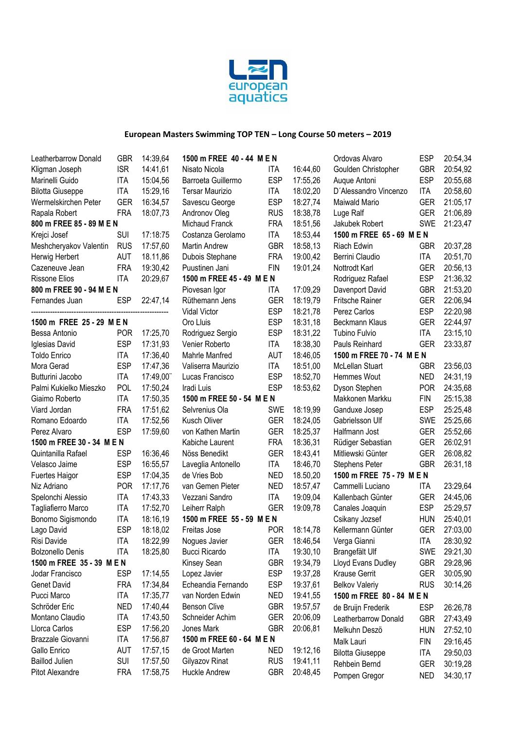## European Masters Swimming TOP TEN – Long Course 50 meters – 2019

| Name | Country | Time |
|---|---|---|
| Leatherbarrow Donald | GBR | 14:39,64 |
| Kligman Joseph | ISR | 14:41,61 |
| Marinelli Guido | ITA | 15:04,56 |
| Bilotta Giuseppe | ITA | 15:29,16 |
| Wermelskirchen Peter | GER | 16:34,57 |
| Rapala Robert | FRA | 18:07,73 |

**800 m FREE 85 - 89 M E N**

| Name | Country | Time |
|---|---|---|
| Krejci Josef | SUI | 17:18:75 |
| Meshcheryakov Valentin | RUS | 17:57,60 |
| Herwig Herbert | AUT | 18.11,86 |
| Cazeneuve Jean | FRA | 19:30,42 |
| Rissone Elios | ITA | 20:29,67 |

**800 m FREE 90 - 94 M E N**

| Name | Country | Time |
|---|---|---|
| Fernandes Juan | ESP | 22:47,14 |

---

**1500 m FREE 25 - 29 M E N**

| Name | Country | Time |
|---|---|---|
| Bessa Antonio | POR | 17:25,70 |
| Iglesias David | ESP | 17:31,93 |
| Toldo Enrico | ITA | 17:36,40 |
| Mora Gerad | ESP | 17:47,36 |
| Butturini Jacobo | ITA | 17:49,00 |
| Palmi Kukielko Mieszko | POL | 17:50,24 |
| Giaimo Roberto | ITA | 17:50,35 |
| Viard Jordan | FRA | 17:51,62 |
| Romano Edoardo | ITA | 17:52,56 |
| Perez Alvaro | ESP | 17:59,60 |

**1500 m FREE 30 - 34 M E N**

| Name | Country | Time |
|---|---|---|
| Quintanilla Rafael | ESP | 16:36,46 |
| Velasco Jaime | ESP | 16:55,57 |
| Fuertes Haigor | ESP | 17:04,35 |
| Niz Adriano | POR | 17:17,76 |
| Spelonchi Alessio | ITA | 17:43,33 |
| Tagliafierro Marco | ITA | 17:52,70 |
| Bonomo Sigismondo | ITA | 18:16,19 |
| Lago David | ESP | 18:18,02 |
| Risi Davide | ITA | 18:22,99 |
| Bolzonello Denis | ITA | 18:25,80 |

**1500 m FREE 35 - 39 M E N**

| Name | Country | Time |
|---|---|---|
| Jodar Francisco | ESP | 17:14,55 |
| Genet David | FRA | 17:34,84 |
| Pucci Marco | ITA | 17:35,77 |
| Schröder Eric | NED | 17:40,44 |
| Montano Claudio | ITA | 17:43,50 |
| Llorca Carlos | ESP | 17:56,20 |
| Brazzale Giovanni | ITA | 17:56,87 |
| Gallo Enrico | AUT | 17:57,15 |
| Baillod Julien | SUI | 17:57,50 |
| Pitot Alexandre | FRA | 17:58,75 |

**1500 m FREE 40 - 44 M E N**

| Name | Country | Time |
|---|---|---|
| Nisato Nicola | ITA | 16:44,60 |
| Barroeta Guillermo | ESP | 17:55,26 |
| Tersar Maurizio | ITA | 18:02,20 |
| Savescu George | ESP | 18:27,74 |
| Andronov Oleg | RUS | 18:38,78 |
| Michaud Franck | FRA | 18:51,56 |
| Costanza Gerolamo | ITA | 18:53,44 |
| Martin Andrew | GBR | 18:58,13 |
| Dubois Stephane | FRA | 19:00,42 |
| Puustinen Jani | FIN | 19:01,24 |

**1500 m FREE 45 - 49 M E N**

| Name | Country | Time |
|---|---|---|
| Piovesan Igor | ITA | 17:09,29 |
| Rüthemann Jens | GER | 18:19,79 |
| Vidal Victor | ESP | 18:21,78 |
| Oro Lluis | ESP | 18:31,18 |
| Rodriguez Sergio | ESP | 18:31,22 |
| Venier Roberto | ITA | 18:38,30 |
| Mahrle Manfred | AUT | 18:46,05 |
| Valiserra Maurizio | ITA | 18:51,00 |
| Lucas Francisco | ESP | 18:52,70 |
| Iradi Luis | ESP | 18:53,62 |

**1500 m FREE 50 - 54 M E N**

| Name | Country | Time |
|---|---|---|
| Selvrenius Ola | SWE | 18:19,99 |
| Kusch Oliver | GER | 18:24,05 |
| von Kathen Martin | GER | 18:25,37 |
| Kabiche Laurent | FRA | 18:36,31 |
| Nöss Benedikt | GER | 18:43,41 |
| Laveglia Antonello | ITA | 18:46,70 |
| de Vries Bob | NED | 18.50,20 |
| van Gemen Pieter | NED | 18:57,47 |
| Vezzani Sandro | ITA | 19:09,04 |
| Leiherr Ralph | GER | 19:09,78 |

**1500 m FREE 55 - 59 M E N**

| Name | Country | Time |
|---|---|---|
| Freitas Jose | POR | 18:14,78 |
| Nogues Javier | GER | 18:46,54 |
| Bucci Ricardo | ITA | 19:30,10 |
| Kinsey Sean | GBR | 19:34,79 |
| Lopez Javier | ESP | 19:37,28 |
| Echeandia Fernando | ESP | 19:37,61 |
| van Norden Edwin | NED | 19:41,55 |
| Benson Clive | GBR | 19:57,57 |
| Schneider Achim | GER | 20:06,09 |
| Jones Mark | GBR | 20:06,81 |

**1500 m FREE 60 - 64 M E N**

| Name | Country | Time |
|---|---|---|
| de Groot Marten | NED | 19:12,16 |
| Gilyazov Rinat | RUS | 19:41,11 |
| Huckle Andrew | GBR | 20:48,45 |
| Ordovas Alvaro | ESP | 20:54,34 |
| Goulden Christopher | GBR | 20:54,92 |
| Auque Antoni | ESP | 20:55,68 |
| D´Alessandro Vincenzo | ITA | 20:58,60 |
| Maiwald Mario | GER | 21:05,17 |
| Luge Ralf | GER | 21:06,89 |
| Jakubek Robert | SWE | 21:23,47 |

**1500 m FREE 65 - 69 M E N**

| Name | Country | Time |
|---|---|---|
| Riach Edwin | GBR | 20:37,28 |
| Berrini Claudio | ITA | 20:51,70 |
| Nottrodt Karl | GER | 20:56,13 |
| Rodriguez Rafael | ESP | 21:36,32 |
| Davenport David | GBR | 21:53,20 |
| Fritsche Rainer | GER | 22:06,94 |
| Perez Carlos | ESP | 22:20,98 |
| Beckmann Klaus | GER | 22:44,97 |
| Tubino Fulvio | ITA | 23:15,10 |
| Pauls Reinhard | GER | 23:33,87 |

**1500 m FREE 70 - 74 M E N**

| Name | Country | Time |
|---|---|---|
| McLellan Stuart | GBR | 23:56,03 |
| Hemmes Wout | NED | 24:31,19 |
| Dyson Stephen | POR | 24:35,68 |
| Makkonen Markku | FIN | 25:15,38 |
| Ganduxe Josep | ESP | 25:25,48 |
| Gabrielsson Ulf | SWE | 25:25,66 |
| Halfmann Jost | GER | 25:52,66 |
| Rüdiger Sebastian | GER | 26:02,91 |
| Mitliewski Günter | GER | 26:08,82 |
| Stephens Peter | GBR | 26:31,18 |

**1500 m FREE 75 - 79 M E N**

| Name | Country | Time |
|---|---|---|
| Cammelli Luciano | ITA | 23:29,64 |
| Kallenbach Günter | GER | 24:45,06 |
| Canales Joaquin | ESP | 25:29,57 |
| Csikany Jozsef | HUN | 25:40,01 |
| Kellermann Günter | GER | 27:03,00 |
| Verga Gianni | ITA | 28:30,92 |
| Brangefält Ulf | SWE | 29:21,30 |
| Lloyd Evans Dudley | GBR | 29:28,96 |
| Krause Gerrit | GER | 30:05,90 |
| Belkov Valeriy | RUS | 30:14,26 |

**1500 m FREE 80 - 84 M E N**

| Name | Country | Time |
|---|---|---|
| de Bruijn Frederik | ESP | 26:26,78 |
| Leatherbarrow Donald | GBR | 27:43,49 |
| Melkuhn Deszö | HUN | 27:52,10 |
| Malk Lauri | FIN | 29:16,45 |
| Bilotta Giuseppe | ITA | 29:50,03 |
| Rehbein Bernd | GER | 30:19,28 |
| Pompen Gregor | NED | 34:30,17 |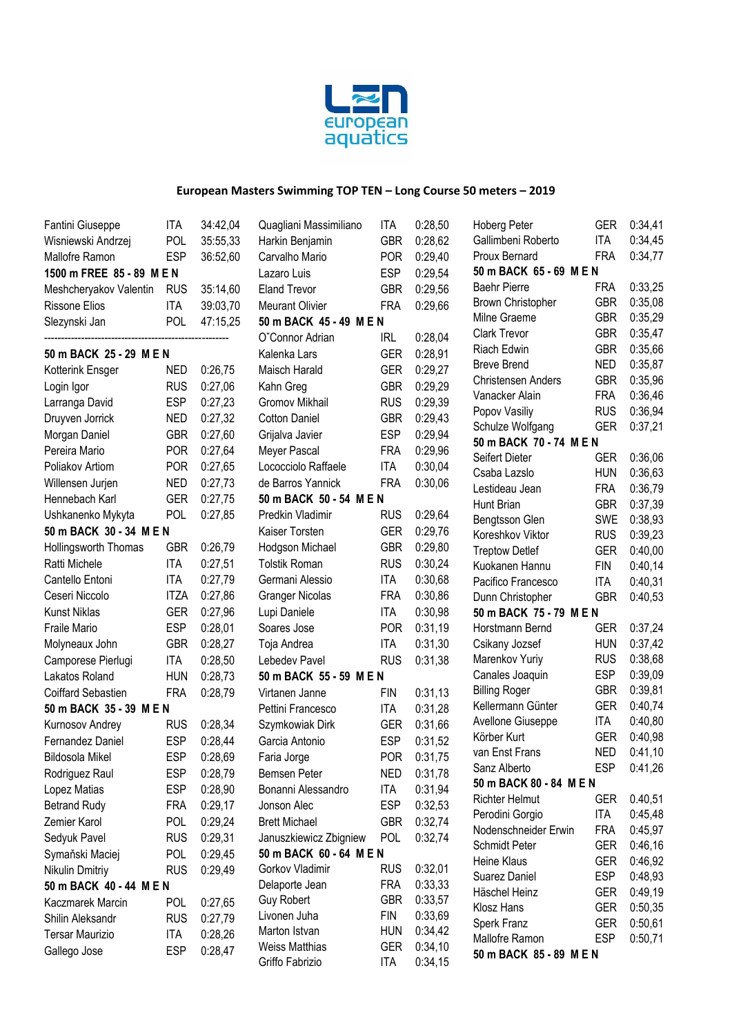## European Masters Swimming TOP TEN – Long Course 50 meters – 2019

| | | |
|---|---|---|
| Fantini Giuseppe | ITA | 34:42,04 |
| Wisniewski Andrzej | POL | 35:55,33 |
| Mallofre Ramon | ESP | 36:52,60 |

**1500 m FREE 85 - 89 M E N**

| | | |
|---|---|---|
| Meshcheryakov Valentin | RUS | 35:14,60 |
| Rissone Elios | ITA | 39:03,70 |
| Slezynski Jan | POL | 47:15,25 |

-----------------------------------------------------------

**50 m BACK 25 - 29 M E N**

| | | |
|---|---|---|
| Kotterink Ensger | NED | 0:26,75 |
| Login Igor | RUS | 0:27,06 |
| Larranga David | ESP | 0:27,23 |
| Druyven Jorrick | NED | 0:27,32 |
| Morgan Daniel | GBR | 0:27,60 |
| Pereira Mario | POR | 0:27,64 |
| Poliakov Artiom | POR | 0:27,65 |
| Willensen Jurjen | NED | 0:27,73 |
| Hennebach Karl | GER | 0:27,75 |
| Ushkanenko Mykyta | POL | 0:27,85 |

**50 m BACK 30 - 34 M E N**

| | | |
|---|---|---|
| Hollingsworth Thomas | GBR | 0:26,79 |
| Ratti Michele | ITA | 0:27,51 |
| Cantello Entoni | ITA | 0:27,79 |
| Ceseri Niccolo | ITZA | 0:27,86 |
| Kunst Niklas | GER | 0:27,96 |
| Fraile Mario | ESP | 0:28,01 |
| Molyneaux John | GBR | 0:28,27 |
| Camporese Pierlugi | ITA | 0:28,50 |
| Lakatos Roland | HUN | 0:28,73 |
| Coiffard Sebastien | FRA | 0:28,79 |

**50 m BACK 35 - 39 M E N**

| | | |
|---|---|---|
| Kurnosov Andrey | RUS | 0:28,34 |
| Fernandez Daniel | ESP | 0:28,44 |
| Bildosola Mikel | ESP | 0:28,69 |
| Rodriguez Raul | ESP | 0:28,79 |
| Lopez Matias | ESP | 0:28,90 |
| Betrand Rudy | FRA | 0:29,17 |
| Zemier Karol | POL | 0:29,24 |
| Sedyuk Pavel | RUS | 0:29,31 |
| Symański Maciej | POL | 0:29,45 |
| Nikulin Dmitriy | RUS | 0:29,49 |

**50 m BACK 40 - 44 M E N**

| | | |
|---|---|---|
| Kaczmarek Marcin | POL | 0:27,65 |
| Shilin Aleksandr | RUS | 0:27,79 |
| Tersar Maurizio | ITA | 0:28,26 |
| Gallego Jose | ESP | 0:28,47 |
| Quagliani Massimiliano | ITA | 0:28,50 |
| Harkin Benjamin | GBR | 0:28,62 |
| Carvalho Mario | POR | 0:29,40 |
| Lazaro Luis | ESP | 0:29,54 |
| Eland Trevor | GBR | 0:29,56 |
| Meurant Olivier | FRA | 0:29,66 |

**50 m BACK 45 - 49 M E N**

| | | |
|---|---|---|
| O˝Connor Adrian | IRL | 0:28,04 |
| Kalenka Lars | GER | 0:28,91 |
| Maisch Harald | GER | 0:29,27 |
| Kahn Greg | GBR | 0:29,29 |
| Gromov Mikhail | RUS | 0:29,39 |
| Cotton Daniel | GBR | 0:29,43 |
| Grijalva Javier | ESP | 0:29,94 |
| Meyer Pascal | FRA | 0:29,96 |
| Lococciolo Raffaele | ITA | 0:30,04 |
| de Barros Yannick | FRA | 0:30,06 |

**50 m BACK 50 - 54 M E N**

| | | |
|---|---|---|
| Predkin Vladimir | RUS | 0:29,64 |
| Kaiser Torsten | GER | 0:29,76 |
| Hodgson Michael | GBR | 0:29,80 |
| Tolstik Roman | RUS | 0:30,24 |
| Germani Alessio | ITA | 0:30,68 |
| Granger Nicolas | FRA | 0:30,86 |
| Lupi Daniele | ITA | 0:30,98 |
| Soares Jose | POR | 0:31,19 |
| Toja Andrea | ITA | 0:31,30 |
| Lebedev Pavel | RUS | 0:31,38 |

**50 m BACK 55 - 59 M E N**

| | | |
|---|---|---|
| Virtanen Janne | FIN | 0:31,13 |
| Pettini Francesco | ITA | 0:31,28 |
| Szymkowiak Dirk | GER | 0:31,66 |
| Garcia Antonio | ESP | 0:31,52 |
| Faria Jorge | POR | 0:31,75 |
| Bemsen Peter | NED | 0:31,78 |
| Bonanni Alessandro | ITA | 0:31,94 |
| Jonson Alec | ESP | 0:32,53 |
| Brett Michael | GBR | 0:32,74 |
| Januszkiewicz Zbigniew | POL | 0:32,74 |

**50 m BACK 60 - 64 M E N**

| | | |
|---|---|---|
| Gorkov Vladimir | RUS | 0:32,01 |
| Delaporte Jean | FRA | 0:33,33 |
| Guy Robert | GBR | 0:33,57 |
| Livonen Juha | FIN | 0:33,69 |
| Marton Istvan | HUN | 0:34,42 |
| Weiss Matthias | GER | 0:34,10 |
| Griffo Fabrizio | ITA | 0:34,15 |
| Hoberg Peter | GER | 0:34,41 |
| Gallimbeni Roberto | ITA | 0:34,45 |
| Proux Bernard | FRA | 0:34,77 |

**50 m BACK 65 - 69 M E N**

| | | |
|---|---|---|
| Baehr Pierre | FRA | 0:33,25 |
| Brown Christopher | GBR | 0:35,08 |
| Milne Graeme | GBR | 0:35,29 |
| Clark Trevor | GBR | 0:35,47 |
| Riach Edwin | GBR | 0:35,66 |
| Breve Brend | NED | 0:35,87 |
| Christensen Anders | GBR | 0:35,96 |
| Vanacker Alain | FRA | 0:36,46 |
| Popov Vasiliy | RUS | 0:36,94 |
| Schulze Wolfgang | GER | 0:37,21 |

**50 m BACK 70 - 74 M E N**

| | | |
|---|---|---|
| Seifert Dieter | GER | 0:36,06 |
| Csaba Lazslo | HUN | 0:36,63 |
| Lestideau Jean | FRA | 0:36,79 |
| Hunt Brian | GBR | 0:37,39 |
| Bengtsson Glen | SWE | 0:38,93 |
| Koreshkov Viktor | RUS | 0:39,23 |
| Treptow Detlef | GER | 0:40,00 |
| Kuokanen Hannu | FIN | 0:40,14 |
| Pacifico Francesco | ITA | 0:40,31 |
| Dunn Christopher | GBR | 0:40,53 |

**50 m BACK 75 - 79 M E N**

| | | |
|---|---|---|
| Horstmann Bernd | GER | 0:37,24 |
| Csikany Jozsef | HUN | 0:37,42 |
| Marenkov Yuriy | RUS | 0:38,68 |
| Canales Joaquin | ESP | 0:39,09 |
| Billing Roger | GBR | 0:39,81 |
| Kellermann Günter | GER | 0:40,74 |
| Avellone Giuseppe | ITA | 0:40,80 |
| Körber Kurt | GER | 0:40,98 |
| van Enst Frans | NED | 0:41,10 |
| Sanz Alberto | ESP | 0:41,26 |

**50 m BACK 80 - 84 M E N**

| | | |
|---|---|---|
| Richter Helmut | GER | 0:40,51 |
| Perodini Gorgio | ITA | 0:45,48 |
| Nodenschneider Erwin | FRA | 0:45,97 |
| Schmidt Peter | GER | 0:46,16 |
| Heine Klaus | GER | 0:46,92 |
| Suarez Daniel | ESP | 0:48,93 |
| Häschel Heinz | GER | 0:49,19 |
| Klosz Hans | GER | 0:50,35 |
| Sperk Franz | GER | 0:50,61 |
| Mallofre Ramon | ESP | 0:50,71 |

**50 m BACK 85 - 89 M E N**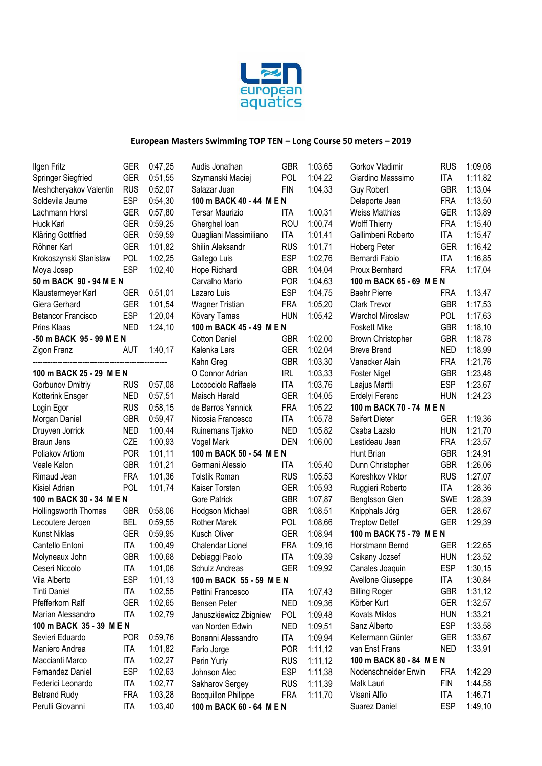## European Masters Swimming TOP TEN – Long Course 50 meters – 2019

| | | |
|---|---|---|
| Ilgen Fritz | GER | 0:47,25 |
| Springer Siegfried | GER | 0:51,55 |
| Meshcheryakov Valentin | RUS | 0:52,07 |
| Soldevila Jaume | ESP | 0:54,30 |
| Lachmann Horst | GER | 0:57,80 |
| Huck Karl | GER | 0:59,25 |
| Kläring Gottfried | GER | 0:59,59 |
| Röhner Karl | GER | 1:01,82 |
| Krokoszynski Stanislaw | POL | 1:02,25 |
| Moya Josep | ESP | 1:02,40 |

**50 m BACK 90 - 94 M E N**

| | | |
|---|---|---|
| Klaustermeyer Karl | GER | 0.51,01 |
| Giera Gerhard | GER | 1:01,54 |
| Betancor Francisco | ESP | 1:20,04 |
| Prins Klaas | NED | 1:24,10 |

**-50 m BACK 95 - 99 M E N**

| | | |
|---|---|---|
| Zigon Franz | AUT | 1:40,17 |

---

**100 m BACK 25 - 29 M E N**

| | | |
|---|---|---|
| Gorbunov Dmitriy | RUS | 0:57,08 |
| Kotterink Ensger | NED | 0:57,51 |
| Login Egor | RUS | 0:58,15 |
| Morgan Daniel | GBR | 0:59,47 |
| Druyven Jorrick | NED | 1:00,44 |
| Braun Jens | CZE | 1:00,93 |
| Poliakov Artiom | POR | 1:01,11 |
| Veale Kalon | GBR | 1:01,21 |
| Rimaud Jean | FRA | 1:01,36 |
| Kisiel Adrian | POL | 1:01,74 |

**100 m BACK 30 - 34 M E N**

| | | |
|---|---|---|
| Hollingsworth Thomas | GBR | 0:58,06 |
| Lecoutere Jeroen | BEL | 0:59,55 |
| Kunst Niklas | GER | 0:59,95 |
| Cantello Entoni | ITA | 1:00,49 |
| Molyneaux John | GBR | 1:00,68 |
| Ceseri Niccolo | ITA | 1:01,06 |
| Vila Alberto | ESP | 1:01,13 |
| Tinti Daniel | ITA | 1:02,55 |
| Pfefferkorn Ralf | GER | 1:02,65 |
| Marian Alessandro | ITA | 1:02,79 |

**100 m BACK 35 - 39 M E N**

| | | |
|---|---|---|
| Sevieri Eduardo | POR | 0:59,76 |
| Maniero Andrea | ITA | 1:01,82 |
| Maccianti Marco | ITA | 1:02,27 |
| Fernandez Daniel | ESP | 1:02,63 |
| Federici Leonardo | ITA | 1:02,77 |
| Betrand Rudy | FRA | 1:03,28 |
| Perulli Giovanni | ITA | 1:03,40 |
| Audis Jonathan | GBR | 1:03,65 |
| Szymanski Maciej | POL | 1:04,22 |
| Salazar Juan | FIN | 1:04,33 |

**100 m BACK 40 - 44 M E N**

| | | |
|---|---|---|
| Tersar Maurizio | ITA | 1:00,31 |
| Gherghel Ioan | ROU | 1:00,74 |
| Quagliani Massimiliano | ITA | 1:01,41 |
| Shilin Aleksandr | RUS | 1:01,71 |
| Gallego Luis | ESP | 1:02,76 |
| Hope Richard | GBR | 1:04,04 |
| Carvalho Mario | POR | 1:04,63 |
| Lazaro Luis | ESP | 1:04,75 |
| Wagner Tristian | FRA | 1:05,20 |
| Kövary Tamas | HUN | 1:05,42 |

**100 m BACK 45 - 49 M E N**

| | | |
|---|---|---|
| Cotton Daniel | GBR | 1:02,00 |
| Kalenka Lars | GER | 1:02,04 |
| Kahn Greg | GBR | 1:03,30 |
| O Connor Adrian | IRL | 1:03,33 |
| Lococciolo Raffaele | ITA | 1:03,76 |
| Maisch Harald | GER | 1:04,05 |
| de Barros Yannick | FRA | 1:05,22 |
| Nicosia Francesco | ITA | 1:05,78 |
| Ruinemans Tjakko | NED | 1:05,82 |
| Vogel Mark | DEN | 1:06,00 |

**100 m BACK 50 - 54 M E N**

| | | |
|---|---|---|
| Germani Alessio | ITA | 1:05,40 |
| Tolstik Roman | RUS | 1:05,53 |
| Kaiser Torsten | GER | 1:05,93 |
| Gore Patrick | GBR | 1:07,87 |
| Hodgson Michael | GBR | 1:08,51 |
| Rother Marek | POL | 1:08,66 |
| Kusch Oliver | GER | 1:08,94 |
| Chalendar Lionel | FRA | 1:09,16 |
| Debiaggi Paolo | ITA | 1:09,39 |
| Schulz Andreas | GER | 1:09,92 |

**100 m BACK 55 - 59 M E N**

| | | |
|---|---|---|
| Pettini Francesco | ITA | 1:07,43 |
| Bensen Peter | NED | 1:09,36 |
| Januszkiewicz Zbigniew | POL | 1:09,48 |
| van Norden Edwin | NED | 1:09,51 |
| Bonanni Alessandro | ITA | 1:09,94 |
| Fario Jorge | POR | 1:11,12 |
| Perin Yuriy | RUS | 1:11,12 |
| Johnson Alec | ESP | 1:11,38 |
| Sakharov Sergey | RUS | 1:11,39 |
| Bocquillon Philippe | FRA | 1:11,70 |

**100 m BACK 60 - 64 M E N**

| | | |
|---|---|---|
| Gorkov Vladimir | RUS | 1:09,08 |
| Giardino Masssimo | ITA | 1:11,82 |
| Guy Robert | GBR | 1:13,04 |
| Delaporte Jean | FRA | 1:13,50 |
| Weiss Matthias | GER | 1:13,89 |
| Wolff Thierry | FRA | 1:15,40 |
| Gallimbeni Roberto | ITA | 1:15,47 |
| Hoberg Peter | GER | 1:16,42 |
| Bernardi Fabio | ITA | 1:16,85 |
| Proux Bernhard | FRA | 1:17,04 |

**100 m BACK 65 - 69 M E N**

| | | |
|---|---|---|
| Baehr Pierre | FRA | 1.13,47 |
| Clark Trevor | GBR | 1:17,53 |
| Warchol Miroslaw | POL | 1:17,63 |
| Foskett Mike | GBR | 1:18,10 |
| Brown Christopher | GBR | 1:18,78 |
| Breve Brend | NED | 1:18,99 |
| Vanacker Alain | FRA | 1:21,76 |
| Foster Nigel | GBR | 1:23,48 |
| Laajus Martti | ESP | 1:23,67 |
| Erdelyi Ferenc | HUN | 1:24,23 |

**100 m BACK 70 - 74 M E N**

| | | |
|---|---|---|
| Seifert Dieter | GER | 1:19,36 |
| Csaba Lazslo | HUN | 1:21,70 |
| Lestideau Jean | FRA | 1:23,57 |
| Hunt Brian | GBR | 1:24,91 |
| Dunn Christopher | GBR | 1:26,06 |
| Koreshkov Viktor | RUS | 1:27,07 |
| Ruggieri Roberto | ITA | 1:28,36 |
| Bengtsson Glen | SWE | 1:28,39 |
| Knipphals Jörg | GER | 1:28,67 |
| Treptow Detlef | GER | 1:29,39 |

**100 m BACK 75 - 79 M E N**

| | | |
|---|---|---|
| Horstmann Bernd | GER | 1:22,65 |
| Csikany Jozsef | HUN | 1:23,52 |
| Canales Joaquin | ESP | 1:30,15 |
| Avellone Giuseppe | ITA | 1:30,84 |
| Billing Roger | GBR | 1:31,12 |
| Körber Kurt | GER | 1:32,57 |
| Kovats Miklos | HUN | 1:33,21 |
| Sanz Alberto | ESP | 1:33,58 |
| Kellermann Günter | GER | 1:33,67 |
| van Enst Frans | NED | 1:33,91 |

**100 m BACK 80 - 84 M E N**

| | | |
|---|---|---|
| Nodenschneider Erwin | FRA | 1:42,29 |
| Malk Lauri | FIN | 1:44,58 |
| Visani Alfio | ITA | 1:46,71 |
| Suarez Daniel | ESP | 1:49,10 |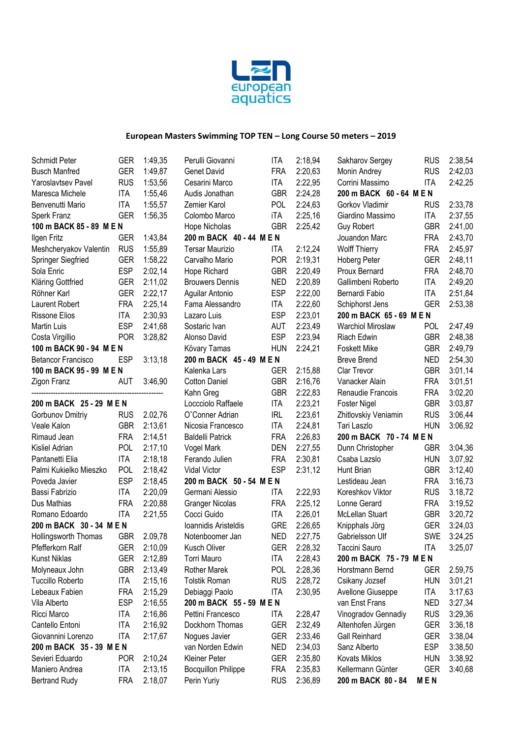# European Masters Swimming TOP TEN – Long Course 50 meters – 2019

| Name | Nat | Time |
|---|---|---|
| Schmidt Peter | GER | 1:49,35 |
| Busch Manfred | GER | 1:49,87 |
| Yaroslavtsev Pavel | RUS | 1:53,56 |
| Maresca Michele | ITA | 1:55,46 |
| Benvenutti Mario | ITA | 1:55,57 |
| Sperk Franz | GER | 1:56,35 |

**100 m BACK 85 - 89 M E N**

| Name | Nat | Time |
|---|---|---|
| Ilgen Fritz | GER | 1:43,84 |
| Meshcheryakov Valentin | RUS | 1:55,89 |
| Springer Siegfried | GER | 1:58,22 |
| Sola Enric | ESP | 2:02,14 |
| Kläring Gottfried | GER | 2:11,02 |
| Röhner Karl | GER | 2:22,17 |
| Laurent Robert | FRA | 2:25,14 |
| Rissone Elios | ITA | 2:30,93 |
| Martin Luis | ESP | 2:41,68 |
| Costa Virgillio | POR | 3:28,82 |

**100 m BACK 90 - 94 M E N**

| Name | Nat | Time |
|---|---|---|
| Betancor Francisco | ESP | 3:13,18 |

**100 m BACK 95 - 99 M E N**

| Name | Nat | Time |
|---|---|---|
| Zigon Franz | AUT | 3:46,90 |

---

**200 m BACK 25 - 29 M E N**

| Name | Nat | Time |
|---|---|---|
| Gorbunov Dmitriy | RUS | 2.02,76 |
| Veale Kalon | GBR | 2:13,61 |
| Rimaud Jean | FRA | 2:14,51 |
| Kisliel Adrian | POL | 2:17,10 |
| Pantanetti Elia | ITA | 2:18,18 |
| Palmi Kukielko Mieszko | POL | 2:18,42 |
| Poveda Javier | ESP | 2:18,45 |
| Bassi Fabrizio | ITA | 2:20,09 |
| Dus Mathias | FRA | 2:20,88 |
| Romano Edoardo | ITA | 2:21,55 |

**200 m BACK 30 - 34 M E N**

| Name | Nat | Time |
|---|---|---|
| Hollingsworth Thomas | GBR | 2.09,78 |
| Pfefferkorn Ralf | GER | 2:10,09 |
| Kunst Niklas | GER | 2:12,89 |
| Molyneaux John | GBR | 2:13,49 |
| Tuccillo Roberto | ITA | 2:15,16 |
| Lebeaux Fabien | FRA | 2:15,29 |
| Vila Alberto | ESP | 2:16,55 |
| Ricci Marco | ITA | 2:16,86 |
| Cantello Entoni | ITA | 2:16,92 |
| Giovannini Lorenzo | ITA | 2:17,67 |

**200 m BACK 35 - 39 M E N**

| Name | Nat | Time |
|---|---|---|
| Sevieri Eduardo | POR | 2:10,24 |
| Maniero Andrea | ITA | 2:13,15 |
| Bertrand Rudy | FRA | 2.18,07 |
| Perulli Giovanni | ITA | 2:18,94 |
| Genet David | FRA | 2:20,63 |
| Cesarini Marco | ITA | 2:22,95 |
| Audis Jonathan | GBR | 2:24,28 |
| Zemier Karol | POL | 2:24,63 |
| Colombo Marco | iTA | 2:25,16 |
| Hope Nicholas | GBR | 2:25,42 |

**200 m BACK 40 - 44 M E N**

| Name | Nat | Time |
|---|---|---|
| Tersar Maurizio | ITA | 2:12,24 |
| Carvalho Mario | POR | 2:19,31 |
| Hope Richard | GBR | 2:20,49 |
| Brouwers Dennis | NED | 2:20,89 |
| Aguilar Antonio | ESP | 2:22,00 |
| Fama Alessandro | ITA | 2:22,60 |
| Lazaro Luis | ESP | 2:23,01 |
| Sostaric Ivan | AUT | 2:23,49 |
| Alonso David | ESP | 2:23,94 |
| Kövary Tamas | HUN | 2:24,21 |

**200 m BACK 45 - 49 M E N**

| Name | Nat | Time |
|---|---|---|
| Kalenka Lars | GER | 2:15,88 |
| Cotton Daniel | GBR | 2:16,76 |
| Kahn Greg | GBR | 2:22,83 |
| Loccciolo Raffaele | ITA | 2:23,21 |
| O˝Conner Adrian | IRL | 2:23,61 |
| Nicosia Francesco | ITA | 2:24,81 |
| Baldelli Patrick | FRA | 2:26,83 |
| Vogel Mark | DEN | 2:27,55 |
| Ferando Julien | FRA | 2:30,81 |
| Vidal Victor | ESP | 2:31,12 |

**200 m BACK 50 - 54 M E N**

| Name | Nat | Time |
|---|---|---|
| Germani Alessio | ITA | 2:22,93 |
| Granger Nicolas | FRA | 2:25,12 |
| Cocci Guido | ITA | 2:26,01 |
| Ioannidis Aristeldis | GRE | 2:26,65 |
| Notenboomer Jan | NED | 2:27,75 |
| Kusch Oliver | GER | 2:28,32 |
| Torri Mauro | ITA | 2:28,43 |
| Rother Marek | POL | 2:28,36 |
| Tolstik Roman | RUS | 2:28,72 |
| Debiaggi Paolo | ITA | 2:30,95 |

**200 m BACK 55 - 59 M E N**

| Name | Nat | Time |
|---|---|---|
| Pettini Francesco | ITA | 2:28,47 |
| Dockhorn Thomas | GER | 2:32,49 |
| Nogues Javier | GER | 2:33,46 |
| van Norden Edwin | NED | 2:34,03 |
| Kleiner Peter | GER | 2:35,80 |
| Bocquillon Philippe | FRA | 2:35,83 |
| Perin Yuriy | RUS | 2:36,89 |
| Sakharov Sergey | RUS | 2:38,54 |
| Monin Andrey | RUS | 2:42,03 |
| Corrini Massimo | ITA | 2:42,25 |

**200 m BACK 60 - 64 M E N**

| Name | Nat | Time |
|---|---|---|
| Gorkov Vladimir | RUS | 2:33,78 |
| Giardino Massimo | ITA | 2:37,55 |
| Guy Robert | GBR | 2:41,00 |
| Jouandon Marc | FRA | 2:43,70 |
| Wolff Thierry | FRA | 2:45,97 |
| Hoberg Peter | GER | 2:48,11 |
| Proux Bernard | FRA | 2:48,70 |
| Gallimbeni Roberto | ITA | 2:49,20 |
| Bernardi Fabio | ITA | 2:51,84 |
| Schiphorst Jens | GER | 2:53,38 |

**200 m BACK 65 - 69 M E N**

| Name | Nat | Time |
|---|---|---|
| Warchiol Miroslaw | POL | 2:47,49 |
| Riach Edwin | GBR | 2:48,38 |
| Foskett Mike | GBR | 2:49,79 |
| Breve Brend | NED | 2:54,30 |
| Clar Trevor | GBR | 3:01,14 |
| Vanacker Alain | FRA | 3:01,51 |
| Renaudie Francois | FRA | 3:02,20 |
| Foster Nigel | GBR | 3:03,87 |
| Zhitlovskiy Veniamin | RUS | 3:06,44 |
| Tari Laszlo | HUN | 3:06,92 |

**200 m BACK 70 - 74 M E N**

| Name | Nat | Time |
|---|---|---|
| Dunn Christopher | GBR | 3:04,36 |
| Csaba Lazszlo | HUN | 3,07,92 |
| Hunt Brian | GBR | 3:12,40 |
| Lestideau Jean | FRA | 3:16,73 |
| Koreshkov Viktor | RUS | 3.18,72 |
| Lonne Gerard | FRA | 3:19,52 |
| McLellan Stuart | GBR | 3:20,72 |
| Knipphals Jörg | GER | 3:24,03 |
| Gabrielsson Ulf | SWE | 3:24,25 |
| Taccini Sauro | ITA | 3:25,07 |

**200 m BACK 75 - 79 M E N**

| Name | Nat | Time |
|---|---|---|
| Horstmann Bernd | GER | 2.59,75 |
| Csikany Jozsef | HUN | 3:01,21 |
| Avellone Giuseppe | ITA | 3:17,63 |
| van Enst Frans | NED | 3:27,34 |
| Vinogradov Gennadiy | RUS | 3:29,36 |
| Altenhofen Jürgen | GER | 3:36,18 |
| Gall Reinhard | GER | 3:38,04 |
| Sanz Alberto | ESP | 3:38,50 |
| Kovats Miklos | HUN | 3:38,92 |
| Kellermann Günter | GER | 3:40,68 |

**200 m BACK 80 - 84 M E N**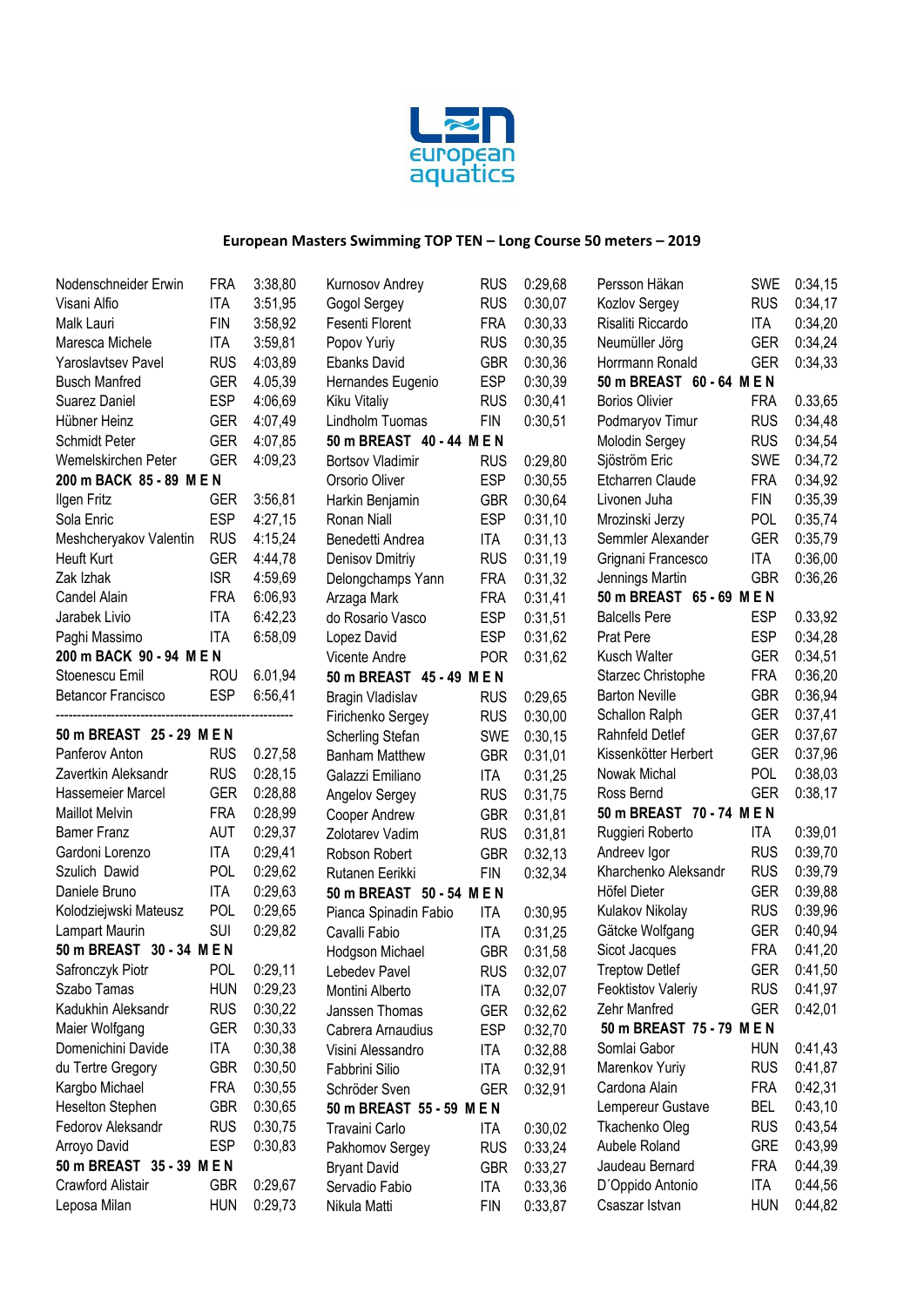**European Masters Swimming TOP TEN – Long Course 50 meters – 2019**

| | | |
|---|---|---|
| Nodenschneider Erwin | FRA | 3:38,80 |
| Visani Alfio | ITA | 3:51,95 |
| Malk Lauri | FIN | 3:58,92 |
| Maresca Michele | ITA | 3:59,81 |
| Yaroslavtsev Pavel | RUS | 4:03,89 |
| Busch Manfred | GER | 4.05,39 |
| Suarez Daniel | ESP | 4:06,69 |
| Hübner Heinz | GER | 4:07,49 |
| Schmidt Peter | GER | 4:07,85 |
| Wemelskirchen Peter | GER | 4:09,23 |

**200 m BACK 85 - 89 M E N**

| | | |
|---|---|---|
| Ilgen Fritz | GER | 3:56,81 |
| Sola Enric | ESP | 4:27,15 |
| Meshcheryakov Valentin | RUS | 4:15,24 |
| Heuft Kurt | GER | 4:44,78 |
| Zak Izhak | ISR | 4:59,69 |
| Candel Alain | FRA | 6:06,93 |
| Jarabek Livio | ITA | 6:42,23 |
| Paghi Massimo | ITA | 6:58,09 |

**200 m BACK 90 - 94 M E N**

| | | |
|---|---|---|
| Stoenescu Emil | ROU | 6.01,94 |
| Betancor Francisco | ESP | 6:56,41 |

---

**50 m BREAST 25 - 29 M E N**

| | | |
|---|---|---|
| Panferov Anton | RUS | 0.27,58 |
| Zavertkin Aleksandr | RUS | 0:28,15 |
| Hassemeier Marcel | GER | 0:28,88 |
| Maillot Melvin | FRA | 0:28,99 |
| Bamer Franz | AUT | 0:29,37 |
| Gardoni Lorenzo | ITA | 0:29,41 |
| Szulich Dawid | POL | 0:29,62 |
| Daniele Bruno | ITA | 0:29,63 |
| Kolodziejwski Mateusz | POL | 0:29,65 |
| Lampart Maurin | SUI | 0:29,82 |

**50 m BREAST 30 - 34 M E N**

| | | |
|---|---|---|
| Safronczyk Piotr | POL | 0:29,11 |
| Szabo Tamas | HUN | 0:29,23 |
| Kadukhin Aleksandr | RUS | 0:30,22 |
| Maier Wolfgang | GER | 0:30,33 |
| Domenichini Davide | ITA | 0:30,38 |
| du Tertre Gregory | GBR | 0:30,50 |
| Kargbo Michael | FRA | 0:30,55 |
| Heselton Stephen | GBR | 0:30,65 |
| Fedorov Aleksandr | RUS | 0:30,75 |
| Arroyo David | ESP | 0:30,83 |

**50 m BREAST 35 - 39 M E N**

| | | |
|---|---|---|
| Crawford Alistair | GBR | 0:29,67 |
| Leposa Milan | HUN | 0:29,73 |
| Kurnosov Andrey | RUS | 0:29,68 |
| Gogol Sergey | RUS | 0:30,07 |
| Fesenti Florent | FRA | 0:30,33 |
| Popov Yuriy | RUS | 0:30,35 |
| Ebanks David | GBR | 0:30,36 |
| Hernandes Eugenio | ESP | 0:30,39 |
| Kiku Vitaliy | RUS | 0:30,41 |
| Lindholm Tuomas | FIN | 0:30,51 |

**50 m BREAST 40 - 44 M E N**

| | | |
|---|---|---|
| Bortsov Vladimir | RUS | 0:29,80 |
| Orsorio Oliver | ESP | 0:30,55 |
| Harkin Benjamin | GBR | 0:30,64 |
| Ronan Niall | ESP | 0:31,10 |
| Benedetti Andrea | ITA | 0:31,13 |
| Denisov Dmitriy | RUS | 0:31,19 |
| Delongchamps Yann | FRA | 0:31,32 |
| Arzaga Mark | FRA | 0:31,41 |
| do Rosario Vasco | ESP | 0:31,51 |
| Lopez David | ESP | 0:31,62 |
| Vicente Andre | POR | 0:31,62 |

**50 m BREAST 45 - 49 M E N**

| | | |
|---|---|---|
| Bragin Vladislav | RUS | 0:29,65 |
| Firichenko Sergey | RUS | 0:30,00 |
| Scherling Stefan | SWE | 0:30,15 |
| Banham Matthew | GBR | 0:31,01 |
| Galazzi Emiliano | ITA | 0:31,25 |
| Angelov Sergey | RUS | 0:31,75 |
| Cooper Andrew | GBR | 0:31,81 |
| Zolotarev Vadim | RUS | 0:31,81 |
| Robson Robert | GBR | 0:32,13 |
| Rutanen Eerikki | FIN | 0:32,34 |

**50 m BREAST 50 - 54 M E N**

| | | |
|---|---|---|
| Pianca Spinadin Fabio | ITA | 0:30,95 |
| Cavalli Fabio | ITA | 0:31,25 |
| Hodgson Michael | GBR | 0:31,58 |
| Lebedev Pavel | RUS | 0:32,07 |
| Montini Alberto | ITA | 0:32,07 |
| Janssen Thomas | GER | 0:32,62 |
| Cabrera Arnaudius | ESP | 0:32,70 |
| Visini Alessandro | ITA | 0:32,88 |
| Fabbrini Silio | ITA | 0:32,91 |
| Schröder Sven | GER | 0:32,91 |

**50 m BREAST 55 - 59 M E N**

| | | |
|---|---|---|
| Travaini Carlo | ITA | 0:30,02 |
| Pakhomov Sergey | RUS | 0:33,24 |
| Bryant David | GBR | 0:33,27 |
| Servadio Fabio | ITA | 0:33,36 |
| Nikula Matti | FIN | 0:33,87 |
| Persson Häkan | SWE | 0:34,15 |
| Kozlov Sergey | RUS | 0:34,17 |
| Risaliti Riccardo | ITA | 0:34,20 |
| Neumüller Jörg | GER | 0:34,24 |
| Horrmann Ronald | GER | 0:34,33 |

**50 m BREAST 60 - 64 M E N**

| | | |
|---|---|---|
| Borios Olivier | FRA | 0.33,65 |
| Podmaryov Timur | RUS | 0:34,48 |
| Molodin Sergey | RUS | 0:34,54 |
| Sjöström Eric | SWE | 0:34,72 |
| Etcharren Claude | FRA | 0:34,92 |
| Livonen Juha | FIN | 0:35,39 |
| Mrozinski Jerzy | POL | 0:35,74 |
| Semmler Alexander | GER | 0:35,79 |
| Grignani Francesco | ITA | 0:36,00 |
| Jennings Martin | GBR | 0:36,26 |

**50 m BREAST 65 - 69 M E N**

| | | |
|---|---|---|
| Balcells Pere | ESP | 0:33,92 |
| Prat Pere | ESP | 0:34,28 |
| Kusch Walter | GER | 0:34,51 |
| Starzec Christophe | FRA | 0:36,20 |
| Barton Neville | GBR | 0:36,94 |
| Schallon Ralph | GER | 0:37,41 |
| Rahnfeld Detlef | GER | 0:37,67 |
| Kissenkötter Herbert | GER | 0:37,96 |
| Nowak Michal | POL | 0:38,03 |
| Ross Bernd | GER | 0:38,17 |

**50 m BREAST 70 - 74 M E N**

| | | |
|---|---|---|
| Ruggieri Roberto | ITA | 0:39,01 |
| Andreev Igor | RUS | 0:39,70 |
| Kharchenko Aleksandr | RUS | 0:39,79 |
| Höfel Dieter | GER | 0:39,88 |
| Kulakov Nikolay | RUS | 0:39,96 |
| Gätcke Wolfgang | GER | 0:40,94 |
| Sicot Jacques | FRA | 0:41,20 |
| Treptow Detlef | GER | 0:41,50 |
| Feoktistov Valeriy | RUS | 0:41,97 |
| Zehr Manfred | GER | 0:42,01 |

**50 m BREAST 75 - 79 M E N**

| | | |
|---|---|---|
| Somlai Gabor | HUN | 0:41,43 |
| Marenkov Yuriy | RUS | 0:41,87 |
| Cardona Alain | FRA | 0:42,31 |
| Lempereur Gustave | BEL | 0:43,10 |
| Tkachenko Oleg | RUS | 0:43,54 |
| Aubele Roland | GRE | 0:43,99 |
| Jaudeau Bernard | FRA | 0:44,39 |
| D´Oppido Antonio | ITA | 0:44,56 |
| Csaszar Istvan | HUN | 0:44,82 |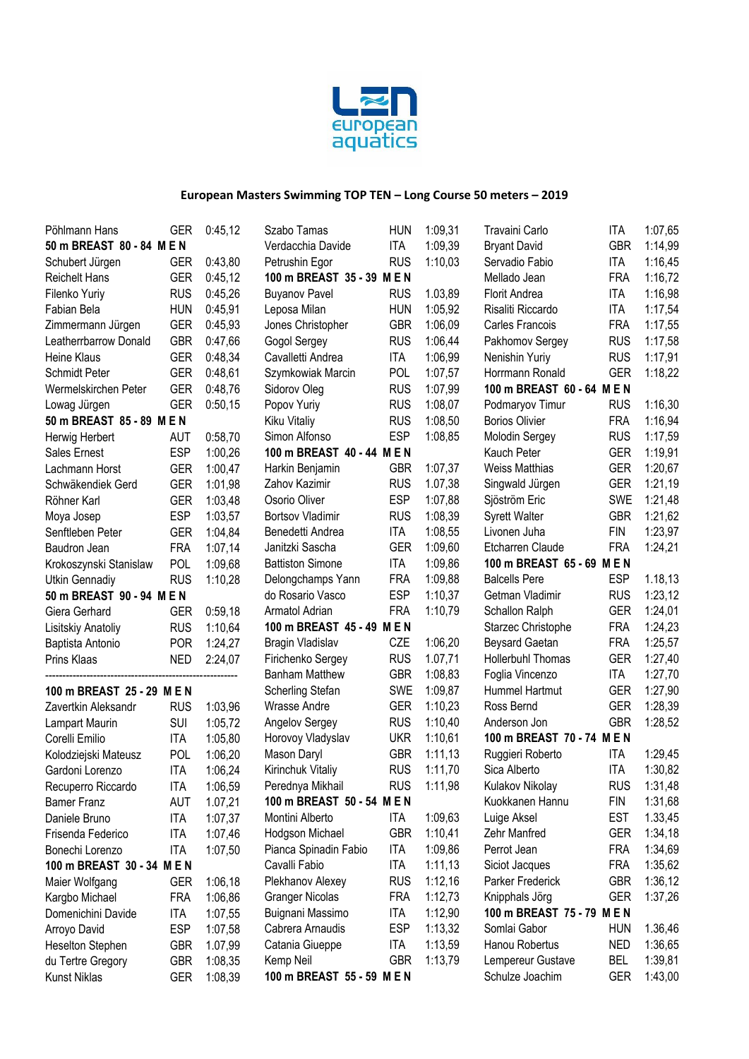## European Masters Swimming TOP TEN – Long Course 50 meters – 2019

| | | |
|---|---|---|
| Pöhlmann Hans | GER | 0:45,12 |
| **50 m BREAST 80 - 84 M E N** | | |
| Schubert Jürgen | GER | 0:43,80 |
| Reichelt Hans | GER | 0:45,12 |
| Filenko Yuriy | RUS | 0:45,26 |
| Fabian Bela | HUN | 0:45,91 |
| Zimmermann Jürgen | GER | 0:45,93 |
| Leatherrbarrow Donald | GBR | 0:47,66 |
| Heine Klaus | GER | 0:48,34 |
| Schmidt Peter | GER | 0:48,61 |
| Wermelskirchen Peter | GER | 0:48,76 |
| Lowag Jürgen | GER | 0:50,15 |
| **50 m BREAST 85 - 89 M E N** | | |
| Herwig Herbert | AUT | 0:58,70 |
| Sales Ernest | ESP | 1:00,26 |
| Lachmann Horst | GER | 1:00,47 |
| Schwäkendiek Gerd | GER | 1:01,98 |
| Röhner Karl | GER | 1:03,48 |
| Moya Josep | ESP | 1:03,57 |
| Senftleben Peter | GER | 1:04,84 |
| Baudron Jean | FRA | 1:07,14 |
| Krokoszynski Stanislaw | POL | 1:09,68 |
| Utkin Gennadiy | RUS | 1:10,28 |
| **50 m BREAST 90 - 94 M E N** | | |
| Giera Gerhard | GER | 0:59,18 |
| Lisitskiy Anatoliy | RUS | 1:10,64 |
| Baptista Antonio | POR | 1:24,27 |
| Prins Klaas | NED | 2:24,07 |

----------------------------------------------------------

| | | |
|---|---|---|
| **100 m BREAST 25 - 29 M E N** | | |
| Zavertkin Aleksandr | RUS | 1:03,96 |
| Lampart Maurin | SUI | 1:05,72 |
| Corelli Emilio | ITA | 1:05,80 |
| Kolodziejski Mateusz | POL | 1:06,20 |
| Gardoni Lorenzo | ITA | 1:06,24 |
| Recuperro Riccardo | ITA | 1:06,59 |
| Bamer Franz | AUT | 1.07,21 |
| Daniele Bruno | ITA | 1:07,37 |
| Frisenda Federico | ITA | 1:07,46 |
| Bonechi Lorenzo | ITA | 1:07,50 |
| **100 m BREAST 30 - 34 M E N** | | |
| Maier Wolfgang | GER | 1:06,18 |
| Kargbo Michael | FRA | 1:06,86 |
| Domenichini Davide | ITA | 1:07,55 |
| Arroyo David | ESP | 1:07,58 |
| Heselton Stephen | GBR | 1.07,99 |
| du Tertre Gregory | GBR | 1:08,35 |
| Kunst Niklas | GER | 1:08,39 |
| Szabo Tamas | HUN | 1:09,31 |
| Verdacchia Davide | ITA | 1:09,39 |
| Petrushin Egor | RUS | 1:10,03 |
| **100 m BREAST 35 - 39 M E N** | | |
| Buyanov Pavel | RUS | 1.03,89 |
| Leposa Milan | HUN | 1:05,92 |
| Jones Christopher | GBR | 1:06,09 |
| Gogol Sergey | RUS | 1:06,44 |
| Cavalletti Andrea | ITA | 1:06,99 |
| Szymkowiak Marcin | POL | 1:07,57 |
| Sidorov Oleg | RUS | 1:07,99 |
| Popov Yuriy | RUS | 1:08,07 |
| Kiku Vitaliy | RUS | 1:08,50 |
| Simon Alfonso | ESP | 1:08,85 |
| **100 m BREAST 40 - 44 M E N** | | |
| Harkin Benjamin | GBR | 1:07,37 |
| Zahov Kazimir | RUS | 1.07,38 |
| Osorio Oliver | ESP | 1:07,88 |
| Bortsov Vladimir | RUS | 1:08,39 |
| Benedetti Andrea | ITA | 1:08,55 |
| Janitzki Sascha | GER | 1:09,60 |
| Battiston Simone | ITA | 1:09,86 |
| Delongchamps Yann | FRA | 1:09,88 |
| do Rosario Vasco | ESP | 1:10,37 |
| Armatol Adrian | FRA | 1:10,79 |
| **100 m BREAST 45 - 49 M E N** | | |
| Bragin Vladislav | CZE | 1:06,20 |
| Firichenko Sergey | RUS | 1.07,71 |
| Banham Matthew | GBR | 1:08,83 |
| Scherling Stefan | SWE | 1:09,87 |
| Wrasse Andre | GER | 1:10,23 |
| Angelov Sergey | RUS | 1:10,40 |
| Horovoy Vladyslav | UKR | 1:10,61 |
| Mason Daryl | GBR | 1:11,13 |
| Kirinchuk Vitaliy | RUS | 1:11,70 |
| Perednya Mikhail | RUS | 1:11,98 |
| **100 m BREAST 50 - 54 M E N** | | |
| Montini Alberto | ITA | 1:09,63 |
| Hodgson Michael | GBR | 1:10,41 |
| Pianca Spinadin Fabio | ITA | 1:09,86 |
| Cavalli Fabio | ITA | 1:11,13 |
| Plekhanov Alexey | RUS | 1:12,16 |
| Granger Nicolas | FRA | 1:12,73 |
| Buignani Massimo | ITA | 1:12,90 |
| Cabrera Arnaudis | ESP | 1:13,32 |
| Catania Giueppe | ITA | 1:13,59 |
| Kemp Neil | GBR | 1:13,79 |
| **100 m BREAST 55 - 59 M E N** | | |
| Travaini Carlo | ITA | 1:07,65 |
| Bryant David | GBR | 1:14,99 |
| Servadio Fabio | ITA | 1:16,45 |
| Mellado Jean | FRA | 1:16,72 |
| Florit Andrea | ITA | 1:16,98 |
| Risaliti Riccardo | ITA | 1:17,54 |
| Carles Francois | FRA | 1:17,55 |
| Pakhomov Sergey | RUS | 1:17,58 |
| Nenishin Yuriy | RUS | 1:17,91 |
| Horrmann Ronald | GER | 1:18,22 |
| **100 m BREAST 60 - 64 M E N** | | |
| Podmaryov Timur | RUS | 1:16,30 |
| Borios Olivier | FRA | 1:16,94 |
| Molodin Sergey | RUS | 1:17,59 |
| Kauch Peter | GER | 1:19,91 |
| Weiss Matthias | GER | 1:20,67 |
| Singwald Jürgen | GER | 1:21,19 |
| Sjöström Eric | SWE | 1:21,48 |
| Syrett Walter | GBR | 1:21,62 |
| Livonen Juha | FIN | 1:23,97 |
| Etcharren Claude | FRA | 1:24,21 |
| **100 m BREAST 65 - 69 M E N** | | |
| Balcells Pere | ESP | 1:18,13 |
| Getman Vladimir | RUS | 1:23,12 |
| Schallon Ralph | GER | 1:24,01 |
| Starzec Christophe | FRA | 1:24,23 |
| Beysard Gaetan | FRA | 1:25,57 |
| Hollerbuhl Thomas | GER | 1:27,40 |
| Foglia Vincenzo | ITA | 1:27,70 |
| Hummel Hartmut | GER | 1:27,90 |
| Ross Bernd | GER | 1:28,39 |
| Anderson Jon | GBR | 1:28,52 |
| **100 m BREAST 70 - 74 M E N** | | |
| Ruggieri Roberto | ITA | 1:29,45 |
| Sica Alberto | ITA | 1:30,82 |
| Kulakov Nikolay | RUS | 1:31,48 |
| Kuokkanen Hannu | FIN | 1:31,68 |
| Luige Aksel | EST | 1.33,45 |
| Zehr Manfred | GER | 1:34,18 |
| Perrot Jean | FRA | 1:34,69 |
| Siciot Jacques | FRA | 1:35,62 |
| Parker Frederick | GBR | 1:36,12 |
| Knipphals Jörg | GER | 1:37,26 |
| **100 m BREAST 75 - 79 M E N** | | |
| Somlai Gabor | HUN | 1.36,46 |
| Hanou Robertus | NED | 1:36,65 |
| Lempereur Gustave | BEL | 1:39,81 |
| Schulze Joachim | GER | 1:43,00 |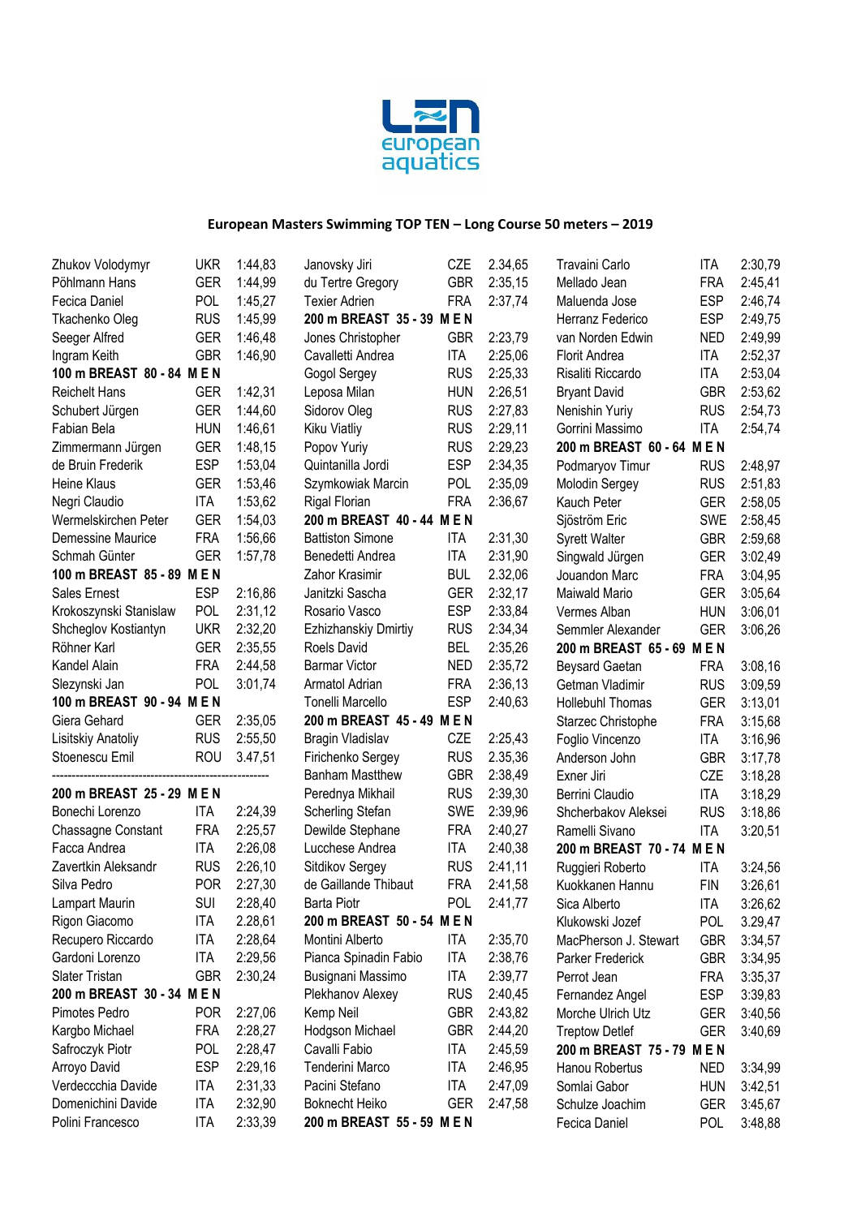# European Masters Swimming TOP TEN – Long Course 50 meters – 2019

| Name | Country | Time |
|---|---|---|
| Zhukov Volodymyr | UKR | 1:44,83 |
| Pöhlmann Hans | GER | 1:44,99 |
| Fecica Daniel | POL | 1:45,27 |
| Tkachenko Oleg | RUS | 1:45,99 |
| Seeger Alfred | GER | 1:46,48 |
| Ingram Keith | GBR | 1:46,90 |
| **100 m BREAST 80 - 84 M E N** | | |
| Reichelt Hans | GER | 1:42,31 |
| Schubert Jürgen | GER | 1:44,60 |
| Fabian Bela | HUN | 1:46,61 |
| Zimmermann Jürgen | GER | 1:48,15 |
| de Bruin Frederik | ESP | 1:53,04 |
| Heine Klaus | GER | 1:53,46 |
| Negri Claudio | ITA | 1:53,62 |
| Wermelskirchen Peter | GER | 1:54,03 |
| Demessine Maurice | FRA | 1:56,66 |
| Schmah Günter | GER | 1:57,78 |
| **100 m BREAST 85 - 89 M E N** | | |
| Sales Ernest | ESP | 2:16,86 |
| Krokoszynski Stanislaw | POL | 2:31,12 |
| Shcheglov Kostiantyn | UKR | 2:32,20 |
| Röhner Karl | GER | 2:35,55 |
| Kandel Alain | FRA | 2:44,58 |
| Slezynski Jan | POL | 3:01,74 |
| **100 m BREAST 90 - 94 M E N** | | |
| Giera Gehard | GER | 2:35,05 |
| Lisitskiy Anatoliy | RUS | 2:55,50 |
| Stoenescu Emil | ROU | 3.47,51 |

---

| Name | Country | Time |
|---|---|---|
| **200 m BREAST 25 - 29 M E N** | | |
| Bonechi Lorenzo | ITA | 2:24,39 |
| Chassagne Constant | FRA | 2:25,57 |
| Facca Andrea | ITA | 2:26,08 |
| Zavertkin Aleksandr | RUS | 2:26,10 |
| Silva Pedro | POR | 2:27,30 |
| Lampart Maurin | SUI | 2:28,40 |
| Rigon Giacomo | ITA | 2.28,61 |
| Recupero Riccardo | ITA | 2:28,64 |
| Gardoni Lorenzo | ITA | 2:29,56 |
| Slater Tristan | GBR | 2:30,24 |
| **200 m BREAST 30 - 34 M E N** | | |
| Pimotes Pedro | POR | 2:27,06 |
| Kargbo Michael | FRA | 2:28,27 |
| Safroczyk Piotr | POL | 2:28,47 |
| Arroyo David | ESP | 2:29,16 |
| Verdecchia Davide | ITA | 2:31,33 |
| Domenichini Davide | ITA | 2:32,90 |
| Polini Francesco | ITA | 2:33,39 |
| Janovsky Jiri | CZE | 2.34,65 |
| du Tertre Gregory | GBR | 2:35,15 |
| Texier Adrien | FRA | 2:37,74 |
| **200 m BREAST 35 - 39 M E N** | | |
| Jones Christopher | GBR | 2:23,79 |
| Cavalletti Andrea | ITA | 2:25,06 |
| Gogol Sergey | RUS | 2:25,33 |
| Leposa Milan | HUN | 2:26,51 |
| Sidorov Oleg | RUS | 2:27,83 |
| Kiku Viatliy | RUS | 2:29,11 |
| Popov Yuriy | RUS | 2:29,23 |
| Quintanilla Jordi | ESP | 2:34,35 |
| Szymkowiak Marcin | POL | 2:35,09 |
| Rigal Florian | FRA | 2:36,67 |
| **200 m BREAST 40 - 44 M E N** | | |
| Battiston Simone | ITA | 2:31,30 |
| Benedetti Andrea | ITA | 2:31,90 |
| Zahor Krasimir | BUL | 2.32,06 |
| Janitzki Sascha | GER | 2:32,17 |
| Rosario Vasco | ESP | 2:33,84 |
| Ezhizhanskiy Dmirtiy | RUS | 2:34,34 |
| Roels David | BEL | 2:35,26 |
| Barmar Victor | NED | 2:35,72 |
| Armatol Adrian | FRA | 2:36,13 |
| Tonelli Marcello | ESP | 2:40,63 |
| **200 m BREAST 45 - 49 M E N** | | |
| Bragin Vladislav | CZE | 2:25,43 |
| Firichenko Sergey | RUS | 2.35,36 |
| Banham Massthew | GBR | 2:38,49 |
| Perednya Mikhail | RUS | 2:39,30 |
| Scherling Stefan | SWE | 2:39,96 |
| Dewilde Stephane | FRA | 2:40,27 |
| Lucchese Andrea | ITA | 2:40,38 |
| Sitdikov Sergey | RUS | 2:41,11 |
| de Gaillande Thibaut | FRA | 2:41,58 |
| Barta Piotr | POL | 2:41,77 |
| **200 m BREAST 50 - 54 M E N** | | |
| Montini Alberto | ITA | 2:35,70 |
| Pianca Spinadin Fabio | ITA | 2:38,76 |
| Busignani Massimo | ITA | 2:39,77 |
| Plekhanov Alexey | RUS | 2:40,45 |
| Kemp Neil | GBR | 2:43,82 |
| Hodgson Michael | GBR | 2:44,20 |
| Cavalli Fabio | ITA | 2:45,59 |
| Tenderini Marco | ITA | 2:46,95 |
| Pacini Stefano | ITA | 2:47,09 |
| Boknecht Heiko | GER | 2:47,58 |
| **200 m BREAST 55 - 59 M E N** | | |
| Travaini Carlo | ITA | 2:30,79 |
| Mellado Jean | FRA | 2:45,41 |
| Maluenda Jose | ESP | 2:46,74 |
| Herranz Federico | ESP | 2:49,75 |
| van Norden Edwin | NED | 2:49,99 |
| Florit Andrea | ITA | 2:52,37 |
| Risaliti Riccardo | ITA | 2:53,04 |
| Bryant David | GBR | 2:53,62 |
| Nenishin Yuriy | RUS | 2:54,73 |
| Gorrini Massimo | ITA | 2:54,74 |
| **200 m BREAST 60 - 64 M E N** | | |
| Podmaryov Timur | RUS | 2:48,97 |
| Molodin Sergey | RUS | 2:51,83 |
| Kauch Peter | GER | 2:58,05 |
| Sjöström Eric | SWE | 2:58,45 |
| Syrett Walter | GBR | 2:59,68 |
| Singwald Jürgen | GER | 3:02,49 |
| Jouandon Marc | FRA | 3:04,95 |
| Maiwald Mario | GER | 3:05,64 |
| Vermes Alban | HUN | 3:06,01 |
| Semmler Alexander | GER | 3:06,26 |
| **200 m BREAST 65 - 69 M E N** | | |
| Beysard Gaetan | FRA | 3:08,16 |
| Getman Vladimir | RUS | 3:09,59 |
| Hollebuhl Thomas | GER | 3:13,01 |
| Starzec Christophe | FRA | 3:15,68 |
| Foglio Vincenzo | ITA | 3:16,96 |
| Anderson John | GBR | 3:17,78 |
| Exner Jiri | CZE | 3:18,28 |
| Berrini Claudio | ITA | 3:18,29 |
| Shcherbakov Aleksei | RUS | 3:18,86 |
| Ramelli Sivano | ITA | 3:20,51 |
| **200 m BREAST 70 - 74 M E N** | | |
| Ruggieri Roberto | ITA | 3:24,56 |
| Kuokkanen Hannu | FIN | 3:26,61 |
| Sica Alberto | ITA | 3:26,62 |
| Klukowski Jozef | POL | 3.29,47 |
| MacPherson J. Stewart | GBR | 3:34,57 |
| Parker Frederick | GBR | 3:34,95 |
| Perrot Jean | FRA | 3:35,37 |
| Fernandez Angel | ESP | 3:39,83 |
| Morche Ulrich Utz | GER | 3:40,56 |
| Treptow Detlef | GER | 3:40,69 |
| **200 m BREAST 75 - 79 M E N** | | |
| Hanou Robertus | NED | 3:34,99 |
| Somlai Gabor | HUN | 3:42,51 |
| Schulze Joachim | GER | 3:45,67 |
| Fecica Daniel | POL | 3:48,88 |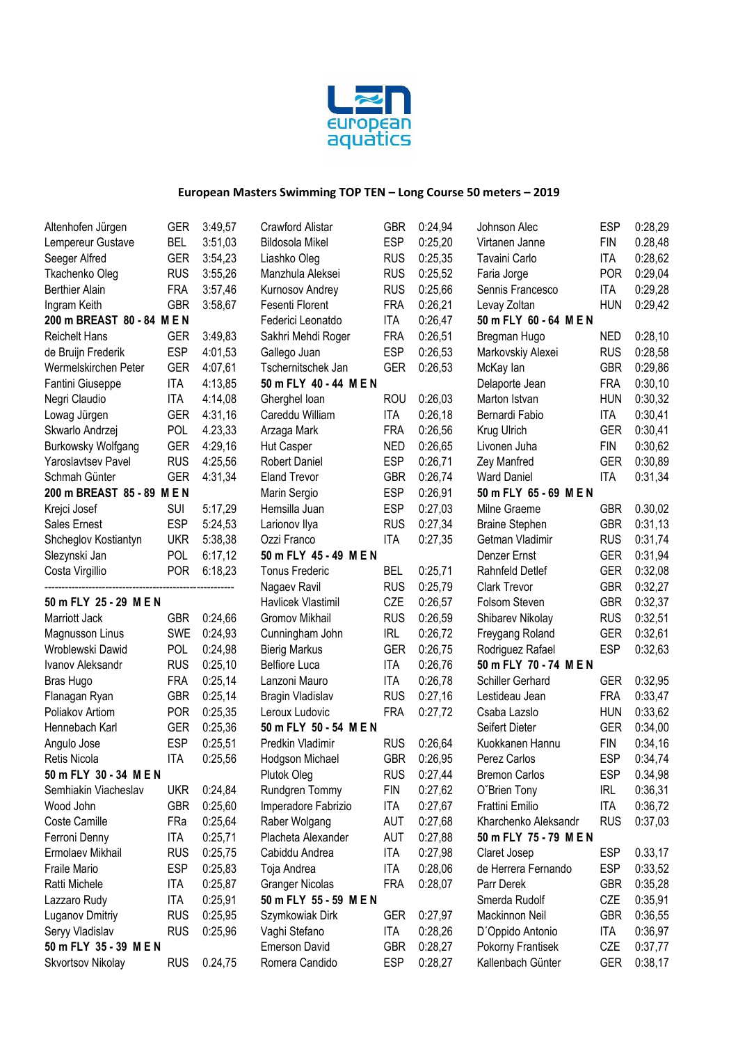# European Masters Swimming TOP TEN – Long Course 50 meters – 2019

| | | |
|---|---|---|
| Altenhofen Jürgen | GER | 3:49,57 |
| Lempereur Gustave | BEL | 3:51,03 |
| Seeger Alfred | GER | 3:54,23 |
| Tkachenko Oleg | RUS | 3:55,26 |
| Berthier Alain | FRA | 3:57,46 |
| Ingram Keith | GBR | 3:58,67 |

**200 m BREAST 80 - 84 M E N**

| | | |
|---|---|---|
| Reichelt Hans | GER | 3:49,83 |
| de Bruijn Frederik | ESP | 4:01,53 |
| Wermelskirchen Peter | GER | 4:07,61 |
| Fantini Giuseppe | ITA | 4:13,85 |
| Negri Claudio | ITA | 4:14,08 |
| Lowag Jürgen | GER | 4:31,16 |
| Skwarlo Andrzej | POL | 4.23,33 |
| Burkowsky Wolfgang | GER | 4:29,16 |
| Yaroslavtsev Pavel | RUS | 4:25,56 |
| Schmah Günter | GER | 4:31,34 |

**200 m BREAST 85 - 89 M E N**

| | | |
|---|---|---|
| Krejci Josef | SUI | 5:17,29 |
| Sales Ernest | ESP | 5:24,53 |
| Shcheglov Kostiantyn | UKR | 5:38,38 |
| Slezynski Jan | POL | 6:17,12 |
| Costa Virgillio | POR | 6:18,23 |

---

**50 m FLY 25 - 29 M E N**

| | | |
|---|---|---|
| Marriott Jack | GBR | 0:24,66 |
| Magnusson Linus | SWE | 0:24,93 |
| Wroblewski Dawid | POL | 0:24,98 |
| Ivanov Aleksandr | RUS | 0:25,10 |
| Bras Hugo | FRA | 0:25,14 |
| Flanagan Ryan | GBR | 0:25,14 |
| Poliakov Artiom | POR | 0:25,35 |
| Hennebach Karl | GER | 0:25,36 |
| Angulo Jose | ESP | 0:25,51 |
| Retis Nicola | ITA | 0:25,56 |

**50 m FLY 30 - 34 M E N**

| | | |
|---|---|---|
| Semhiakin Viacheslav | UKR | 0:24,84 |
| Wood John | GBR | 0:25,60 |
| Coste Camille | FRa | 0:25,64 |
| Ferroni Denny | ITA | 0:25,71 |
| Ermolaev Mikhail | RUS | 0:25,75 |
| Fraile Mario | ESP | 0:25,83 |
| Ratti Michele | ITA | 0:25,87 |
| Lazzaro Rudy | ITA | 0:25,91 |
| Luganov Dmitriy | RUS | 0:25,95 |
| Seryy Vladislav | RUS | 0:25,96 |

**50 m FLY 35 - 39 M E N**

| | | |
|---|---|---|
| Skvortsov Nikolay | RUS | 0.24,75 |
| Crawford Alistar | GBR | 0:24,94 |
| Bildosola Mikel | ESP | 0:25,20 |
| Liashko Oleg | RUS | 0:25,35 |
| Manzhula Aleksei | RUS | 0:25,52 |
| Kurnosov Andrey | RUS | 0:25,66 |
| Fesenti Florent | FRA | 0:26,21 |
| Federici Leonatdo | ITA | 0:26,47 |
| Sakhri Mehdi Roger | FRA | 0:26,51 |
| Gallego Juan | ESP | 0:26,53 |
| Tschernitschek Jan | GER | 0:26,53 |

**50 m FLY 40 - 44 M E N**

| | | |
|---|---|---|
| Gherghel Ioan | ROU | 0:26,03 |
| Gareddu William | ITA | 0:26,18 |
| Arzaga Mark | FRA | 0:26,56 |
| Hut Casper | NED | 0:26,65 |
| Robert Daniel | ESP | 0:26,71 |
| Eland Trevor | GBR | 0:26,74 |
| Marin Sergio | ESP | 0:26,91 |
| Hemsilla Juan | ESP | 0:27,03 |
| Larionov Ilya | RUS | 0:27,34 |
| Ozzi Franco | ITA | 0:27,35 |

**50 m FLY 45 - 49 M E N**

| | | |
|---|---|---|
| Tonus Frederic | BEL | 0:25,71 |
| Nagaev Ravil | RUS | 0:25,79 |
| Havlicek Vlastimil | CZE | 0:26,57 |
| Gromov Mikhail | RUS | 0:26,59 |
| Cunningham John | IRL | 0:26,72 |
| Bierig Markus | GER | 0:26,75 |
| Belfiore Luca | ITA | 0:26,76 |
| Lanzoni Mauro | ITA | 0:26,78 |
| Bragin Vladislav | RUS | 0:27,16 |
| Leroux Ludovic | FRA | 0:27,72 |

**50 m FLY 50 - 54 M E N**

| | | |
|---|---|---|
| Predkin Vladimir | RUS | 0:26,64 |
| Hodgson Michael | GBR | 0:26,95 |
| Plutok Oleg | RUS | 0:27,44 |
| Rundgren Tommy | FIN | 0:27,62 |
| Imperadore Fabrizio | ITA | 0:27,67 |
| Raber Wolgang | AUT | 0:27,68 |
| Placheta Alexander | AUT | 0:27,88 |
| Cabiddu Andrea | ITA | 0:27,98 |
| Toja Andrea | ITA | 0:28,06 |
| Granger Nicolas | FRA | 0:28,07 |

**50 m FLY 55 - 59 M E N**

| | | |
|---|---|---|
| Szymkowiak Dirk | GER | 0:27,97 |
| Vaghi Stefano | ITA | 0:28,26 |
| Emerson David | GBR | 0:28,27 |
| Romera Candido | ESP | 0:28,27 |
| Johnson Alec | ESP | 0:28,29 |
| Virtanen Janne | FIN | 0.28,48 |
| Tavaini Carlo | ITA | 0:28,62 |
| Faria Jorge | POR | 0:29,04 |
| Sennis Francesco | ITA | 0:29,28 |
| Levay Zoltan | HUN | 0:29,42 |

**50 m FLY 60 - 64 M E N**

| | | |
|---|---|---|
| Bregman Hugo | NED | 0:28,10 |
| Markovskiy Alexei | RUS | 0:28,58 |
| McKay Ian | GBR | 0:29,86 |
| Delaporte Jean | FRA | 0:30,10 |
| Marton Istvan | HUN | 0:30,32 |
| Bernardi Fabio | ITA | 0:30,41 |
| Krug Ulrich | GER | 0:30,41 |
| Livonen Juha | FIN | 0:30,62 |
| Zey Manfred | GER | 0:30,89 |
| Ward Daniel | ITA | 0:31,34 |

**50 m FLY 65 - 69 M E N**

| | | |
|---|---|---|
| Milne Graeme | GBR | 0:30,02 |
| Braine Stephen | GBR | 0:31,13 |
| Getman Vladimir | RUS | 0:31,74 |
| Denzer Ernst | GER | 0:31,94 |
| Rahnfeld Detlef | GER | 0:32,08 |
| Clark Trevor | GBR | 0:32,27 |
| Folsom Steven | GBR | 0:32,37 |
| Shibarev Nikolay | RUS | 0:32,51 |
| Freygang Roland | GER | 0:32,61 |
| Rodriguez Rafael | ESP | 0:32,63 |

**50 m FLY 70 - 74 M E N**

| | | |
|---|---|---|
| Schiller Gerhard | GER | 0:32,95 |
| Lestideau Jean | FRA | 0:33,47 |
| Csaba Lazslo | HUN | 0:33,62 |
| Seifert Dieter | GER | 0:34,00 |
| Kuokkanen Hannu | FIN | 0:34,16 |
| Perez Carlos | ESP | 0:34,74 |
| Bremon Carlos | ESP | 0:34,98 |
| O´Brien Tony | IRL | 0:36,31 |
| Frattini Emilio | ITA | 0:36,72 |
| Kharchenko Aleksandr | RUS | 0:37,03 |

**50 m FLY 75 - 79 M E N**

| | | |
|---|---|---|
| Claret Josep | ESP | 0.33,17 |
| de Herrera Fernando | ESP | 0:33,52 |
| Parr Derek | GBR | 0:35,28 |
| Smerda Rudolf | CZE | 0:35,91 |
| Mackinnon Neil | GBR | 0:36,55 |
| D´Oppido Antonio | ITA | 0:36,97 |
| Pokorny Frantisek | CZE | 0:37,77 |
| Kallenbach Günter | GER | 0:38,17 |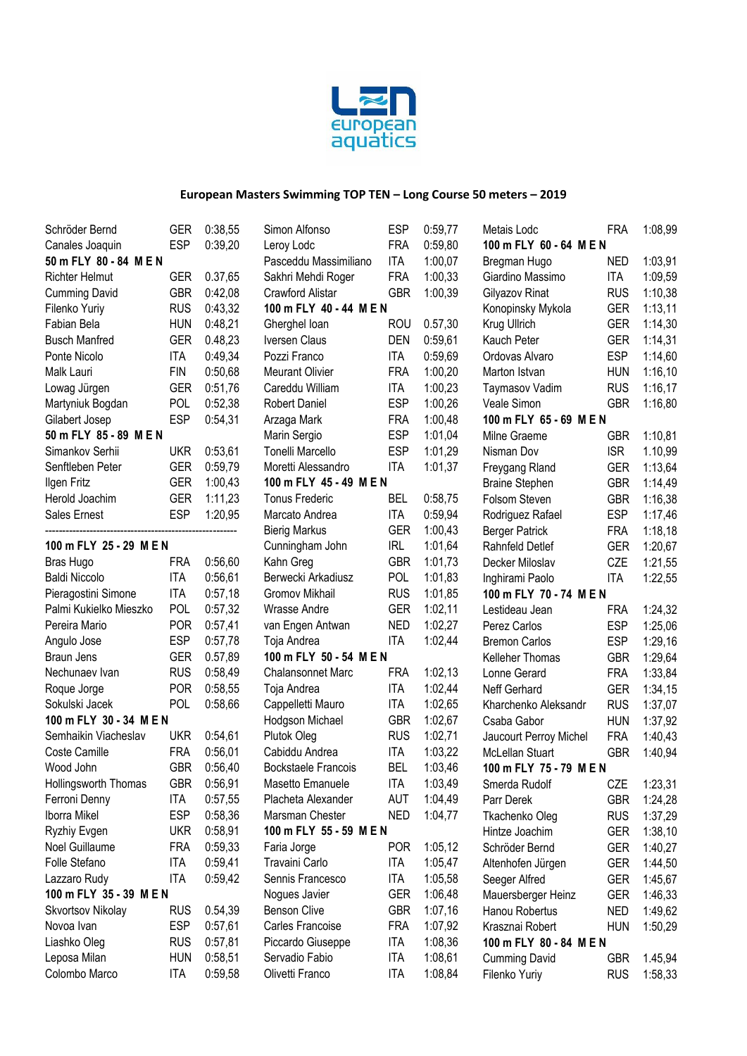## European Masters Swimming TOP TEN – Long Course 50 meters – 2019

| | | |
|---|---|---|
| Schröder Bernd | GER | 0:38,55 |
| Canales Joaquin | ESP | 0:39,20 |

**50 m FLY 80 - 84 M E N**

| | | |
|---|---|---|
| Richter Helmut | GER | 0.37,65 |
| Cumming David | GBR | 0:42,08 |
| Filenko Yuriy | RUS | 0:43,32 |
| Fabian Bela | HUN | 0:48,21 |
| Busch Manfred | GER | 0.48,23 |
| Ponte Nicolo | ITA | 0:49,34 |
| Malk Lauri | FIN | 0:50,68 |
| Lowag Jürgen | GER | 0:51,76 |
| Martyniuk Bogdan | POL | 0:52,38 |
| Gilabert Josep | ESP | 0:54,31 |

**50 m FLY 85 - 89 M E N**

| | | |
|---|---|---|
| Simankov Serhii | UKR | 0:53,61 |
| Senftleben Peter | GER | 0:59,79 |
| Ilgen Fritz | GER | 1:00,43 |
| Herold Joachim | GER | 1:11,23 |
| Sales Ernest | ESP | 1:20,95 |

---

**100 m FLY 25 - 29 M E N**

| | | |
|---|---|---|
| Bras Hugo | FRA | 0:56,60 |
| Baldi Niccolo | ITA | 0:56,61 |
| Pieragostini Simone | ITA | 0:57,18 |
| Palmi Kukielko Mieszko | POL | 0:57,32 |
| Pereira Mario | POR | 0:57,41 |
| Angulo Jose | ESP | 0:57,78 |
| Braun Jens | GER | 0:57,89 |
| Nechunaev Ivan | RUS | 0:58,49 |
| Roque Jorge | POR | 0:58,55 |
| Sokulski Jacek | POL | 0:58,66 |

**100 m FLY 30 - 34 M E N**

| | | |
|---|---|---|
| Semhaikin Viacheslav | UKR | 0:54,61 |
| Coste Camille | FRA | 0:56,01 |
| Wood John | GBR | 0:56,40 |
| Hollingsworth Thomas | GBR | 0:56,91 |
| Ferroni Denny | ITA | 0:57,55 |
| Iborra Mikel | ESP | 0:58,36 |
| Ryzhiy Evgen | UKR | 0:58,91 |
| Noel Guillaume | FRA | 0:59,33 |
| Folle Stefano | ITA | 0:59,41 |
| Lazzaro Rudy | ITA | 0:59,42 |

**100 m FLY 35 - 39 M E N**

| | | |
|---|---|---|
| Skvortsov Nikolay | RUS | 0.54,39 |
| Novoa Ivan | ESP | 0:57,61 |
| Liashko Oleg | RUS | 0:57,81 |
| Leposa Milan | HUN | 0:58,51 |
| Colombo Marco | ITA | 0:59,58 |
| Simon Alfonso | ESP | 0:59,77 |
| Leroy Lodc | FRA | 0:59,80 |
| Pasceddu Massimiliano | ITA | 1:00,07 |
| Sakhri Mehdi Roger | FRA | 1:00,33 |
| Crawford Alistar | GBR | 1:00,39 |

**100 m FLY 40 - 44 M E N**

| | | |
|---|---|---|
| Gherghel Ioan | ROU | 0.57,30 |
| Iversen Claus | DEN | 0:59,61 |
| Pozzi Franco | ITA | 0:59,69 |
| Meurant Olivier | FRA | 1:00,20 |
| Careddu William | ITA | 1:00,23 |
| Robert Daniel | ESP | 1:00,26 |
| Arzaga Mark | FRA | 1:00,48 |
| Marin Sergio | ESP | 1:01,04 |
| Tonelli Marcello | ESP | 1:01,29 |
| Moretti Alessandro | ITA | 1:01,37 |

**100 m FLY 45 - 49 M E N**

| | | |
|---|---|---|
| Tonus Frederic | BEL | 0:58,75 |
| Marcato Andrea | ITA | 0:59,94 |
| Bierig Markus | GER | 1:00,43 |
| Cunningham John | IRL | 1:01,64 |
| Kahn Greg | GBR | 1:01,73 |
| Berwecki Arkadiusz | POL | 1:01,83 |
| Gromov Mikhail | RUS | 1:01,85 |
| Wrasse Andre | GER | 1:02,11 |
| van Engen Antwan | NED | 1:02,27 |
| Toja Andrea | ITA | 1:02,44 |

**100 m FLY 50 - 54 M E N**

| | | |
|---|---|---|
| Chalansonnet Marc | FRA | 1:02,13 |
| Toja Andrea | ITA | 1:02,44 |
| Cappelletti Mauro | ITA | 1:02,65 |
| Hodgson Michael | GBR | 1:02,67 |
| Plutok Oleg | RUS | 1:02,71 |
| Cabiddu Andrea | ITA | 1:03,22 |
| Bockstaele Francois | BEL | 1:03,46 |
| Masetto Emanuele | ITA | 1:03,49 |
| Placheta Alexander | AUT | 1:04,49 |
| Marsman Chester | NED | 1:04,77 |

**100 m FLY 55 - 59 M E N**

| | | |
|---|---|---|
| Faria Jorge | POR | 1:05,12 |
| Travaini Carlo | ITA | 1:05,47 |
| Sennis Francesco | ITA | 1:05,58 |
| Nogues Javier | GER | 1:06,48 |
| Benson Clive | GBR | 1:07,16 |
| Carles Francoise | FRA | 1:07,92 |
| Piccardo Giuseppe | ITA | 1:08,36 |
| Servadio Fabio | ITA | 1:08,61 |
| Olivetti Franco | ITA | 1:08,84 |
| Metais Lodc | FRA | 1:08,99 |

**100 m FLY 60 - 64 M E N**

| | | |
|---|---|---|
| Bregman Hugo | NED | 1:03,91 |
| Giardino Massimo | ITA | 1:09,59 |
| Gilyazov Rinat | RUS | 1:10,38 |
| Konopinsky Mykola | GER | 1:13,11 |
| Krug Ullrich | GER | 1:14,30 |
| Kauch Peter | GER | 1:14,31 |
| Ordovas Alvaro | ESP | 1:14,60 |
| Marton Istvan | HUN | 1:16,10 |
| Taymasov Vadim | RUS | 1:16,17 |
| Veale Simon | GBR | 1:16,80 |

**100 m FLY 65 - 69 M E N**

| | | |
|---|---|---|
| Milne Graeme | GBR | 1:10,81 |
| Nisman Dov | ISR | 1.10,99 |
| Freygang Rland | GER | 1:13,64 |
| Braine Stephen | GBR | 1:14,49 |
| Folsom Steven | GBR | 1:16,38 |
| Rodriguez Rafael | ESP | 1:17,46 |
| Berger Patrick | FRA | 1:18,18 |
| Rahnfeld Detlef | GER | 1:20,67 |
| Decker Miloslav | CZE | 1:21,55 |
| Inghirami Paolo | ITA | 1:22,55 |

**100 m FLY 70 - 74 M E N**

| | | |
|---|---|---|
| Lestideau Jean | FRA | 1:24,32 |
| Perez Carlos | ESP | 1:25,06 |
| Bremon Carlos | ESP | 1:29,16 |
| Kelleher Thomas | GBR | 1:29,64 |
| Lonne Gerard | FRA | 1:33,84 |
| Neff Gerhard | GER | 1:34,15 |
| Kharchenko Aleksandr | RUS | 1:37,07 |
| Csaba Gabor | HUN | 1:37,92 |
| Jaucourt Perroy Michel | FRA | 1:40,43 |
| McLellan Stuart | GBR | 1:40,94 |

**100 m FLY 75 - 79 M E N**

| | | |
|---|---|---|
| Smerda Rudolf | CZE | 1:23,31 |
| Parr Derek | GBR | 1:24,28 |
| Tkachenko Oleg | RUS | 1:37,29 |
| Hintze Joachim | GER | 1:38,10 |
| Schröder Bernd | GER | 1:40,27 |
| Altenhofen Jürgen | GER | 1:44,50 |
| Seeger Alfred | GER | 1:45,67 |
| Mauersberger Heinz | GER | 1:46,33 |
| Hanou Robertus | NED | 1:49,62 |
| Krasznai Robert | HUN | 1:50,29 |

**100 m FLY 80 - 84 M E N**

| | | |
|---|---|---|
| Cumming David | GBR | 1.45,94 |
| Filenko Yuriy | RUS | 1:58,33 |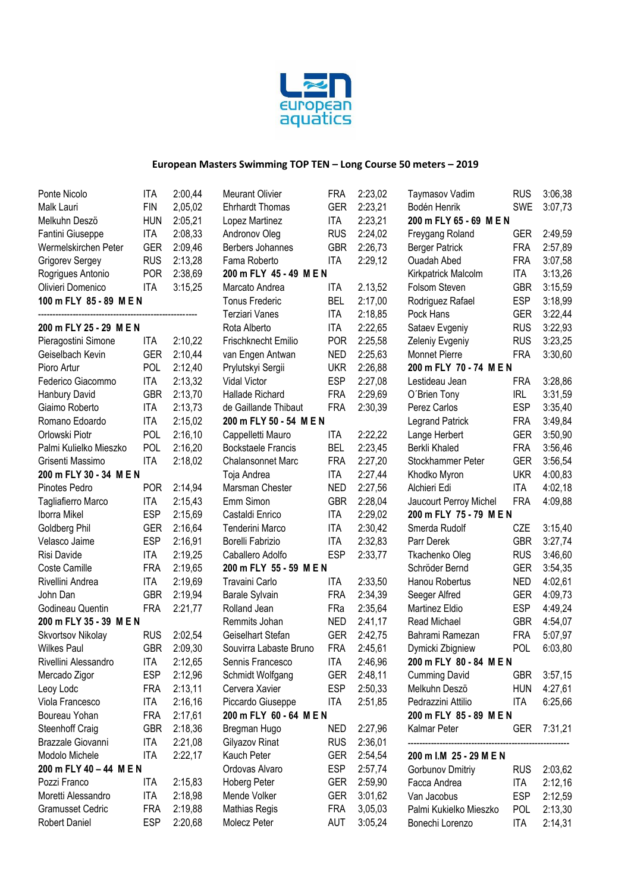European Masters Swimming TOP TEN – Long Course 50 meters – 2019

| | | |
|---|---|---|
| Ponte Nicolo | ITA | 2:00,44 |
| Malk Lauri | FIN | 2,05,02 |
| Melkuhn Deszö | HUN | 2:05,21 |
| Fantini Giuseppe | ITA | 2:08,33 |
| Wermelskirchen Peter | GER | 2:09,46 |
| Grigorev Sergey | RUS | 2:13,28 |
| Rogrigues Antonio | POR | 2:38,69 |
| Olivieri Domenico | ITA | 3:15,25 |

**100 m FLY 85 - 89 M E N**

---

**200 m FLY 25 - 29 M E N**

| | | |
|---|---|---|
| Pieragostini Simone | ITA | 2:10,22 |
| Geiselbach Kevin | GER | 2:10,44 |
| Pioro Artur | POL | 2:12,40 |
| Federico Giacommo | ITA | 2:13,32 |
| Hanbury David | GBR | 2:13,70 |
| Giaimo Roberto | ITA | 2:13,73 |
| Romano Edoardo | ITA | 2:15,02 |
| Orlowski Piotr | POL | 2:16,10 |
| Palmi Kulielko Mieszko | POL | 2:16,20 |
| Grisenti Massimo | ITA | 2:18,02 |

**200 m FLY 30 - 34 M E N**

| | | |
|---|---|---|
| Pinotes Pedro | POR | 2:14,94 |
| Tagliafierro Marco | ITA | 2:15,43 |
| Iborra Mikel | ESP | 2:15,69 |
| Goldberg Phil | GER | 2:16,64 |
| Velasco Jaime | ESP | 2:16,91 |
| Risi Davide | ITA | 2:19,25 |
| Coste Camille | FRA | 2:19,65 |
| Rivellini Andrea | ITA | 2:19,69 |
| John Dan | GBR | 2:19,94 |
| Godineau Quentin | FRA | 2:21,77 |

**200 m FLY 35 - 39 M E N**

| | | |
|---|---|---|
| Skvortsov Nikolay | RUS | 2:02,54 |
| Wilkes Paul | GBR | 2:09,30 |
| Rivellini Alessandro | ITA | 2:12,65 |
| Mercado Zigor | ESP | 2:12,96 |
| Leoy Lodc | FRA | 2:13,11 |
| Viola Francesco | ITA | 2:16,16 |
| Boureau Yohan | FRA | 2:17,61 |
| Steenhoff Craig | GBR | 2:18,36 |
| Brazzale Giovanni | ITA | 2:21,08 |
| Modolo Michele | ITA | 2:22,17 |

**200 m FLY 40 – 44 M E N**

| | | |
|---|---|---|
| Pozzi Franco | ITA | 2:15,83 |
| Moretti Alessandro | ITA | 2:18,98 |
| Gramusset Cedric | FRA | 2:19,88 |
| Robert Daniel | ESP | 2:20,68 |
| Meurant Olivier | FRA | 2:23,02 |
| Ehrhardt Thomas | GER | 2:23,21 |
| Lopez Martinez | ITA | 2:23,21 |
| Andronov Oleg | RUS | 2:24,02 |
| Berbers Johannes | GBR | 2:26,73 |
| Fama Roberto | ITA | 2:29,12 |

**200 m FLY 45 - 49 M E N**

| | | |
|---|---|---|
| Marcato Andrea | ITA | 2.13,52 |
| Tonus Frederic | BEL | 2:17,00 |
| Terziari Vanes | ITA | 2:18,85 |
| Rota Alberto | ITA | 2:22,65 |
| Frischknecht Emilio | POR | 2:25,58 |
| van Engen Antwan | NED | 2:25,63 |
| Prylutskyi Sergii | UKR | 2:26,88 |
| Vidal Victor | ESP | 2:27,08 |
| Hallade Richard | FRA | 2:29,69 |
| de Gaillande Thibaut | FRA | 2:30,39 |

**200 m FLY 50 - 54 M E N**

| | | |
|---|---|---|
| Cappelletti Mauro | ITA | 2:22,22 |
| Bockstaele Francis | BEL | 2:23,45 |
| Chalansonnet Marc | FRA | 2:27,20 |
| Toja Andrea | ITA | 2:27,44 |
| Marsman Chester | NED | 2:27,56 |
| Emm Simon | GBR | 2:28,04 |
| Castaldi Enrico | ITA | 2:29,02 |
| Tenderini Marco | ITA | 2:30,42 |
| Borelli Fabrizio | ITA | 2:32,83 |
| Caballero Adolfo | ESP | 2:33,77 |

**200 m FLY 55 - 59 M E N**

| | | |
|---|---|---|
| Travaini Carlo | ITA | 2:33,50 |
| Barale Sylvain | FRA | 2:34,39 |
| Rolland Jean | FRa | 2:35,64 |
| Remmits Johan | NED | 2:41,17 |
| Geiselhart Stefan | GER | 2:42,75 |
| Souvirra Labaste Bruno | FRA | 2:45,61 |
| Sennis Francesco | ITA | 2:46,96 |
| Schmidt Wolfgang | GER | 2:48,11 |
| Cervera Xavier | ESP | 2:50,33 |
| Piccardo Giuseppe | ITA | 2:51,85 |

**200 m FLY 60 - 64 M E N**

| | | |
|---|---|---|
| Bregman Hugo | NED | 2:27,96 |
| Gilyazov Rinat | RUS | 2:36,01 |
| Kauch Peter | GER | 2:54,54 |
| Ordovas Alvaro | ESP | 2:57,74 |
| Hoberg Peter | GER | 2:59,90 |
| Mende Volker | GER | 3:01,62 |
| Mathias Regis | FRA | 3,05,03 |
| Molecz Peter | AUT | 3:05,24 |
| Taymasov Vadim | RUS | 3:06,38 |
| Bodén Henrik | SWE | 3:07,73 |

**200 m FLY 65 - 69 M E N**

| | | |
|---|---|---|
| Freygang Roland | GER | 2:49,59 |
| Berger Patrick | FRA | 2:57,89 |
| Ouadah Abed | FRA | 3:07,58 |
| Kirkpatrick Malcolm | ITA | 3:13,26 |
| Folsom Steven | GBR | 3:15,59 |
| Rodriguez Rafael | ESP | 3:18,99 |
| Pock Hans | GER | 3:22,44 |
| Sataev Evgeniy | RUS | 3:22,93 |
| Zeleniy Evgeniy | RUS | 3:23,25 |
| Monnet Pierre | FRA | 3:30,60 |

**200 m FLY 70 - 74 M E N**

| | | |
|---|---|---|
| Lestideau Jean | FRA | 3:28,86 |
| O´Brien Tony | IRL | 3:31,59 |
| Perez Carlos | ESP | 3:35,40 |
| Legrand Patrick | FRA | 3:49,84 |
| Lange Herbert | GER | 3:50,90 |
| Berkli Khaled | FRA | 3:56,46 |
| Stockhammer Peter | GER | 3:56,54 |
| Khodko Myron | UKR | 4:00,83 |
| Alchieri Edi | ITA | 4:02,18 |
| Jaucourt Perroy Michel | FRA | 4:09,88 |

**200 m FLY 75 - 79 M E N**

| | | |
|---|---|---|
| Smerda Rudolf | CZE | 3:15,40 |
| Parr Derek | GBR | 3:27,74 |
| Tkachenko Oleg | RUS | 3:46,60 |
| Schröder Bernd | GER | 3:54,35 |
| Hanou Robertus | NED | 4:02,61 |
| Seeger Alfred | GER | 4:09,73 |
| Martinez Eldio | ESP | 4:49,24 |
| Read Michael | GBR | 4:54,07 |
| Bahrami Ramezan | FRA | 5:07,97 |
| Dymicki Zbigniew | POL | 6:03,80 |

**200 m FLY 80 - 84 M E N**

| | | |
|---|---|---|
| Cumming David | GBR | 3:57,15 |
| Melkuhn Deszö | HUN | 4:27,61 |
| Pedrazzini Attilio | ITA | 6:25,66 |

**200 m FLY 85 - 89 M E N**

| | | |
|---|---|---|
| Kalmar Peter | GER | 7:31,21 |

---

**200 m I.M 25 - 29 M E N**

| | | |
|---|---|---|
| Gorbunov Dmitriy | RUS | 2:03,62 |
| Facca Andrea | ITA | 2:12,16 |
| Van Jacobus | ESP | 2:12,59 |
| Palmi Kukielko Mieszko | POL | 2:13,30 |
| Bonechi Lorenzo | ITA | 2:14,31 |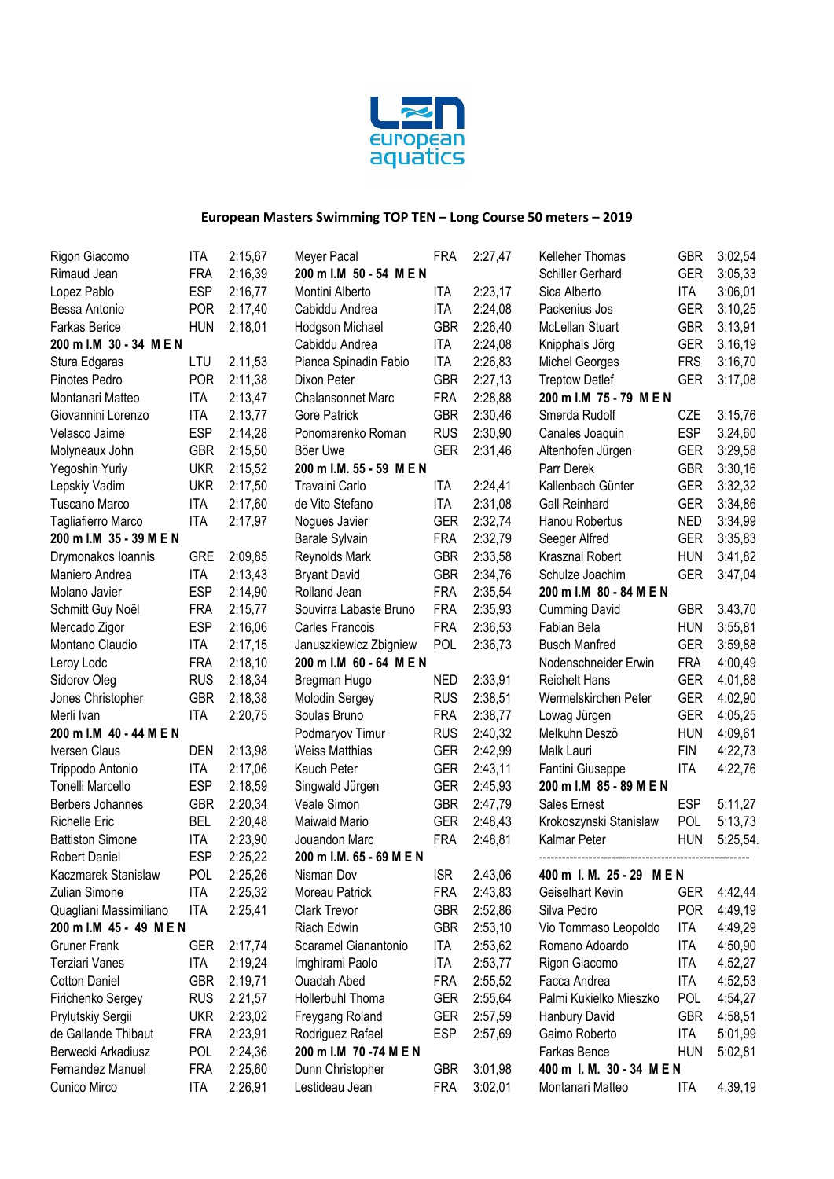# European Masters Swimming TOP TEN – Long Course 50 meters – 2019

Rigon Giacomo ITA 2:15,67
Rimaud Jean FRA 2:16,39
Lopez Pablo ESP 2:16,77
Bessa Antonio POR 2:17,40
Farkas Berice HUN 2:18,01

**200 m I.M 30 - 34 M E N**

| Name | Nat | Time |
|---|---|---|
| Stura Edgaras | LTU | 2.11,53 |
| Pinotes Pedro | POR | 2:11,38 |
| Montanari Matteo | ITA | 2:13,47 |
| Giovannini Lorenzo | ITA | 2:13,77 |
| Velasco Jaime | ESP | 2:14,28 |
| Molyneaux John | GBR | 2:15,50 |
| Yegoshin Yuriy | UKR | 2:15,52 |
| Lepskiy Vadim | UKR | 2:17,50 |
| Tuscano Marco | ITA | 2:17,60 |
| Tagliafierro Marco | ITA | 2:17,97 |

**200 m I.M 35 - 39 M E N**

| Name | Nat | Time |
|---|---|---|
| Drymonakos Ioannis | GRE | 2:09,85 |
| Maniero Andrea | ITA | 2:13,43 |
| Molano Javier | ESP | 2:14,90 |
| Schmitt Guy Noël | FRA | 2:15,77 |
| Mercado Zigor | ESP | 2:16,06 |
| Montano Claudio | ITA | 2:17,15 |
| Leroy Lodc | FRA | 2:18,10 |
| Sidorov Oleg | RUS | 2:18,34 |
| Jones Christopher | GBR | 2:18,38 |
| Merli Ivan | ITA | 2:20,75 |

**200 m I.M 40 - 44 M E N**

| Name | Nat | Time |
|---|---|---|
| Iversen Claus | DEN | 2:13,98 |
| Trippodo Antonio | ITA | 2:17,06 |
| Tonelli Marcello | ESP | 2:18,59 |
| Berbers Johannes | GBR | 2:20,34 |
| Richelle Eric | BEL | 2:20,48 |
| Battiston Simone | ITA | 2:23,90 |
| Robert Daniel | ESP | 2:25,22 |
| Kaczmarek Stanislaw | POL | 2:25,26 |
| Zulian Simone | ITA | 2:25,32 |
| Quagliani Massimiliano | ITA | 2:25,41 |

**200 m I.M 45 - 49 M E N**

| Name | Nat | Time |
|---|---|---|
| Gruner Frank | GER | 2:17,74 |
| Terziari Vanes | ITA | 2:19,24 |
| Cotton Daniel | GBR | 2:19,71 |
| Firichenko Sergey | RUS | 2.21,57 |
| Prylutskiy Sergii | UKR | 2:23,02 |
| de Gallande Thibaut | FRA | 2:23,91 |
| Berwecki Arkadiusz | POL | 2:24,36 |
| Fernandez Manuel | FRA | 2:25,60 |
| Cunico Mirco | ITA | 2:26,91 |
| Meyer Pacal | FRA | 2:27,47 |

**200 m I.M 50 - 54 M E N**

| Name | Nat | Time |
|---|---|---|
| Montini Alberto | ITA | 2:23,17 |
| Cabiddu Andrea | ITA | 2:24,08 |
| Hodgson Michael | GBR | 2:26,40 |
| Cabiddu Andrea | ITA | 2:24,08 |
| Pianca Spinadin Fabio | ITA | 2:26,83 |
| Dixon Peter | GBR | 2:27,13 |
| Chalansonnet Marc | FRA | 2:28,88 |
| Gore Patrick | GBR | 2:30,46 |
| Ponomarenko Roman | RUS | 2:30,90 |
| Böer Uwe | GER | 2:31,46 |

**200 m I.M. 55 - 59 M E N**

| Name | Nat | Time |
|---|---|---|
| Travaini Carlo | ITA | 2:24,41 |
| de Vito Stefano | ITA | 2:31,08 |
| Nogues Javier | GER | 2:32,74 |
| Barale Sylvain | FRA | 2:32,79 |
| Reynolds Mark | GBR | 2:33,58 |
| Bryant David | GBR | 2:34,76 |
| Rolland Jean | FRA | 2:35,54 |
| Souvirra Labaste Bruno | FRA | 2:35,93 |
| Carles Francois | FRA | 2:36,53 |
| Januszkiewicz Zbigniew | POL | 2:36,73 |

**200 m I.M 60 - 64 M E N**

| Name | Nat | Time |
|---|---|---|
| Bregman Hugo | NED | 2:33,91 |
| Molodin Sergey | RUS | 2:38,51 |
| Soulas Bruno | FRA | 2:38,77 |
| Podmaryov Timur | RUS | 2:40,32 |
| Weiss Matthias | GER | 2:42,99 |
| Kauch Peter | GER | 2:43,11 |
| Singwald Jürgen | GER | 2:45,93 |
| Veale Simon | GBR | 2:47,79 |
| Maiwald Mario | GER | 2:48,43 |
| Jouandon Marc | FRA | 2:48,81 |

**200 m I.M. 65 - 69 M E N**

| Name | Nat | Time |
|---|---|---|
| Nisman Dov | ISR | 2.43,06 |
| Moreau Patrick | FRA | 2:43,83 |
| Clark Trevor | GBR | 2:52,86 |
| Riach Edwin | GBR | 2:53,10 |
| Scaramel Gianantonio | ITA | 2:53,62 |
| Imghirami Paolo | ITA | 2:53,77 |
| Ouadah Abed | FRA | 2:55,52 |
| Hollerbuhl Thoma | GER | 2:55,64 |
| Freygang Roland | GER | 2:57,59 |
| Rodriguez Rafael | ESP | 2:57,69 |

**200 m I.M 70 -74 M E N**

| Name | Nat | Time |
|---|---|---|
| Dunn Christopher | GBR | 3:01,98 |
| Lestideau Jean | FRA | 3:02,01 |
| Kelleher Thomas | GBR | 3:02,54 |
| Schiller Gerhard | GER | 3:05,33 |
| Sica Alberto | ITA | 3:06,01 |
| Packenius Jos | GER | 3:10,25 |
| McLellan Stuart | GBR | 3:13,91 |
| Knipphals Jörg | GER | 3.16,19 |
| Michel Georges | FRS | 3:16,70 |
| Treptow Detlef | GER | 3:17,08 |

**200 m I.M 75 - 79 M E N**

| Name | Nat | Time |
|---|---|---|
| Smerda Rudolf | CZE | 3:15,76 |
| Canales Joaquin | ESP | 3.24,60 |
| Altenhofen Jürgen | GER | 3:29,58 |
| Parr Derek | GBR | 3:30,16 |
| Kallenbach Günter | GER | 3:32,32 |
| Gall Reinhard | GER | 3:34,86 |
| Hanou Robertus | NED | 3:34,99 |
| Seeger Alfred | GER | 3:35,83 |
| Krasznai Robert | HUN | 3:41,82 |
| Schulze Joachim | GER | 3:47,04 |

**200 m I.M 80 - 84 M E N**

| Name | Nat | Time |
|---|---|---|
| Cumming David | GBR | 3.43,70 |
| Fabian Bela | HUN | 3:55,81 |
| Busch Manfred | GER | 3:59,88 |
| Nodenschneider Erwin | FRA | 4:00,49 |
| Reichelt Hans | GER | 4:01,88 |
| Wermelskirchen Peter | GER | 4:02,90 |
| Lowag Jürgen | GER | 4:05,25 |
| Melkuhn Deszö | HUN | 4:09,61 |
| Malk Lauri | FIN | 4:22,73 |
| Fantini Giuseppe | ITA | 4:22,76 |

**200 m I.M 85 - 89 M E N**

| Name | Nat | Time |
|---|---|---|
| Sales Ernest | ESP | 5:11,27 |
| Krokoszynski Stanislaw | POL | 5:13,73 |
| Kalmar Peter | HUN | 5:25,54. |

---

**400 m I. M. 25 - 29 M E N**

| Name | Nat | Time |
|---|---|---|
| Geiselhart Kevin | GER | 4:42,44 |
| Silva Pedro | POR | 4:49,19 |
| Vio Tommaso Leopoldo | ITA | 4:49,29 |
| Romano Adoardo | ITA | 4:50,90 |
| Rigon Giacomo | ITA | 4.52,27 |
| Facca Andrea | ITA | 4:52,53 |
| Palmi Kukielko Mieszko | POL | 4:54,27 |
| Hanbury David | GBR | 4:58,51 |
| Gaimo Roberto | ITA | 5:01,99 |
| Farkas Bence | HUN | 5:02,81 |

**400 m I. M. 30 - 34 M E N**

| Name | Nat | Time |
|---|---|---|
| Montanari Matteo | ITA | 4.39,19 |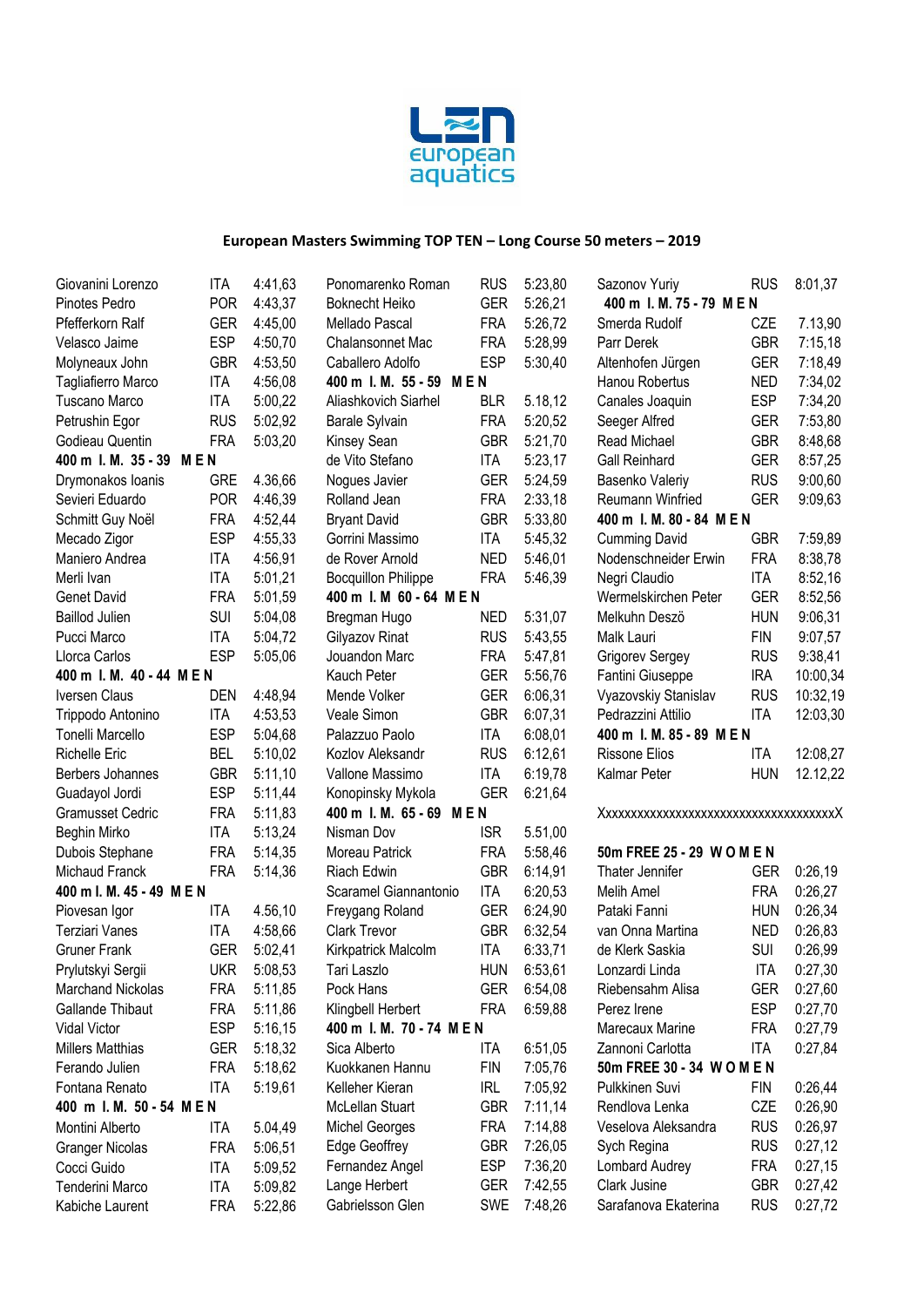LEN european aquatics

## European Masters Swimming TOP TEN – Long Course 50 meters – 2019

| | | |
|---|---|---|
| Giovanini Lorenzo | ITA | 4:41,63 |
| Pinotes Pedro | POR | 4:43,37 |
| Pfefferkorn Ralf | GER | 4:45,00 |
| Velasco Jaime | ESP | 4:50,70 |
| Molyneaux John | GBR | 4:53,50 |
| Tagliaferro Marco | ITA | 4:56,08 |
| Tuscano Marco | ITA | 5:00,22 |
| Petrushin Egor | RUS | 5:02,92 |
| Godieau Quentin | FRA | 5:03,20 |
| **400 m I. M. 35 - 39 M E N** | | |
| Drymonakos Ioanis | GRE | 4.36,66 |
| Sevieri Eduardo | POR | 4:46,39 |
| Schmitt Guy Noël | FRA | 4:52,44 |
| Mecado Zigor | ESP | 4:55,33 |
| Maniero Andrea | ITA | 4:56,91 |
| Merli Ivan | ITA | 5:01,21 |
| Genet David | FRA | 5:01,59 |
| Baillod Julien | SUI | 5:04,08 |
| Pucci Marco | ITA | 5:04,72 |
| Llorca Carlos | ESP | 5:05,06 |
| **400 m I. M. 40 - 44 M E N** | | |
| Iversen Claus | DEN | 4:48,94 |
| Trippodo Antonino | ITA | 4:53,53 |
| Tonelli Marcello | ESP | 5:04,68 |
| Richelle Eric | BEL | 5:10,02 |
| Berbers Johannes | GBR | 5:11,10 |
| Guadayol Jordi | ESP | 5:11,44 |
| Gramusset Cedric | FRA | 5:11,83 |
| Beghin Mirko | ITA | 5:13,24 |
| Dubois Stephane | FRA | 5:14,35 |
| Michaud Franck | FRA | 5:14,36 |
| **400 m I. M. 45 - 49 M E N** | | |
| Piovesan Igor | ITA | 4.56,10 |
| Terziari Vanes | ITA | 4:58,66 |
| Gruner Frank | GER | 5:02,41 |
| Prylutskyi Sergii | UKR | 5:08,53 |
| Marchand Nickolas | FRA | 5:11,85 |
| Gallande Thibaut | FRA | 5:11,86 |
| Vidal Victor | ESP | 5:16,15 |
| Millers Matthias | GER | 5:18,32 |
| Ferando Julien | FRA | 5:18,62 |
| Fontana Renato | ITA | 5:19,61 |
| **400 m I. M. 50 - 54 M E N** | | |
| Montini Alberto | ITA | 5.04,49 |
| Granger Nicolas | FRA | 5:06,51 |
| Cocci Guido | ITA | 5:09,52 |
| Tenderini Marco | ITA | 5:09,82 |
| Kabiche Laurent | FRA | 5:22,86 |
| Ponomarenko Roman | RUS | 5:23,80 |
| Boknecht Heiko | GER | 5:26,21 |
| Mellado Pascal | FRA | 5:26,72 |
| Chalansonnet Mac | FRA | 5:28,99 |
| Caballero Adolfo | ESP | 5:30,40 |
| **400 m I. M. 55 - 59 M E N** | | |
| Aliashkovich Siarhel | BLR | 5.18,12 |
| Barale Sylvain | FRA | 5:20,52 |
| Kinsey Sean | GBR | 5:21,70 |
| de Vito Stefano | ITA | 5:23,17 |
| Nogues Javier | GER | 5:24,59 |
| Rolland Jean | FRA | 2:33,18 |
| Bryant David | GBR | 5:33,80 |
| Gorrini Massimo | ITA | 5:45,32 |
| de Rover Arnold | NED | 5:46,01 |
| Bocquillon Philippe | FRA | 5:46,39 |
| **400 m I. M 60 - 64 M E N** | | |
| Bregman Hugo | NED | 5:31,07 |
| Gilyazov Rinat | RUS | 5:43,55 |
| Jouandon Marc | FRA | 5:47,81 |
| Kauch Peter | GER | 5:56,76 |
| Mende Volker | GER | 6:06,31 |
| Veale Simon | GBR | 6:07,31 |
| Palazzuo Paolo | ITA | 6:08,01 |
| Kozlov Aleksandr | RUS | 6:12,61 |
| Vallone Massimo | ITA | 6:19,78 |
| Konopinsky Mykola | GER | 6:21,64 |
| **400 m I. M. 65 - 69 M E N** | | |
| Nisman Dov | ISR | 5.51,00 |
| Moreau Patrick | FRA | 5:58,46 |
| Riach Edwin | GBR | 6:14,91 |
| Scaramel Giannantonio | ITA | 6:20,53 |
| Freygang Roland | GER | 6:24,90 |
| Clark Trevor | GBR | 6:32,54 |
| Kirkpatrick Malcolm | ITA | 6:33,71 |
| Tari Laszlo | HUN | 6:53,61 |
| Pock Hans | GER | 6:54,08 |
| Klingbell Herbert | FRA | 6:59,88 |
| **400 m I. M. 70 - 74 M E N** | | |
| Sica Alberto | ITA | 6:51,05 |
| Kuokkanen Hannu | FIN | 7:05,76 |
| Kelleher Kieran | IRL | 7:05,92 |
| McLellan Stuart | GBR | 7:11,14 |
| Michel Georges | FRA | 7:14,88 |
| Edge Geoffrey | GBR | 7:26,05 |
| Fernandez Angel | ESP | 7:36,20 |
| Lange Herbert | GER | 7:42,55 |
| Gabrielsson Glen | SWE | 7:48,26 |
| Sazonov Yuriy | RUS | 8:01,37 |
| **400 m I. M. 75 - 79 M E N** | | |
| Smerda Rudolf | CZE | 7.13,90 |
| Parr Derek | GBR | 7:15,18 |
| Altenhofen Jürgen | GER | 7:18,49 |
| Hanou Robertus | NED | 7:34,02 |
| Canales Joaquin | ESP | 7:34,20 |
| Seeger Alfred | GER | 7:53,80 |
| Read Michael | GBR | 8:48,68 |
| Gall Reinhard | GER | 8:57,25 |
| Basenko Valeriy | RUS | 9:00,60 |
| Reumann Winfried | GER | 9:09,63 |
| **400 m I. M. 80 - 84 M E N** | | |
| Cumming David | GBR | 7:59,89 |
| Nodenschneider Erwin | FRA | 8:38,78 |
| Negri Claudio | ITA | 8:52,16 |
| Wermelskirchen Peter | GER | 8:52,56 |
| Melkuhn Deszö | HUN | 9:06,31 |
| Malk Lauri | FIN | 9:07,57 |
| Grigorev Sergey | RUS | 9:38,41 |
| Fantini Giuseppe | IRA | 10:00,34 |
| Vyazovskiy Stanislav | RUS | 10:32,19 |
| Pedrazzini Attilio | ITA | 12:03,30 |
| **400 m I. M. 85 - 89 M E N** | | |
| Rissone Elios | ITA | 12:08,27 |
| Kalmar Peter | HUN | 12.12,22 |

XxxxxxxxxxxxxxxxxxxxxxxxxxxxxxxxxxxxxX

| | | |
|---|---|---|
| **50m FREE 25 - 29 W O M E N** | | |
| Thater Jennifer | GER | 0:26,19 |
| Melih Amel | FRA | 0:26,27 |
| Pataki Fanni | HUN | 0:26,34 |
| van Onna Martina | NED | 0:26,83 |
| de Klerk Saskia | SUI | 0:26,99 |
| Lonzardi Linda | ITA | 0:27,30 |
| Riebensahm Alisa | GER | 0:27,60 |
| Perez Irene | ESP | 0:27,70 |
| Marecaux Marine | FRA | 0:27,79 |
| Zannoni Carlotta | ITA | 0:27,84 |
| **50m FREE 30 - 34 W O M E N** | | |
| Pulkkinen Suvi | FIN | 0:26,44 |
| Rendlova Lenka | CZE | 0:26,90 |
| Veselova Aleksandra | RUS | 0:26,97 |
| Sych Regina | RUS | 0:27,12 |
| Lombard Audrey | FRA | 0:27,15 |
| Clark Jusine | GBR | 0:27,42 |
| Sarafanova Ekaterina | RUS | 0:27,72 |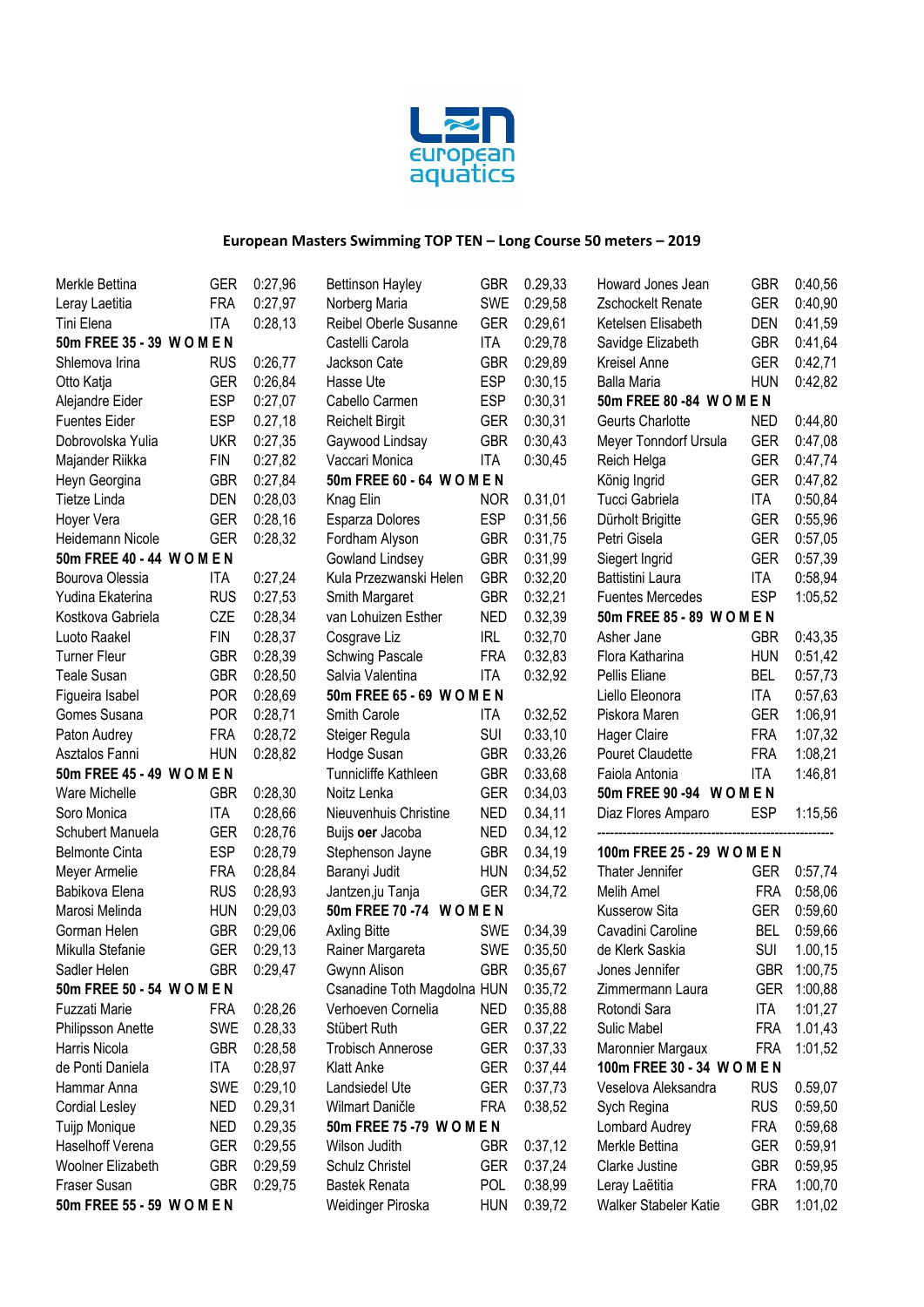# European Masters Swimming TOP TEN – Long Course 50 meters – 2019

| | | |
|---|---|---|
| Merkle Bettina | GER | 0:27,96 |
| Leray Laetitia | FRA | 0:27,97 |
| Tini Elena | ITA | 0:28,13 |

**50m FREE 35 - 39 W O M E N**

| | | |
|---|---|---|
| Shlemova Irina | RUS | 0:26,77 |
| Otto Katja | GER | 0:26,84 |
| Alejandre Eider | ESP | 0:27,07 |
| Fuentes Eider | ESP | 0:27,18 |
| Dobrovolska Yulia | UKR | 0:27,35 |
| Majander Riikka | FIN | 0:27,82 |
| Heyn Georgina | GBR | 0:27,84 |
| Tietze Linda | DEN | 0:28,03 |
| Hoyer Vera | GER | 0:28,16 |
| Heidemann Nicole | GER | 0:28,32 |

**50m FREE 40 - 44 W O M E N**

| | | |
|---|---|---|
| Bourova Olessia | ITA | 0:27,24 |
| Yudina Ekaterina | RUS | 0:27,53 |
| Kostkova Gabriela | CZE | 0:28,34 |
| Luoto Raakel | FIN | 0:28,37 |
| Turner Fleur | GBR | 0:28,39 |
| Teale Susan | GBR | 0:28,50 |
| Figueira Isabel | POR | 0:28,69 |
| Gomes Susana | POR | 0:28,71 |
| Paton Audrey | FRA | 0:28,72 |
| Asztalos Fanni | HUN | 0:28,82 |

**50m FREE 45 - 49 W O M E N**

| | | |
|---|---|---|
| Ware Michelle | GBR | 0:28,30 |
| Soro Monica | ITA | 0:28,66 |
| Schubert Manuela | GER | 0:28,76 |
| Belmonte Cinta | ESP | 0:28,79 |
| Meyer Armelie | FRA | 0:28,84 |
| Babikova Elena | RUS | 0:28,93 |
| Marosi Melinda | HUN | 0:29,03 |
| Gorman Helen | GBR | 0:29,06 |
| Mikulla Stefanie | GER | 0:29,13 |
| Sadler Helen | GBR | 0:29,47 |

**50m FREE 50 - 54 W O M E N**

| | | |
|---|---|---|
| Fuzzati Marie | FRA | 0:28,26 |
| Philipsson Anette | SWE | 0:28,33 |
| Harris Nicola | GBR | 0:28,58 |
| de Ponti Daniela | ITA | 0:28,97 |
| Hammar Anna | SWE | 0:29,10 |
| Cordial Lesley | NED | 0.29,31 |
| Tuijp Monique | NED | 0:29,35 |
| Haselhoff Verena | GER | 0:29,55 |
| Woolner Elizabeth | GBR | 0:29,59 |
| Fraser Susan | GBR | 0:29,75 |

**50m FREE 55 - 59 W O M E N**

| | | |
|---|---|---|
| Bettinson Hayley | GBR | 0.29,33 |
| Norberg Maria | SWE | 0:29,58 |
| Reibel Oberle Susanne | GER | 0:29,61 |
| Castelli Carola | ITA | 0:29,78 |
| Jackson Cate | GBR | 0:29,89 |
| Hasse Ute | ESP | 0:30,15 |
| Cabello Carmen | ESP | 0:30,31 |
| Reichelt Birgit | GER | 0:30,31 |
| Gaywood Lindsay | GBR | 0:30,43 |
| Vaccari Monica | ITA | 0:30,45 |

**50m FREE 60 - 64 W O M E N**

| | | |
|---|---|---|
| Knag Elin | NOR | 0.31,01 |
| Esparza Dolores | ESP | 0:31,56 |
| Fordham Alyson | GBR | 0:31,75 |
| Gowland Lindsey | GBR | 0:31,99 |
| Kula Przezwanski Helen | GBR | 0:32,20 |
| Smith Margaret | GBR | 0:32,21 |
| van Lohuizen Esther | NED | 0:32,39 |
| Cosgrave Liz | IRL | 0:32,70 |
| Schwing Pascale | FRA | 0:32,83 |
| Salvia Valentina | ITA | 0:32,92 |

**50m FREE 65 - 69 W O M E N**

| | | |
|---|---|---|
| Smith Carole | ITA | 0:32,52 |
| Steiger Regula | SUI | 0:33,10 |
| Hodge Susan | GBR | 0:33,26 |
| Tunnicliffe Kathleen | GBR | 0:33,68 |
| Noitz Lenka | GER | 0:34,03 |
| Nieuvenhuis Christine | NED | 0.34,11 |
| Buijs oer Jacoba | NED | 0:34,12 |
| Stephenson Jayne | GBR | 0:34,19 |
| Baranyi Judit | HUN | 0:34,52 |
| Jantzen,ju Tanja | GER | 0:34,72 |

**50m FREE 70 -74 W O M E N**

| | | |
|---|---|---|
| Axling Bitte | SWE | 0:34,39 |
| Rainer Margareta | SWE | 0:35,50 |
| Gwynn Alison | GBR | 0:35,67 |
| Csanadine Toth Magdolna | HUN | 0:35,72 |
| Verhoeven Cornelia | NED | 0:35,88 |
| Stübert Ruth | GER | 0:37,22 |
| Trobisch Annerose | GER | 0:37,33 |
| Klatt Anke | GER | 0:37,44 |
| Landsiedel Ute | GER | 0:37,73 |
| Wilmart Daniĉle | FRA | 0:38,52 |

**50m FREE 75 -79 W O M E N**

| | | |
|---|---|---|
| Wilson Judith | GBR | 0:37,12 |
| Schulz Christel | GER | 0:37,24 |
| Bastek Renata | POL | 0:38,99 |
| Weidinger Piroska | HUN | 0:39,72 |
| Howard Jones Jean | GBR | 0:40,56 |
| Zschockelt Renate | GER | 0:40,90 |
| Ketelsen Elisabeth | DEN | 0:41,59 |
| Savidge Elizabeth | GBR | 0:41,64 |
| Kreisel Anne | GER | 0:42,71 |
| Balla Maria | HUN | 0:42,82 |

**50m FREE 80 -84 W O M E N**

| | | |
|---|---|---|
| Geurts Charlotte | NED | 0:44,80 |
| Meyer Tonndorf Ursula | GER | 0:47,08 |
| Reich Helga | GER | 0:47,74 |
| König Ingrid | GER | 0:47,82 |
| Tucci Gabriela | ITA | 0:50,84 |
| Dürholt Brigitte | GER | 0:55,96 |
| Petri Gisela | GER | 0:57,05 |
| Siegert Ingrid | GER | 0:57,39 |
| Battistini Laura | ITA | 0:58,94 |
| Fuentes Mercedes | ESP | 1:05,52 |

**50m FREE 85 - 89 W O M E N**

| | | |
|---|---|---|
| Asher Jane | GBR | 0:43,35 |
| Flora Katharina | HUN | 0:51,42 |
| Pellis Eliane | BEL | 0:57,73 |
| Liello Eleonora | ITA | 0:57,63 |
| Piskora Maren | GER | 1:06,91 |
| Hager Claire | FRA | 1:07,32 |
| Pouret Claudette | FRA | 1:08,21 |
| Faiola Antonia | ITA | 1:46,81 |

**50m FREE 90 -94 W O M E N**

| | | |
|---|---|---|
| Diaz Flores Amparo | ESP | 1:15,56 |

---

**100m FREE 25 - 29 W O M E N**

| | | |
|---|---|---|
| Thater Jennifer | GER | 0:57,74 |
| Melih Amel | FRA | 0:58,06 |
| Kusserow Sita | GER | 0:59,60 |
| Cavadini Caroline | BEL | 0:59,66 |
| de Klerk Saskia | SUI | 1.00,15 |
| Jones Jennifer | GBR | 1:00,75 |
| Zimmermann Laura | GER | 1:00,88 |
| Rotondi Sara | ITA | 1:01,27 |
| Sulic Mabel | FRA | 1.01,43 |
| Maronnier Margaux | FRA | 1:01,52 |

**100m FREE 30 - 34 W O M E N**

| | | |
|---|---|---|
| Veselova Aleksandra | RUS | 0.59,07 |
| Sych Regina | RUS | 0:59,50 |
| Lombard Audrey | FRA | 0:59,68 |
| Merkle Bettina | GER | 0:59,91 |
| Clarke Justine | GBR | 0:59,95 |
| Leray Laëtitia | FRA | 1:00,70 |
| Walker Stabeler Katie | GBR | 1:01,02 |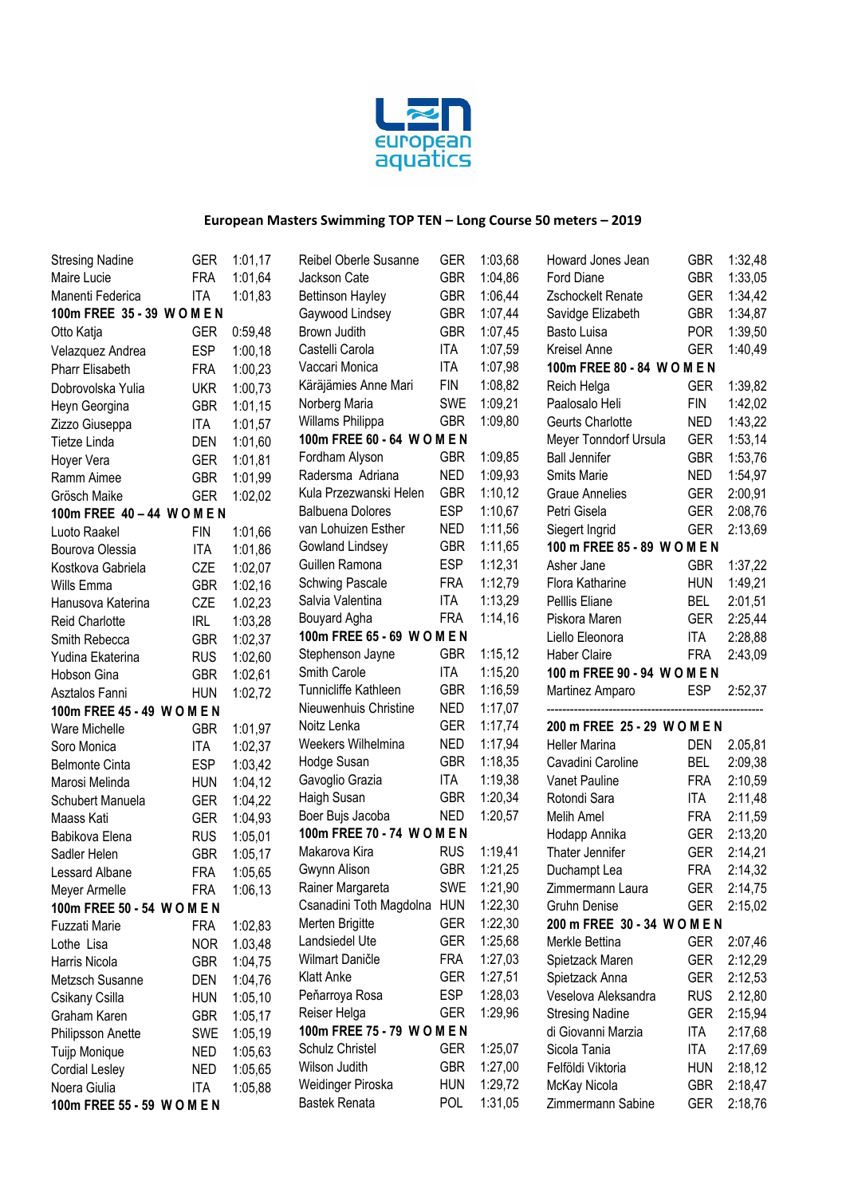# European Masters Swimming TOP TEN – Long Course 50 meters – 2019

| | | |
|---|---|---|
| Stresing Nadine | GER | 1:01,17 |
| Maire Lucie | FRA | 1:01,64 |
| Manenti Federica | ITA | 1:01,83 |

**100m FREE 35 - 39 W O M E N**

| | | |
|---|---|---|
| Otto Katja | GER | 0:59,48 |
| Velazquez Andrea | ESP | 1:00,18 |
| Pharr Elisabeth | FRA | 1:00,23 |
| Dobrovolska Yulia | UKR | 1:00,73 |
| Heyn Georgina | GBR | 1:01,15 |
| Zizzo Giuseppa | ITA | 1:01,57 |
| Tietze Linda | DEN | 1:01,60 |
| Hoyer Vera | GER | 1:01,81 |
| Ramm Aimee | GBR | 1:01,99 |
| Grösch Maike | GER | 1:02,02 |

**100m FREE 40 – 44 W O M E N**

| | | |
|---|---|---|
| Luoto Raakel | FIN | 1:01,66 |
| Bourova Olessia | ITA | 1:01,86 |
| Kostkova Gabriela | CZE | 1:02,07 |
| Wills Emma | GBR | 1:02,16 |
| Hanusova Katerina | CZE | 1:02,23 |
| Reid Charlotte | IRL | 1:03,28 |
| Smith Rebecca | GBR | 1:02,37 |
| Yudina Ekaterina | RUS | 1:02,60 |
| Hobson Gina | GBR | 1:02,61 |
| Asztalos Fanni | HUN | 1:02,72 |

**100m FREE 45 - 49 W O M E N**

| | | |
|---|---|---|
| Ware Michelle | GBR | 1:01,97 |
| Soro Monica | ITA | 1:02,37 |
| Belmonte Cinta | ESP | 1:03,42 |
| Marosi Melinda | HUN | 1:04,12 |
| Schubert Manuela | GER | 1:04,22 |
| Maass Kati | GER | 1:04,93 |
| Babikova Elena | RUS | 1:05,01 |
| Sadler Helen | GBR | 1:05,17 |
| Lessard Albane | FRA | 1:05,65 |
| Meyer Armelle | FRA | 1:06,13 |

**100m FREE 50 - 54 W O M E N**

| | | |
|---|---|---|
| Fuzzati Marie | FRA | 1:02,83 |
| Lothe Lisa | NOR | 1:03,48 |
| Harris Nicola | GBR | 1:04,75 |
| Metzsch Susanne | DEN | 1:04,76 |
| Csikany Csilla | HUN | 1:05,10 |
| Graham Karen | GBR | 1:05,17 |
| Philipsson Anette | SWE | 1:05,19 |
| Tuijp Monique | NED | 1:05,63 |
| Cordial Lesley | NED | 1:05,65 |
| Noera Giulia | ITA | 1:05,88 |

**100m FREE 55 - 59 W O M E N**

| | | |
|---|---|---|
| Reibel Oberle Susanne | GER | 1:03,68 |
| Jackson Cate | GBR | 1:04,86 |
| Bettinson Hayley | GBR | 1:06,44 |
| Gaywood Lindsey | GBR | 1:07,44 |
| Brown Judith | GBR | 1:07,45 |
| Castelli Carola | ITA | 1:07,59 |
| Vaccari Monica | ITA | 1:07,98 |
| Käräjämies Anne Mari | FIN | 1:08,82 |
| Norberg Maria | SWE | 1:09,21 |
| Willams Philippa | GBR | 1:09,80 |

**100m FREE 60 - 64 W O M E N**

| | | |
|---|---|---|
| Fordham Alyson | GBR | 1:09,85 |
| Radersma Adriana | NED | 1:09,93 |
| Kula Przezwanski Helen | GBR | 1:10,12 |
| Balbuena Dolores | ESP | 1:10,67 |
| van Lohuizen Esther | NED | 1:11,56 |
| Gowland Lindsey | GBR | 1:11,65 |
| Guillen Ramona | ESP | 1:12,31 |
| Schwing Pascale | FRA | 1:12,79 |
| Salvia Valentina | ITA | 1:13,29 |
| Bouyard Agha | FRA | 1:14,16 |

**100m FREE 65 - 69 W O M E N**

| | | |
|---|---|---|
| Stephenson Jayne | GBR | 1:15,12 |
| Smith Carole | ITA | 1:15,20 |
| Tunnicliffe Kathleen | GBR | 1:16,59 |
| Nieuwenhuis Christine | NED | 1:17,07 |
| Noitz Lenka | GER | 1:17,74 |
| Weekers Wilhelmina | NED | 1:17,94 |
| Hodge Susan | GBR | 1:18,35 |
| Gavoglio Grazia | ITA | 1:19,38 |
| Haigh Susan | GBR | 1:20,34 |
| Boer Bujs Jacoba | NED | 1:20,57 |

**100m FREE 70 - 74 W O M E N**

| | | |
|---|---|---|
| Makarova Kira | RUS | 1:19,41 |
| Gwynn Alison | GBR | 1:21,25 |
| Rainer Margareta | SWE | 1:21,90 |
| Csanadini Toth Magdolna | HUN | 1:22,30 |
| Merten Brigitte | GER | 1:22,30 |
| Landsiedel Ute | GER | 1:25,68 |
| Wilmart Daničle | FRA | 1:27,03 |
| Klatt Anke | GER | 1:27,51 |
| Peñarroya Rosa | ESP | 1:28,03 |
| Reiser Helga | GER | 1:29,96 |

**100m FREE 75 - 79 W O M E N**

| | | |
|---|---|---|
| Schulz Christel | GER | 1:25,07 |
| Wilson Judith | GBR | 1:27,00 |
| Weidinger Piroska | HUN | 1:29,72 |
| Bastek Renata | POL | 1:31,05 |
| Howard Jones Jean | GBR | 1:32,48 |
| Ford Diane | GBR | 1:33,05 |
| Zschockelt Renate | GER | 1:34,42 |
| Savidge Elizabeth | GBR | 1:34,87 |
| Basto Luisa | POR | 1:39,50 |
| Kreisel Anne | GER | 1:40,49 |

**100m FREE 80 - 84 W O M E N**

| | | |
|---|---|---|
| Reich Helga | GER | 1:39,82 |
| Paalosalo Heli | FIN | 1:42,02 |
| Geurts Charlotte | NED | 1:43,22 |
| Meyer Tonndorf Ursula | GER | 1:53,14 |
| Ball Jennifer | GBR | 1:53,76 |
| Smits Marie | NED | 1:54,97 |
| Graue Annelies | GER | 2:00,91 |
| Petri Gisela | GER | 2:08,76 |
| Siegert Ingrid | GER | 2:13,69 |

**100 m FREE 85 - 89 W O M E N**

| | | |
|---|---|---|
| Asher Jane | GBR | 1:37,22 |
| Flora Katharine | HUN | 1:49,21 |
| Pelllis Eliane | BEL | 2:01,51 |
| Piskora Maren | GER | 2:25,44 |
| Liello Eleonora | ITA | 2:28,88 |
| Haber Claire | FRA | 2:43,09 |

**100 m FREE 90 - 94 W O M E N**

| | | |
|---|---|---|
| Martinez Amparo | ESP | 2:52,37 |

---

**200 m FREE 25 - 29 W O M E N**

| | | |
|---|---|---|
| Heller Marina | DEN | 2.05,81 |
| Cavadini Caroline | BEL | 2:09,38 |
| Vanet Pauline | FRA | 2:10,59 |
| Rotondi Sara | ITA | 2:11,48 |
| Melih Amel | FRA | 2:11,59 |
| Hodapp Annika | GER | 2:13,20 |
| Thater Jennifer | GER | 2:14,21 |
| Duchampt Lea | FRA | 2:14,32 |
| Zimmermann Laura | GER | 2:14,75 |
| Gruhn Denise | GER | 2:15,02 |

**200 m FREE 30 - 34 W O M E N**

| | | |
|---|---|---|
| Merkle Bettina | GER | 2:07,46 |
| Spietzack Maren | GER | 2:12,29 |
| Spietzack Anna | GER | 2:12,53 |
| Veselova Aleksandra | RUS | 2.12,80 |
| Stresing Nadine | GER | 2:15,94 |
| di Giovanni Marzia | ITA | 2:17,68 |
| Sicola Tania | ITA | 2:17,69 |
| Felföldi Viktoria | HUN | 2:18,12 |
| McKay Nicola | GBR | 2:18,47 |
| Zimmermann Sabine | GER | 2:18,76 |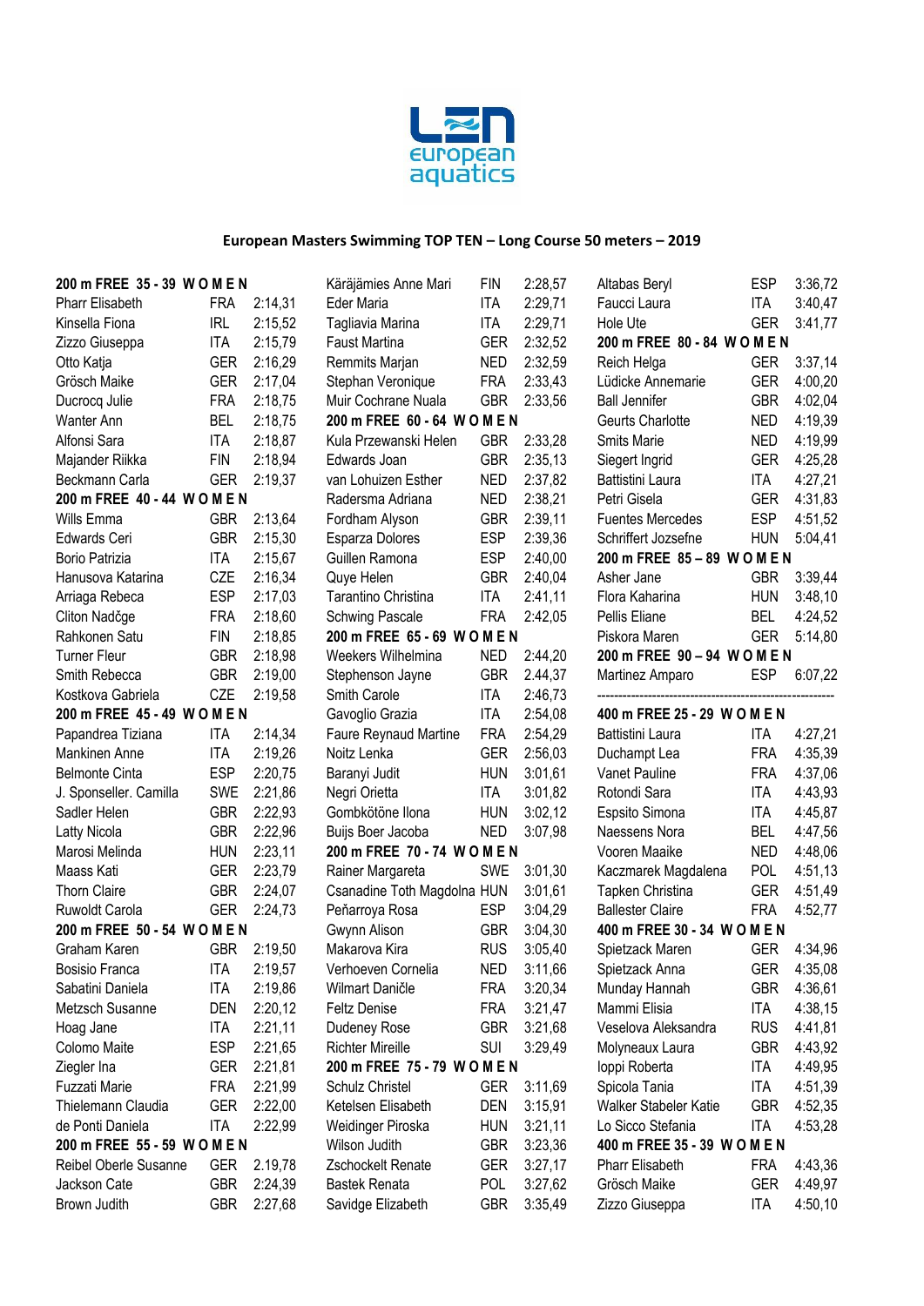## European Masters Swimming TOP TEN – Long Course 50 meters – 2019

### 200 m FREE 35 - 39 W O M E N

| Name | Nat | Time |
|---|---|---|
| Pharr Elisabeth | FRA | 2:14,31 |
| Kinsella Fiona | IRL | 2:15,52 |
| Zizzo Giuseppa | ITA | 2:15,79 |
| Otto Katja | GER | 2:16,29 |
| Grösch Maike | GER | 2:17,04 |
| Ducrocq Julie | FRA | 2:18,75 |
| Wanter Ann | BEL | 2:18,75 |
| Alfonsi Sara | ITA | 2:18,87 |
| Majander Riikka | FIN | 2:18,94 |
| Beckmann Carla | GER | 2:19,37 |

### 200 m FREE 40 - 44 W O M E N

| Name | Nat | Time |
|---|---|---|
| Wills Emma | GBR | 2:13,64 |
| Edwards Ceri | GBR | 2:15,30 |
| Borio Patrizia | ITA | 2:15,67 |
| Hanusova Katarina | CZE | 2:16,34 |
| Arriaga Rebeca | ESP | 2:17,03 |
| Cliton Nadčge | FRA | 2:18,60 |
| Rahkonen Satu | FIN | 2:18,85 |
| Turner Fleur | GBR | 2:18,98 |
| Smith Rebecca | GBR | 2:19,00 |
| Kostkova Gabriela | CZE | 2:19,58 |

### 200 m FREE 45 - 49 W O M E N

| Name | Nat | Time |
|---|---|---|
| Papandrea Tiziana | ITA | 2:14,34 |
| Mankinen Anne | ITA | 2:19,26 |
| Belmonte Cinta | ESP | 2:20,75 |
| J. Sponseller. Camilla | SWE | 2:21,86 |
| Sadler Helen | GBR | 2:22,93 |
| Latty Nicola | GBR | 2:22,96 |
| Marosi Melinda | HUN | 2:23,11 |
| Maass Kati | GER | 2:23,79 |
| Thorn Claire | GBR | 2:24,07 |
| Ruwoldt Carola | GER | 2:24,73 |

### 200 m FREE 50 - 54 W O M E N

| Name | Nat | Time |
|---|---|---|
| Graham Karen | GBR | 2:19,50 |
| Bosisio Franca | ITA | 2:19,57 |
| Sabatini Daniela | ITA | 2:19,86 |
| Metzsch Susanne | DEN | 2:20,12 |
| Hoag Jane | ITA | 2:21,11 |
| Colomo Maite | ESP | 2:21,65 |
| Ziegler Ina | GER | 2:21,81 |
| Fuzzati Marie | FRA | 2:21,99 |
| Thielemann Claudia | GER | 2:22,00 |
| de Ponti Daniela | ITA | 2:22,99 |

### 200 m FREE 55 - 59 W O M E N

| Name | Nat | Time |
|---|---|---|
| Reibel Oberle Susanne | GER | 2.19,78 |
| Jackson Cate | GBR | 2:24,39 |
| Brown Judith | GBR | 2:27,68 |
| Käräjämies Anne Mari | FIN | 2:28,57 |
| Eder Maria | ITA | 2:29,71 |
| Tagliavia Marina | ITA | 2:29,71 |
| Faust Martina | GER | 2:32,52 |
| Remmits Marjan | NED | 2:32,59 |
| Stephan Veronique | FRA | 2:33,43 |
| Muir Cochrane Nuala | GBR | 2:33,56 |

### 200 m FREE 60 - 64 W O M E N

| Name | Nat | Time |
|---|---|---|
| Kula Przewanski Helen | GBR | 2:33,28 |
| Edwards Joan | GBR | 2:35,13 |
| van Lohuizen Esther | NED | 2:37,82 |
| Radersma Adriana | NED | 2:38,21 |
| Fordham Alyson | GBR | 2:39,11 |
| Esparza Dolores | ESP | 2:39,36 |
| Guillen Ramona | ESP | 2:40,00 |
| Quye Helen | GBR | 2:40,04 |
| Tarantino Christina | ITA | 2:41,11 |
| Schwing Pascale | FRA | 2:42,05 |

### 200 m FREE 65 - 69 W O M E N

| Name | Nat | Time |
|---|---|---|
| Weekers Wilhelmina | NED | 2:44,20 |
| Stephenson Jayne | GBR | 2.44,37 |
| Smith Carole | ITA | 2:46,73 |
| Gavoglio Grazia | ITA | 2:54,08 |
| Faure Reynaud Martine | FRA | 2:54,29 |
| Noitz Lenka | GER | 2:56,03 |
| Baranyi Judit | HUN | 3:01,61 |
| Negri Orietta | ITA | 3:01,82 |
| Gombkötöne Ilona | HUN | 3:02,12 |
| Buijs Boer Jacoba | NED | 3:07,98 |

### 200 m FREE 70 - 74 W O M E N

| Name | Nat | Time |
|---|---|---|
| Rainer Margareta | SWE | 3:01,30 |
| Csanadine Toth Magdolna | HUN | 3:01,61 |
| Peñarroya Rosa | ESP | 3:04,29 |
| Gwynn Alison | GBR | 3:04,30 |
| Makarova Kira | RUS | 3:05,40 |
| Verhoeven Cornelia | NED | 3:11,66 |
| Wilmart Daničle | FRA | 3:20,34 |
| Feltz Denise | FRA | 3:21,47 |
| Dudeney Rose | GBR | 3:21,68 |
| Richter Mireille | SUI | 3:29,49 |

### 200 m FREE 75 - 79 W O M E N

| Name | Nat | Time |
|---|---|---|
| Schulz Christel | GER | 3:11,69 |
| Ketelsen Elisabeth | DEN | 3:15,91 |
| Weidinger Piroska | HUN | 3:21,11 |
| Wilson Judith | GBR | 3:23,36 |
| Zschockelt Renate | GER | 3:27,17 |
| Bastek Renata | POL | 3:27,62 |
| Savidge Elizabeth | GBR | 3:35,49 |
| Altabas Beryl | ESP | 3:36,72 |
| Faucci Laura | ITA | 3:40,47 |
| Hole Ute | GER | 3:41,77 |

### 200 m FREE 80 - 84 W O M E N

| Name | Nat | Time |
|---|---|---|
| Reich Helga | GER | 3:37,14 |
| Lüdicke Annemarie | GER | 4:00,20 |
| Ball Jennifer | GBR | 4:02,04 |
| Geurts Charlotte | NED | 4:19,39 |
| Smits Marie | NED | 4:19,99 |
| Siegert Ingrid | GER | 4:25,28 |
| Battistini Laura | ITA | 4:27,21 |
| Petri Gisela | GER | 4:31,83 |
| Fuentes Mercedes | ESP | 4:51,52 |
| Schriffert Jozsefne | HUN | 5:04,41 |

### 200 m FREE 85 – 89 W O M E N

| Name | Nat | Time |
|---|---|---|
| Asher Jane | GBR | 3:39,44 |
| Flora Kaharina | HUN | 3:48,10 |
| Pellis Eliane | BEL | 4:24,52 |
| Piskora Maren | GER | 5:14,80 |

### 200 m FREE 90 – 94 W O M E N

| Name | Nat | Time |
|---|---|---|
| Martinez Amparo | ESP | 6:07,22 |

---

### 400 m FREE 25 - 29 W O M E N

| Name | Nat | Time |
|---|---|---|
| Battistini Laura | ITA | 4:27,21 |
| Duchampt Lea | FRA | 4:35,39 |
| Vanet Pauline | FRA | 4:37,06 |
| Rotondi Sara | ITA | 4:43,93 |
| Espsito Simona | ITA | 4:45,87 |
| Naessens Nora | BEL | 4:47,56 |
| Vooren Maaike | NED | 4:48,06 |
| Kaczmarek Magdalena | POL | 4:51,13 |
| Tapken Christina | GER | 4:51,49 |
| Ballester Claire | FRA | 4:52,77 |

### 400 m FREE 30 - 34 W O M E N

| Name | Nat | Time |
|---|---|---|
| Spietzack Maren | GER | 4:34,96 |
| Spietzack Anna | GER | 4:35,08 |
| Munday Hannah | GBR | 4:36,61 |
| Mammi Elisia | ITA | 4:38,15 |
| Veselova Aleksandra | RUS | 4:41,81 |
| Molyneaux Laura | GBR | 4:43,92 |
| Ioppi Roberta | ITA | 4:49,95 |
| Spicola Tania | ITA | 4:51,39 |
| Walker Stabeler Katie | GBR | 4:52,35 |
| Lo Sicco Stefania | ITA | 4:53,28 |

### 400 m FREE 35 - 39 W O M E N

| Name | Nat | Time |
|---|---|---|
| Pharr Elisabeth | FRA | 4:43,36 |
| Grösch Maike | GER | 4:49,97 |
| Zizzo Giuseppa | ITA | 4:50,10 |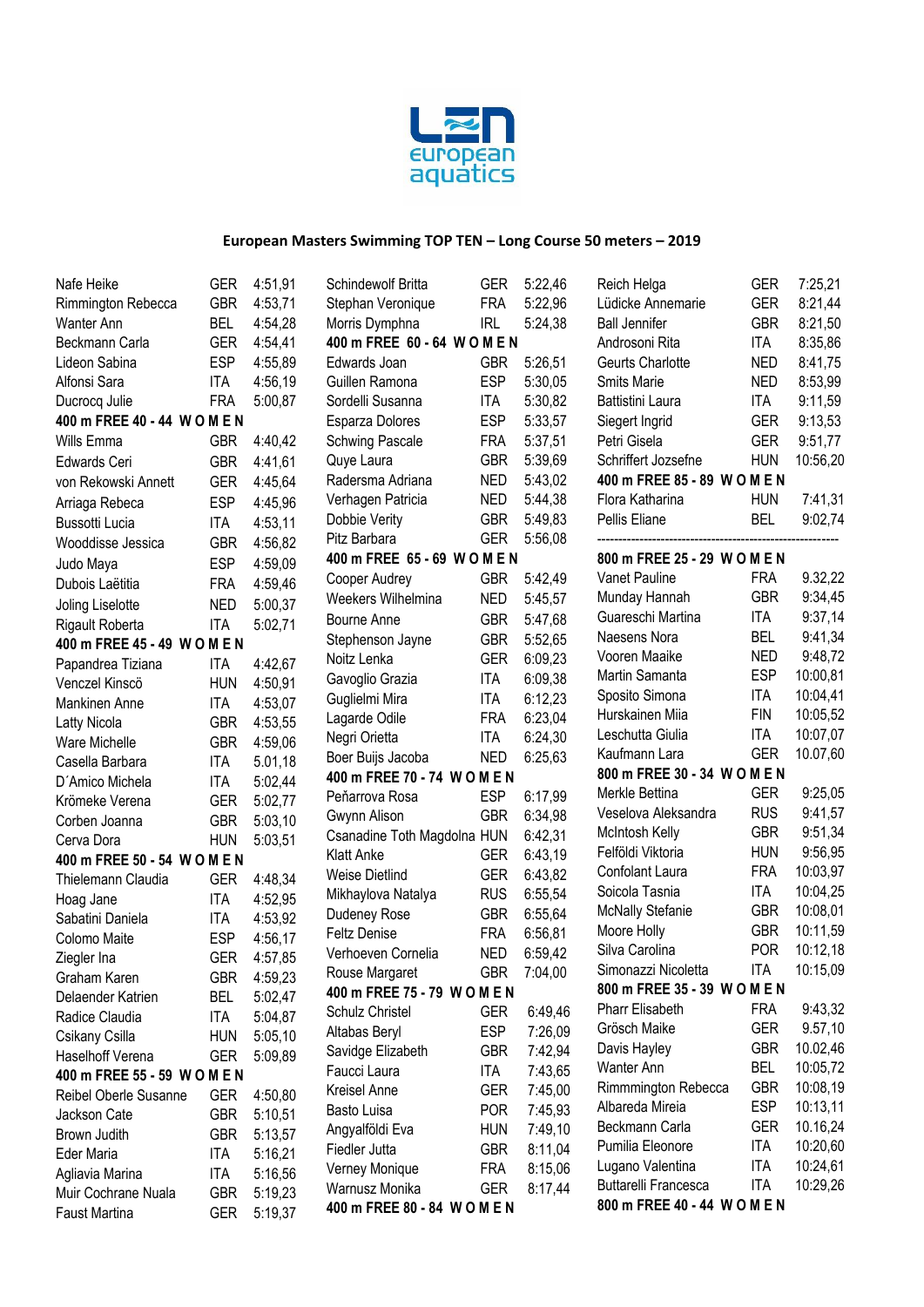**European Masters Swimming TOP TEN – Long Course 50 meters – 2019**

| Name | Country | Time |
|---|---|---|
| Nafe Heike | GER | 4:51,91 |
| Rimmington Rebecca | GBR | 4:53,71 |
| Wanter Ann | BEL | 4:54,28 |
| Beckmann Carla | GER | 4:54,41 |
| Lideon Sabina | ESP | 4:55,89 |
| Alfonsi Sara | ITA | 4:56,19 |
| Ducrocq Julie | FRA | 5:00,87 |

**400 m FREE 40 - 44 W O M E N**

| Name | Country | Time |
|---|---|---|
| Wills Emma | GBR | 4:40,42 |
| Edwards Ceri | GBR | 4:41,61 |
| von Rekowski Annett | GER | 4:45,64 |
| Arriaga Rebeca | ESP | 4:45,96 |
| Bussotti Lucia | ITA | 4:53,11 |
| Wooddisse Jessica | GBR | 4:56,82 |
| Judo Maya | ESP | 4:59,09 |
| Dubois Laëtitia | FRA | 4:59,46 |
| Joling Liselotte | NED | 5:00,37 |
| Rigault Roberta | ITA | 5:02,71 |

**400 m FREE 45 - 49 W O M E N**

| Name | Country | Time |
|---|---|---|
| Papandrea Tiziana | ITA | 4:42,67 |
| Venczel Kinscö | HUN | 4:50,91 |
| Mankinen Anne | ITA | 4:53,07 |
| Latty Nicola | GBR | 4:53,55 |
| Ware Michelle | GBR | 4:59,06 |
| Casella Barbara | ITA | 5.01,18 |
| D´Amico Michela | ITA | 5:02,44 |
| Krömeke Verena | GER | 5:02,77 |
| Corben Joanna | GBR | 5:03,10 |
| Cerva Dora | HUN | 5:03,51 |

**400 m FREE 50 - 54 W O M E N**

| Name | Country | Time |
|---|---|---|
| Thielemann Claudia | GER | 4:48,34 |
| Hoag Jane | ITA | 4:52,95 |
| Sabatini Daniela | ITA | 4:53,92 |
| Colomo Maite | ESP | 4:56,17 |
| Ziegler Ina | GER | 4:57,85 |
| Graham Karen | GBR | 4:59,23 |
| Delaender Katrien | BEL | 5:02,47 |
| Radice Claudia | ITA | 5:04,87 |
| Csikany Csilla | HUN | 5:05,10 |
| Haselhoff Verena | GER | 5:09,89 |

**400 m FREE 55 - 59 W O M E N**

| Name | Country | Time |
|---|---|---|
| Reibel Oberle Susanne | GER | 4:50,80 |
| Jackson Cate | GBR | 5:10,51 |
| Brown Judith | GBR | 5:13,57 |
| Eder Maria | ITA | 5:16,21 |
| Agliavia Marina | ITA | 5:16,56 |
| Muir Cochrane Nuala | GBR | 5:19,23 |
| Faust Martina | GER | 5:19,37 |
| Schindewolf Britta | GER | 5:22,46 |
| Stephan Veronique | FRA | 5:22,96 |
| Morris Dymphna | IRL | 5:24,38 |

**400 m FREE 60 - 64 W O M E N**

| Name | Country | Time |
|---|---|---|
| Edwards Joan | GBR | 5:26,51 |
| Guillen Ramona | ESP | 5:30,05 |
| Sordelli Susanna | ITA | 5:30,82 |
| Esparza Dolores | ESP | 5:33,57 |
| Schwing Pascale | FRA | 5:37,51 |
| Quye Laura | GBR | 5:39,69 |
| Radersma Adriana | NED | 5:43,02 |
| Verhagen Patricia | NED | 5:44,38 |
| Dobbie Verity | GBR | 5:49,83 |
| Pitz Barbara | GER | 5:56,08 |

**400 m FREE 65 - 69 W O M E N**

| Name | Country | Time |
|---|---|---|
| Cooper Audrey | GBR | 5:42,49 |
| Weekers Wilhelmina | NED | 5:45,57 |
| Bourne Anne | GBR | 5:47,68 |
| Stephenson Jayne | GBR | 5:52,65 |
| Noitz Lenka | GER | 6:09,23 |
| Gavoglio Grazia | ITA | 6:09,38 |
| Guglielmi Mira | ITA | 6:12,23 |
| Lagarde Odile | FRA | 6:23,04 |
| Negri Orietta | ITA | 6:24,30 |
| Boer Buijs Jacoba | NED | 6:25,63 |

**400 m FREE 70 - 74 W O M E N**

| Name | Country | Time |
|---|---|---|
| Peñarrova Rosa | ESP | 6:17,99 |
| Gwynn Alison | GBR | 6:34,98 |
| Csanadine Toth Magdolna | HUN | 6:42,31 |
| Klatt Anke | GER | 6:43,19 |
| Weise Dietlind | GER | 6:43,82 |
| Mikhaylova Natalya | RUS | 6:55,54 |
| Dudeney Rose | GBR | 6:55,64 |
| Feltz Denise | FRA | 6:56,81 |
| Verhoeven Cornelia | NED | 6:59,42 |
| Rouse Margaret | GBR | 7:04,00 |

**400 m FREE 75 - 79 W O M E N**

| Name | Country | Time |
|---|---|---|
| Schulz Christel | GER | 6:49,46 |
| Altabas Beryl | ESP | 7:26,09 |
| Savidge Elizabeth | GBR | 7:42,94 |
| Fauci Laura | ITA | 7:43,65 |
| Kreisel Anne | GER | 7:45,00 |
| Basto Luisa | POR | 7:45,93 |
| Angyalföldi Eva | HUN | 7:49,10 |
| Fiedler Jutta | GBR | 8:11,04 |
| Verney Monique | FRA | 8:15,06 |
| Warnusz Monika | GER | 8:17,44 |

**400 m FREE 80 - 84 W O M E N**

| Name | Country | Time |
|---|---|---|
| Reich Helga | GER | 7:25,21 |
| Lüdicke Annemarie | GER | 8:21,44 |
| Ball Jennifer | GBR | 8:21,50 |
| Androsoni Rita | ITA | 8:35,86 |
| Geurts Charlotte | NED | 8:41,75 |
| Smits Marie | NED | 8:53,99 |
| Battistini Laura | ITA | 9:11,59 |
| Siegert Ingrid | GER | 9:13,53 |
| Petri Gisela | GER | 9:51,77 |
| Schriffert Jozsefne | HUN | 10:56,20 |

**400 m FREE 85 - 89 W O M E N**

| Name | Country | Time |
|---|---|---|
| Flora Katharina | HUN | 7:41,31 |
| Pellis Eliane | BEL | 9:02,74 |

---

**800 m FREE 25 - 29 W O M E N**

| Name | Country | Time |
|---|---|---|
| Vanet Pauline | FRA | 9.32,22 |
| Munday Hannah | GBR | 9:34,45 |
| Guareschi Martina | ITA | 9:37,14 |
| Naesens Nora | BEL | 9:41,34 |
| Vooren Maaike | NED | 9:48,72 |
| Martin Samanta | ESP | 10:00,81 |
| Sposito Simona | ITA | 10:04,41 |
| Hurskainen Miia | FIN | 10:05,52 |
| Leschutta Giulia | ITA | 10:07,07 |
| Kaufmann Lara | GER | 10.07,60 |

**800 m FREE 30 - 34 W O M E N**

| Name | Country | Time |
|---|---|---|
| Merkle Bettina | GER | 9:25,05 |
| Veselova Aleksandra | RUS | 9:41,57 |
| McIntosh Kelly | GBR | 9:51,34 |
| Felföldi Viktoria | HUN | 9:56,95 |
| Confolant Laura | FRA | 10:03,97 |
| Soicola Tasnia | ITA | 10:04,25 |
| McNally Stefanie | GBR | 10:08,01 |
| Moore Holly | GBR | 10:11,59 |
| Silva Carolina | POR | 10:12,18 |
| Simonazzi Nicoletta | ITA | 10:15,09 |

**800 m FREE 35 - 39 W O M E N**

| Name | Country | Time |
|---|---|---|
| Pharr Elisabeth | FRA | 9:43,32 |
| Grösch Maike | GER | 9.57,10 |
| Davis Hayley | GBR | 10.02,46 |
| Wanter Ann | BEL | 10:05,72 |
| Rimmmington Rebecca | GBR | 10:08,19 |
| Albareda Mireia | ESP | 10:13,11 |
| Beckmann Carla | GER | 10.16,24 |
| Pumilia Eleonore | ITA | 10:20,60 |
| Lugano Valentina | ITA | 10:24,61 |
| Buttarelli Francesca | ITA | 10:29,26 |

**800 m FREE 40 - 44 W O M E N**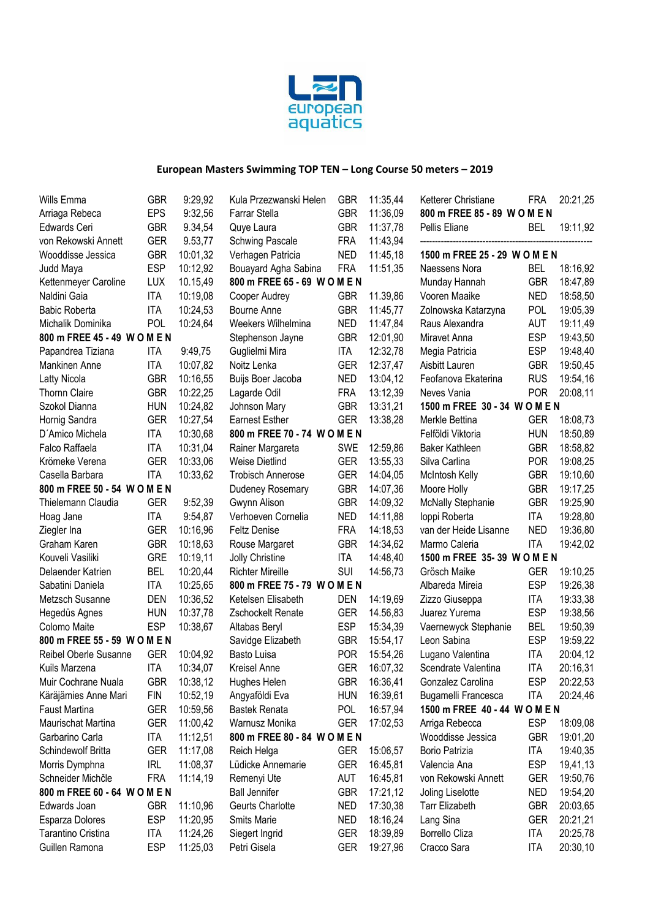# European Masters Swimming TOP TEN – Long Course 50 meters – 2019

| Name | Nat | Time |
|---|---|---|
| Wills Emma | GBR | 9:29,92 |
| Arriaga Rebeca | EPS | 9:32,56 |
| Edwards Ceri | GBR | 9.34,54 |
| von Rekowski Annett | GER | 9.53,77 |
| Wooddisse Jessica | GBR | 10:01,32 |
| Judd Maya | ESP | 10:12,92 |
| Kettenmeyer Caroline | LUX | 10.15,49 |
| Naldini Gaia | ITA | 10:19,08 |
| Babic Roberta | ITA | 10:24,53 |
| Michalik Dominika | POL | 10:24,64 |

**800 m FREE 45 - 49 W O M E N**

| Name | Nat | Time |
|---|---|---|
| Papandrea Tiziana | ITA | 9:49,75 |
| Mankinen Anne | ITA | 10:07,82 |
| Latty Nicola | GBR | 10:16,55 |
| Thornn Claire | GBR | 10:22,25 |
| Szokol Dianna | HUN | 10:24,82 |
| Hornig Sandra | GER | 10:27,54 |
| D´Amico Michela | ITA | 10:30,68 |
| Falco Raffaela | ITA | 10:31,04 |
| Krömeke Verena | GER | 10:33,06 |
| Casella Barbara | ITA | 10:33,62 |

**800 m FREE 50 - 54 W O M E N**

| Name | Nat | Time |
|---|---|---|
| Thielemann Claudia | GER | 9:52,39 |
| Hoag Jane | ITA | 9:54,87 |
| Ziegler Ina | GER | 10:16,96 |
| Graham Karen | GBR | 10:18,63 |
| Kouveli Vasiliki | GRE | 10:19,11 |
| Delaender Katrien | BEL | 10:20,44 |
| Sabatini Daniela | ITA | 10:25,65 |
| Metzsch Susanne | DEN | 10:36,52 |
| Hegedüs Agnes | HUN | 10:37,78 |
| Colomo Maite | ESP | 10:38,67 |

**800 m FREE 55 - 59 W O M E N**

| Name | Nat | Time |
|---|---|---|
| Reibel Oberle Susanne | GER | 10:04,92 |
| Kuils Marzena | ITA | 10:34,07 |
| Muir Cochrane Nuala | GBR | 10:38,12 |
| Käräjämies Anne Mari | FIN | 10:52,19 |
| Faust Martina | GER | 10:59,56 |
| Maurischat Martina | GER | 11:00,42 |
| Garbarino Carla | ITA | 11:12,51 |
| Schindewolf Britta | GER | 11:17,08 |
| Morris Dymphna | IRL | 11:08,37 |
| Schneider Michčle | FRA | 11:14,19 |

**800 m FREE 60 - 64 W O M E N**

| Name | Nat | Time |
|---|---|---|
| Edwards Joan | GBR | 11:10,96 |
| Esparza Dolores | ESP | 11:20,95 |
| Tarantino Cristina | ITA | 11:24,26 |
| Guillen Ramona | ESP | 11:25,03 |
| Kula Przezwanski Helen | GBR | 11:35,44 |
| Farrar Stella | GBR | 11:36,09 |
| Quye Laura | GBR | 11:37,78 |
| Schwing Pascale | FRA | 11:43,94 |
| Verhagen Patricia | NED | 11:45,18 |
| Bouayard Agha Sabina | FRA | 11:51,35 |

**800 m FREE 65 - 69 W O M E N**

| Name | Nat | Time |
|---|---|---|
| Cooper Audrey | GBR | 11.39,86 |
| Bourne Anne | GBR | 11:45,77 |
| Weekers Wilhelmina | NED | 11:47,84 |
| Stephenson Jayne | GBR | 12:01,90 |
| Guglielmi Mira | ITA | 12:32,78 |
| Noitz Lenka | GER | 12:37,47 |
| Buijs Boer Jacoba | NED | 13:04,12 |
| Lagarde Odil | FRA | 13:12,39 |
| Johnson Mary | GBR | 13:31,21 |
| Earnest Esther | GER | 13:38,28 |

**800 m FREE 70 - 74 W O M E N**

| Name | Nat | Time |
|---|---|---|
| Rainer Margareta | SWE | 12:59,86 |
| Weise Dietlind | GER | 13:55,33 |
| Trobisch Annerose | GER | 14:04,05 |
| Dudeney Rosemary | GBR | 14:07,36 |
| Gwynn Alison | GBR | 14:09,32 |
| Verhoeven Cornelia | NED | 14:11,88 |
| Feltz Denise | FRA | 14:18,53 |
| Rouse Margaret | GBR | 14:34,62 |
| Jolly Christine | ITA | 14:48,40 |
| Richter Mireille | SUI | 14:56,73 |

**800 m FREE 75 - 79 W O M E N**

| Name | Nat | Time |
|---|---|---|
| Ketelsen Elisabeth | DEN | 14:19,69 |
| Zschockelt Renate | GER | 14.56,83 |
| Altabas Beryl | ESP | 15:34,39 |
| Savidge Elizabeth | GBR | 15:54,17 |
| Basto Luisa | POR | 15:54,26 |
| Kreisel Anne | GER | 16:07,32 |
| Hughes Helen | GBR | 16:36,41 |
| Angyaföldi Eva | HUN | 16:39,61 |
| Bastek Renata | POL | 16:57,94 |
| Warnusz Monika | GER | 17:02,53 |

**800 m FREE 80 - 84 W O M E N**

| Name | Nat | Time |
|---|---|---|
| Reich Helga | GER | 15:06,57 |
| Lüdicke Annemarie | GER | 16:45,81 |
| Remenyi Ute | AUT | 16:45,81 |
| Ball Jennifer | GBR | 17:21,12 |
| Geurts Charlotte | NED | 17:30,38 |
| Smits Marie | NED | 18:16,24 |
| Siegert Ingrid | GER | 18:39,89 |
| Petri Gisela | GER | 19:27,96 |
| Ketterer Christiane | FRA | 20:21,25 |

**800 m FREE 85 - 89 W O M E N**

| Name | Nat | Time |
|---|---|---|
| Pellis Eliane | BEL | 19:11,92 |

---

**1500 m FREE 25 - 29 W O M E N**

| Name | Nat | Time |
|---|---|---|
| Naessens Nora | BEL | 18:16,92 |
| Munday Hannah | GBR | 18:47,89 |
| Vooren Maaike | NED | 18:58,50 |
| Zolnowska Katarzyna | POL | 19:05,39 |
| Raus Alexandra | AUT | 19:11,49 |
| Miravet Anna | ESP | 19:43,50 |
| Megia Patricia | ESP | 19:48,40 |
| Aisbitt Lauren | GBR | 19:50,45 |
| Feofanova Ekaterina | RUS | 19:54,16 |
| Neves Vania | POR | 20:08,11 |

**1500 m FREE 30 - 34 W O M E N**

| Name | Nat | Time |
|---|---|---|
| Merkle Bettina | GER | 18:08,73 |
| Felföldi Viktoria | HUN | 18:50,89 |
| Baker Kathleen | GBR | 18:58,82 |
| Silva Carlina | POR | 19:08,25 |
| McIntosh Kelly | GBR | 19:10,60 |
| Moore Holly | GBR | 19:17,25 |
| McNally Stephanie | GBR | 19:25,90 |
| Ioppi Roberta | ITA | 19:28,80 |
| van der Heide Lisanne | NED | 19:36,80 |
| Marmo Caleria | ITA | 19:42,02 |

**1500 m FREE 35- 39 W O M E N**

| Name | Nat | Time |
|---|---|---|
| Grösch Maike | GER | 19:10,25 |
| Albareda Mireia | ESP | 19:26,38 |
| Zizzo Giuseppa | ITA | 19:33,38 |
| Juarez Yurema | ESP | 19:38,56 |
| Vaernewyck Stephanie | BEL | 19:50,39 |
| Leon Sabina | ESP | 19:59,22 |
| Lugano Valentina | ITA | 20:04,12 |
| Scendrate Valentina | ITA | 20:16,31 |
| Gonzalez Carolina | ESP | 20:22,53 |
| Bugamelli Francesca | ITA | 20:24,46 |

**1500 m FREE 40 - 44 W O M E N**

| Name | Nat | Time |
|---|---|---|
| Arriga Rebecca | ESP | 18:09,08 |
| Wooddisse Jessica | GBR | 19:01,20 |
| Borio Patrizia | ITA | 19:40,35 |
| Valencia Ana | ESP | 19,41,13 |
| von Rekowski Annett | GER | 19:50,76 |
| Joling Liselotte | NED | 19:54,20 |
| Tarr Elizabeth | GBR | 20:03,65 |
| Lang Sina | GER | 20:21,21 |
| Borrello Cliza | ITA | 20:25,78 |
| Cracco Sara | ITA | 20:30,10 |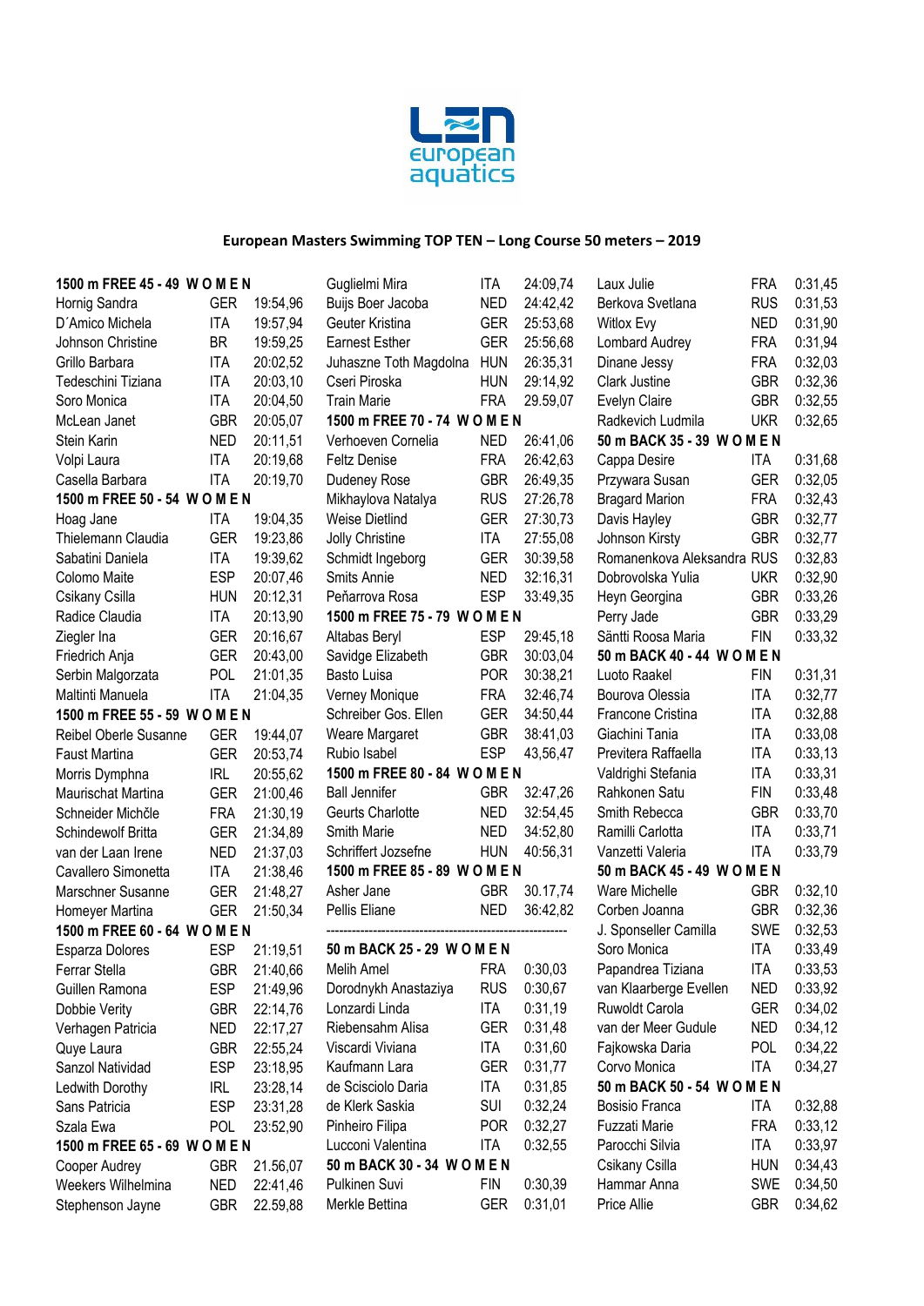## European Masters Swimming TOP TEN – Long Course 50 meters – 2019

### 1500 m FREE 45 - 49 W O M E N

| Name | Country | Time |
|---|---|---|
| Hornig Sandra | GER | 19:54,96 |
| D´Amico Michela | ITA | 19:57,94 |
| Johnson Christine | BR | 19:59,25 |
| Grillo Barbara | ITA | 20:02,52 |
| Tedeschini Tiziana | ITA | 20:03,10 |
| Soro Monica | ITA | 20:04,50 |
| McLean Janet | GBR | 20:05,07 |
| Stein Karin | NED | 20:11,51 |
| Volpi Laura | ITA | 20:19,68 |
| Casella Barbara | ITA | 20:19,70 |

### 1500 m FREE 50 - 54 W O M E N

| Name | Country | Time |
|---|---|---|
| Hoag Jane | ITA | 19:04,35 |
| Thielemann Claudia | GER | 19:23,86 |
| Sabatini Daniela | ITA | 19:39,62 |
| Colomo Maite | ESP | 20:07,46 |
| Csikany Csilla | HUN | 20:12,31 |
| Radice Claudia | ITA | 20:13,90 |
| Ziegler Ina | GER | 20:16,67 |
| Friedrich Anja | GER | 20:43,00 |
| Serbin Malgorzata | POL | 21:01,35 |
| Maltinti Manuela | ITA | 21:04,35 |

### 1500 m FREE 55 - 59 W O M E N

| Name | Country | Time |
|---|---|---|
| Reibel Oberle Susanne | GER | 19:44,07 |
| Faust Martina | GER | 20:53,74 |
| Morris Dymphna | IRL | 20:55,62 |
| Maurischat Martina | GER | 21:00,46 |
| Schneider Michčle | FRA | 21:30,19 |
| Schindewolf Britta | GER | 21:34,89 |
| van der Laan Irene | NED | 21:37,03 |
| Cavallero Simonetta | ITA | 21:38,46 |
| Marschner Susanne | GER | 21:48,27 |
| Homeyer Martina | GER | 21:50,34 |

### 1500 m FREE 60 - 64 W O M E N

| Name | Country | Time |
|---|---|---|
| Esparza Dolores | ESP | 21:19,51 |
| Ferrar Stella | GBR | 21:40,66 |
| Guillen Ramona | ESP | 21:49,96 |
| Dobbie Verity | GBR | 22:14,76 |
| Verhagen Patricia | NED | 22:17,27 |
| Quye Laura | GBR | 22:55,24 |
| Sanzol Natividad | ESP | 23:18,95 |
| Ledwith Dorothy | IRL | 23:28,14 |
| Sans Patricia | ESP | 23:31,28 |
| Szala Ewa | POL | 23:52,90 |

### 1500 m FREE 65 - 69 W O M E N

| Name | Country | Time |
|---|---|---|
| Cooper Audrey | GBR | 21.56,07 |
| Weekers Wilhelmina | NED | 22:41,46 |
| Stephenson Jayne | GBR | 22.59,88 |
| Guglielmi Mira | ITA | 24:09,74 |
| Buijs Boer Jacoba | NED | 24:42,42 |
| Geuter Kristina | GER | 25:53,68 |
| Earnest Esther | GER | 25:56,68 |
| Juhaszne Toth Magdolna | HUN | 26:35,31 |
| Cseri Piroska | HUN | 29:14,92 |
| Train Marie | FRA | 29.59,07 |

### 1500 m FREE 70 - 74 W O M E N

| Name | Country | Time |
|---|---|---|
| Verhoeven Cornelia | NED | 26:41,06 |
| Feltz Denise | FRA | 26:42,63 |
| Dudeney Rose | GBR | 26:49,35 |
| Mikhaylova Natalya | RUS | 27:26,78 |
| Weise Dietlind | GER | 27:30,73 |
| Jolly Christine | ITA | 27:55,08 |
| Schmidt Ingeborg | GER | 30:39,58 |
| Smits Annie | NED | 32:16,31 |
| Peňarrova Rosa | ESP | 33:49,35 |

### 1500 m FREE 75 - 79 W O M E N

| Name | Country | Time |
|---|---|---|
| Altabas Beryl | ESP | 29:45,18 |
| Savidge Elizabeth | GBR | 30:03,04 |
| Basto Luisa | POR | 30:38,21 |
| Verney Monique | FRA | 32:46,74 |
| Schreiber Gos. Ellen | GER | 34:50,44 |
| Weare Margaret | GBR | 38:41,03 |
| Rubio Isabel | ESP | 43,56,47 |

### 1500 m FREE 80 - 84 W O M E N

| Name | Country | Time |
|---|---|---|
| Ball Jennifer | GBR | 32:47,26 |
| Geurts Charlotte | NED | 32:54,69 |
| Smith Marie | NED | 34:52,80 |
| Schriffert Jozsefne | HUN | 40:56,31 |

### 1500 m FREE 85 - 89 W O M E N

| Name | Country | Time |
|---|---|---|
| Asher Jane | GBR | 30.17,74 |
| Pellis Eliane | NED | 36:42,82 |

---

### 50 m BACK 25 - 29 W O M E N

| Name | Country | Time |
|---|---|---|
| Melih Amel | FRA | 0:30,03 |
| Dorodnykh Anastaziya | RUS | 0:30,67 |
| Lonzardi Linda | ITA | 0:31,19 |
| Riebensahm Alisa | GER | 0:31,48 |
| Viscardi Viviana | ITA | 0:31,60 |
| Kaufmann Lara | GER | 0:31,77 |
| de Scisciolo Daria | ITA | 0:31,85 |
| de Klerk Saskia | SUI | 0:32,24 |
| Pinheiro Filipa | POR | 0:32,27 |
| Lucconi Valentina | ITA | 0:32,55 |

### 50 m BACK 30 - 34 W O M E N

| Name | Country | Time |
|---|---|---|
| Pulkinen Suvi | FIN | 0:30,39 |
| Merkle Bettina | GER | 0:31,01 |
| Laux Julie | FRA | 0:31,45 |
| Berkova Svetlana | RUS | 0:31,53 |
| Witlox Evy | NED | 0:31,90 |
| Lombard Audrey | FRA | 0:31,94 |
| Dinane Jessy | FRA | 0:32,03 |
| Clark Justine | GBR | 0:32,36 |
| Evelyn Claire | GBR | 0:32,55 |
| Radkevich Ludmila | UKR | 0:32,65 |

### 50 m BACK 35 - 39 W O M E N

| Name | Country | Time |
|---|---|---|
| Cappa Desire | ITA | 0:31,68 |
| Przywara Susan | GER | 0:32,05 |
| Bragard Marion | FRA | 0:32,43 |
| Davis Hayley | GBR | 0:32,77 |
| Johnson Kirsty | GBR | 0:32,77 |
| Romanenkova Aleksandra | RUS | 0:32,83 |
| Dobrovolska Yulia | UKR | 0:32,90 |
| Heyn Georgina | GBR | 0:33,26 |
| Perry Jade | GBR | 0:33,29 |
| Säntti Roosa Maria | FIN | 0:33,32 |

### 50 m BACK 40 - 44 W O M E N

| Name | Country | Time |
|---|---|---|
| Luoto Raakel | FIN | 0:31,31 |
| Bourova Olessia | ITA | 0:32,77 |
| Francone Cristina | ITA | 0:32,88 |
| Giachini Tania | ITA | 0:33,08 |
| Previtera Raffaella | ITA | 0:33,13 |
| Valdrighi Stefania | ITA | 0:33,31 |
| Rahkonen Satu | FIN | 0:33,48 |
| Smith Rebecca | GBR | 0:33,70 |
| Ramilli Carlotta | ITA | 0:33,71 |
| Vanzetti Valeria | ITA | 0:33,79 |

### 50 m BACK 45 - 49 W O M E N

| Name | Country | Time |
|---|---|---|
| Ware Michelle | GBR | 0:32,10 |
| Corben Joanna | GBR | 0:32,36 |
| J. Sponseller Camilla | SWE | 0:32,53 |
| Soro Monica | ITA | 0:33,49 |
| Papandrea Tiziana | ITA | 0:33,53 |
| van Klaarberge Evellen | NED | 0:33,92 |
| Ruwoldt Carola | GER | 0:34,02 |
| van der Meer Gudule | NED | 0:34,12 |
| Fajkowska Daria | POL | 0:34,22 |
| Corvo Monica | ITA | 0:34,27 |

### 50 m BACK 50 - 54 W O M E N

| Name | Country | Time |
|---|---|---|
| Bosisio Franca | ITA | 0:32,88 |
| Fuzzati Marie | FRA | 0:33,12 |
| Parocchi Silvia | ITA | 0:33,97 |
| Csikany Csilla | HUN | 0:34,43 |
| Hammar Anna | SWE | 0:34,50 |
| Price Allie | GBR | 0:34,62 |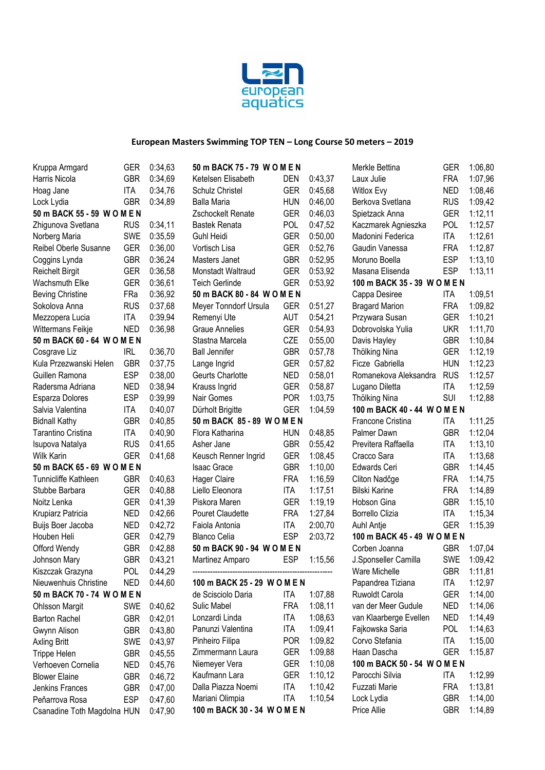# European Masters Swimming TOP TEN – Long Course 50 meters – 2019

| | | |
|---|---|---|
| Kruppa Armgard | GER | 0:34,63 |
| Harris Nicola | GBR | 0:34,69 |
| Hoag Jane | ITA | 0:34,76 |
| Lock Lydia | GBR | 0:34,89 |

**50 m BACK 55 - 59 W O M E N**

| | | |
|---|---|---|
| Zhigunova Svetlana | RUS | 0:34,11 |
| Norberg Maria | SWE | 0:35,59 |
| Reibel Oberle Susanne | GER | 0:36,00 |
| Coggins Lynda | GBR | 0:36,24 |
| Reichelt Birgit | GER | 0:36,58 |
| Wachsmuth Elke | GER | 0:36,61 |
| Beving Christine | FRa | 0:36,92 |
| Sokolova Anna | RUS | 0:37,68 |
| Mezzopera Lucia | ITA | 0:39,94 |
| Wittermans Feikje | NED | 0:36,98 |

**50 m BACK 60 - 64 W O M E N**

| | | |
|---|---|---|
| Cosgrave Liz | IRL | 0:36,70 |
| Kula Przezwanski Helen | GBR | 0:37,75 |
| Guillen Ramona | ESP | 0:38,00 |
| Radersma Adriana | NED | 0:38,94 |
| Esparza Dolores | ESP | 0:39,99 |
| Salvia Valentina | ITA | 0:40,07 |
| Bidnall Kathy | GBR | 0:40,85 |
| Tarantino Cristina | ITA | 0:40,90 |
| Isupova Natalya | RUS | 0:41,65 |
| Wilk Karin | GER | 0:41,68 |

**50 m BACK 65 - 69 W O M E N**

| | | |
|---|---|---|
| Tunnicliffe Kathleen | GBR | 0:40,63 |
| Stubbe Barbara | GER | 0:40,88 |
| Noitz Lenka | GER | 0:41,39 |
| Krupiarz Patricia | NED | 0:42,66 |
| Buijs Boer Jacoba | NED | 0:42,72 |
| Houben Heli | GER | 0:42,79 |
| Offord Wendy | GBR | 0:42,88 |
| Johnson Mary | GBR | 0:43,21 |
| Kiszczak Grazyna | POL | 0:44,29 |
| Nieuwenhuis Christine | NED | 0:44,60 |

**50 m BACK 70 - 74 W O M E N**

| | | |
|---|---|---|
| Ohlsson Margit | SWE | 0:40,62 |
| Barton Rachel | GBR | 0:42,01 |
| Gwynn Alison | GBR | 0:43,80 |
| Axling Britt | SWE | 0:43,97 |
| Trippe Helen | GBR | 0:45,55 |
| Verhoeven Cornelia | NED | 0:45,76 |
| Blower Elaine | GBR | 0:46,72 |
| Jenkins Frances | GBR | 0:47,00 |
| Peňarrova Rosa | ESP | 0:47,60 |
| Csanadine Toth Magdolna | HUN | 0:47,90 |

**50 m BACK 75 - 79 W O M E N**

| | | |
|---|---|---|
| Ketelsen Elisabeth | DEN | 0:43,37 |
| Schulz Christel | GER | 0:45,68 |
| Balla Maria | HUN | 0:46,00 |
| Zschockelt Renate | GER | 0:46,03 |
| Bastek Renata | POL | 0:47,52 |
| Guhl Heidi | GER | 0:50,00 |
| Vortisch Lisa | GER | 0:52,76 |
| Masters Janet | GBR | 0:52,95 |
| Monstadt Waltraud | GER | 0:53,92 |
| Teich Gerlinde | GER | 0:53,92 |

**50 m BACK 80 - 84 W O M E N**

| | | |
|---|---|---|
| Meyer Tonndorf Ursula | GER | 0:51,27 |
| Remenyi Ute | AUT | 0:54,21 |
| Graue Annelies | GER | 0:54,93 |
| Stastna Marcela | CZE | 0:55,00 |
| Ball Jennifer | GBR | 0:57,78 |
| Lange Ingrid | GER | 0:57,82 |
| Geurts Charlotte | NED | 0:58,01 |
| Krauss Ingrid | GER | 0:58,87 |
| Nair Gomes | POR | 1:03,75 |
| Dürholt Brigitte | GER | 1:04,59 |

**50 m BACK 85 - 89 W O M E N**

| | | |
|---|---|---|
| Flora Katharina | HUN | 0:48,85 |
| Asher Jane | GBR | 0:55,42 |
| Keusch Renner Ingrid | GER | 1:08,45 |
| Isaac Grace | GBR | 1:10,00 |
| Hager Claire | FRA | 1:16,59 |
| Liello Eleonora | ITA | 1:17,51 |
| Piskora Maren | GER | 1:19,19 |
| Pouret Claudette | FRA | 1:27,84 |
| Faiola Antonia | ITA | 2:00,70 |
| Blanco Celia | ESP | 2:03,72 |

**50 m BACK 90 - 94 W O M E N**

| | | |
|---|---|---|
| Martinez Amparo | ESP | 1:15,56 |

---

**100 m BACK 25 - 29 W O M E N**

| | | |
|---|---|---|
| de Scisciolo Daria | ITA | 1:07,88 |
| Sulic Mabel | FRA | 1:08,11 |
| Lonzardi Linda | ITA | 1:08,63 |
| Panunzi Valentina | ITA | 1:09,41 |
| Pinheiro Filipa | POR | 1:09,82 |
| Zimmermann Laura | GER | 1:09,88 |
| Niemeyer Vera | GER | 1:10,08 |
| Kaufmann Lara | GER | 1:10,12 |
| Dalla Piazza Noemi | ITA | 1:10,42 |
| Mariani Olimpia | ITA | 1:10,54 |

**100 m BACK 30 - 34 W O M E N**

| | | |
|---|---|---|
| Merkle Bettina | GER | 1:06,80 |
| Laux Julie | FRA | 1:07,96 |
| Witlox Evy | NED | 1:08,46 |
| Berkova Svetlana | RUS | 1:09,42 |
| Spietzack Anna | GER | 1:12,11 |
| Kaczmarek Agnieszka | POL | 1:12,57 |
| Madonini Federica | ITA | 1:12,61 |
| Gaudin Vanessa | FRA | 1:12,87 |
| Moruno Boella | ESP | 1:13,10 |
| Masana Elisenda | ESP | 1:13,11 |

**100 m BACK 35 - 39 W O M E N**

| | | |
|---|---|---|
| Cappa Desiree | ITA | 1:09,51 |
| Bragard Marion | FRA | 1:09,82 |
| Przywara Susan | GER | 1:10,21 |
| Dobrovolska Yulia | UKR | 1:11,70 |
| Davis Hayley | GBR | 1:10,84 |
| Thölking Nina | GER | 1:12,19 |
| Ficze Gabriella | HUN | 1:12,23 |
| Romanekova Aleksandra | RUS | 1:12,57 |
| Lugano Diletta | ITA | 1:12,59 |
| Thölking Nina | SUI | 1:12,88 |

**100 m BACK 40 - 44 W O M E N**

| | | |
|---|---|---|
| Francone Cristina | ITA | 1:11,25 |
| Palmer Dawn | GBR | 1:12,04 |
| Previtera Raffaella | ITA | 1:13,10 |
| Cracco Sara | ITA | 1:13,68 |
| Edwards Ceri | GBR | 1:14,45 |
| Cliton Nadčge | FRA | 1:14,75 |
| Bilski Karine | FRA | 1:14,89 |
| Hobson Gina | GBR | 1:15,10 |
| Borrello Clizia | ITA | 1:15,34 |
| Auhl Antje | GER | 1:15,39 |

**100 m BACK 45 - 49 W O M E N**

| | | |
|---|---|---|
| Corben Joanna | GBR | 1:07,04 |
| J.Sponseller Camilla | SWE | 1:09,42 |
| Ware Michelle | GBR | 1:11,81 |
| Papandrea Tiziana | ITA | 1:12,97 |
| Ruwoldt Carola | GER | 1:14,00 |
| van der Meer Gudule | NED | 1:14,06 |
| van Klaarberge Evellen | NED | 1:14,49 |
| Fajkowska Saria | POL | 1:14,63 |
| Corvo Stefania | ITA | 1:15,00 |
| Haan Dascha | GER | 1:15,87 |

**100 m BACK 50 - 54 W O M E N**

| | | |
|---|---|---|
| Parocchi Silvia | ITA | 1:12,99 |
| Fuzzati Marie | FRA | 1:13,81 |
| Lock Lydia | GBR | 1:14,00 |
| Price Allie | GBR | 1:14,89 |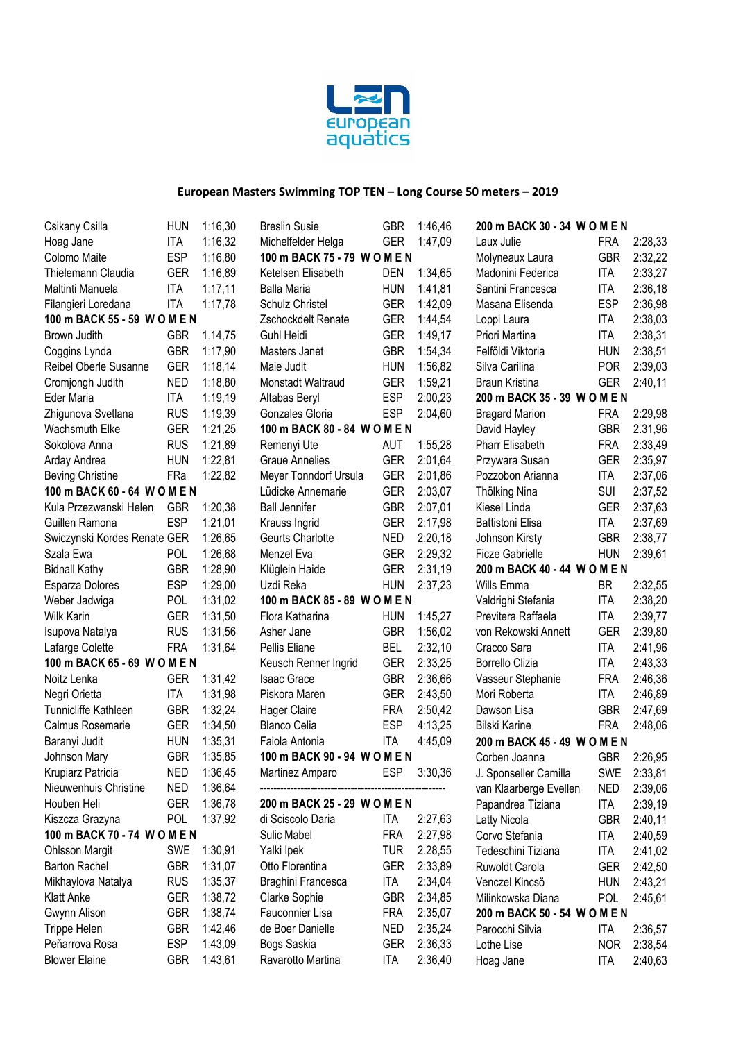## European Masters Swimming TOP TEN – Long Course 50 meters – 2019

| Name | Country | Time |
|---|---|---|
| Csikany Csilla | HUN | 1:16,30 |
| Hoag Jane | ITA | 1:16,32 |
| Colomo Maite | ESP | 1:16,80 |
| Thielemann Claudia | GER | 1:16,89 |
| Maltinti Manuela | ITA | 1:17,11 |
| Filangieri Loredana | ITA | 1:17,78 |

**100 m BACK 55 - 59 W O M E N**

| Name | Country | Time |
|---|---|---|
| Brown Judith | GBR | 1.14,75 |
| Coggins Lynda | GBR | 1:17,90 |
| Reibel Oberle Susanne | GER | 1:18,14 |
| Cromjongh Judith | NED | 1:18,80 |
| Eder Maria | ITA | 1:19,19 |
| Zhigunova Svetlana | RUS | 1:19,39 |
| Wachsmuth Elke | GER | 1:21,25 |
| Sokolova Anna | RUS | 1:21,89 |
| Arday Andrea | HUN | 1:22,81 |
| Beving Christine | FRa | 1:22,82 |

**100 m BACK 60 - 64 W O M E N**

| Name | Country | Time |
|---|---|---|
| Kula Przezwanski Helen | GBR | 1:20,38 |
| Guillen Ramona | ESP | 1:21,01 |
| Swiczynski Kordes Renate | GER | 1:26,65 |
| Szala Ewa | POL | 1:26,68 |
| Bidnall Kathy | GBR | 1:28,90 |
| Esparza Dolores | ESP | 1:29,00 |
| Weber Jadwiga | POL | 1:31,02 |
| Wilk Karin | GER | 1:31,50 |
| Isupova Natalya | RUS | 1:31,56 |
| Lafarge Colette | FRA | 1:31,64 |

**100 m BACK 65 - 69 W O M E N**

| Name | Country | Time |
|---|---|---|
| Noitz Lenka | GER | 1:31,42 |
| Negri Orietta | ITA | 1:31,98 |
| Tunnicliffe Kathleen | GBR | 1:32,24 |
| Calmus Rosemarie | GER | 1:34,50 |
| Baranyi Judit | HUN | 1:35,31 |
| Johnson Mary | GBR | 1:35,85 |
| Krupiarz Patricia | NED | 1:36,45 |
| Nieuwenhuis Christine | NED | 1:36,64 |
| Houben Heli | GER | 1:36,78 |
| Kiszcza Grazyna | POL | 1:37,92 |

**100 m BACK 70 - 74 W O M E N**

| Name | Country | Time |
|---|---|---|
| Ohlsson Margit | SWE | 1:30,91 |
| Barton Rachel | GBR | 1:31,07 |
| Mikhaylova Natalya | RUS | 1:35,37 |
| Klatt Anke | GER | 1:38,72 |
| Gwynn Alison | GBR | 1:38,74 |
| Trippe Helen | GBR | 1:42,46 |
| Peñarrova Rosa | ESP | 1:43,09 |
| Blower Elaine | GBR | 1:43,61 |
| Breslin Susie | GBR | 1:46,46 |
| Michelfelder Helga | GER | 1:47,09 |

**100 m BACK 75 - 79 W O M E N**

| Name | Country | Time |
|---|---|---|
| Ketelsen Elisabeth | DEN | 1:34,65 |
| Balla Maria | HUN | 1:41,81 |
| Schulz Christel | GER | 1:42,09 |
| Zschockdelt Renate | GER | 1:44,54 |
| Guhl Heidi | GER | 1:49,17 |
| Masters Janet | GBR | 1:54,34 |
| Maie Judit | HUN | 1:56,82 |
| Monstadt Waltraud | GER | 1:59,21 |
| Altabas Beryl | ESP | 2:00,23 |
| Gonzales Gloria | ESP | 2:04,60 |

**100 m BACK 80 - 84 W O M E N**

| Name | Country | Time |
|---|---|---|
| Remenyi Ute | AUT | 1:55,28 |
| Graue Annelies | GER | 2:01,64 |
| Meyer Tonndorf Ursula | GER | 2:01,86 |
| Lüdicke Annemarie | GER | 2:03,07 |
| Ball Jennifer | GBR | 2:07,01 |
| Krauss Ingrid | GER | 2:17,98 |
| Geurts Charlotte | NED | 2:20,18 |
| Menzel Eva | GER | 2:29,32 |
| Klüglein Haide | GER | 2:31,19 |
| Uzdi Reka | HUN | 2:37,23 |

**100 m BACK 85 - 89 W O M E N**

| Name | Country | Time |
|---|---|---|
| Flora Katharina | HUN | 1:45,27 |
| Asher Jane | GBR | 1:56,02 |
| Pellis Eliane | BEL | 2:32,10 |
| Keusch Renner Ingrid | GER | 2:33,25 |
| Isaac Grace | GBR | 2:36,66 |
| Piskora Maren | GER | 2:43,50 |
| Hager Claire | FRA | 2:50,42 |
| Blanco Celia | ESP | 4:13,25 |
| Faiola Antonia | ITA | 4:45,09 |

**100 m BACK 90 - 94 W O M E N**

| Name | Country | Time |
|---|---|---|
| Martinez Amparo | ESP | 3:30,36 |

---

**200 m BACK 25 - 29 W O M E N**

| Name | Country | Time |
|---|---|---|
| di Sciscolo Daria | ITA | 2:27,63 |
| Sulic Mabel | FRA | 2:27,98 |
| Yalki Ipek | TUR | 2.28,55 |
| Otto Florentina | GER | 2:33,89 |
| Braghini Francesca | ITA | 2:34,04 |
| Clarke Sophie | GBR | 2:34,85 |
| Fauconnier Lisa | FRA | 2:35,07 |
| de Boer Danielle | NED | 2:35,24 |
| Bogs Saskia | GER | 2:36,33 |
| Ravarotto Martina | ITA | 2:36,40 |

**200 m BACK 30 - 34 W O M E N**

| Name | Country | Time |
|---|---|---|
| Laux Julie | FRA | 2:28,33 |
| Molyneaux Laura | GBR | 2:32,22 |
| Madonini Federica | ITA | 2:33,27 |
| Santini Francesca | ITA | 2:36,18 |
| Masana Elisenda | ESP | 2:36,98 |
| Loppi Laura | ITA | 2:38,03 |
| Priori Martina | ITA | 2:38,31 |
| Felföldi Viktoria | HUN | 2:38,51 |
| Silva Carilina | POR | 2:39,03 |
| Braun Kristina | GER | 2:40,11 |

**200 m BACK 35 - 39 W O M E N**

| Name | Country | Time |
|---|---|---|
| Bragard Marion | FRA | 2:29,98 |
| David Hayley | GBR | 2:31,96 |
| Pharr Elisabeth | FRA | 2:33,49 |
| Przywara Susan | GER | 2:35,97 |
| Pozzobon Arianna | ITA | 2:37,06 |
| Thölking Nina | SUI | 2:37,52 |
| Kiesel Linda | GER | 2:37,63 |
| Battistoni Elisa | ITA | 2:37,69 |
| Johnson Kirsty | GBR | 2:38,77 |
| Ficze Gabrielle | HUN | 2:39,61 |

**200 m BACK 40 - 44 W O M E N**

| Name | Country | Time |
|---|---|---|
| Wills Emma | BR | 2:32,55 |
| Valdrighi Stefania | ITA | 2:38,20 |
| Previtera Raffaela | ITA | 2:39,77 |
| von Rekowski Annett | GER | 2:39,80 |
| Cracco Sara | ITA | 2:41,96 |
| Borrello Clizia | ITA | 2:43,33 |
| Vasseur Stephanie | FRA | 2:46,36 |
| Mori Roberta | ITA | 2:46,89 |
| Dawson Lisa | GBR | 2:47,69 |
| Bilski Karine | FRA | 2:48,06 |

**200 m BACK 45 - 49 W O M E N**

| Name | Country | Time |
|---|---|---|
| Corben Joanna | GBR | 2:26,95 |
| J. Sponseller Camilla | SWE | 2:33,81 |
| van Klaarberge Evellen | NED | 2:39,06 |
| Papandrea Tiziana | ITA | 2:39,19 |
| Latty Nicola | GBR | 2:40,11 |
| Corvo Stefania | ITA | 2:40,59 |
| Tedeschini Tiziana | ITA | 2:41,02 |
| Ruwoldt Carola | GER | 2:42,50 |
| Venczel Kincsö | HUN | 2:43,21 |
| Milinkowska Diana | POL | 2:45,61 |

**200 m BACK 50 - 54 W O M E N**

| Name | Country | Time |
|---|---|---|
| Parocchi Silvia | ITA | 2:36,57 |
| Lothe Lise | NOR | 2:38,54 |
| Hoag Jane | ITA | 2:40,63 |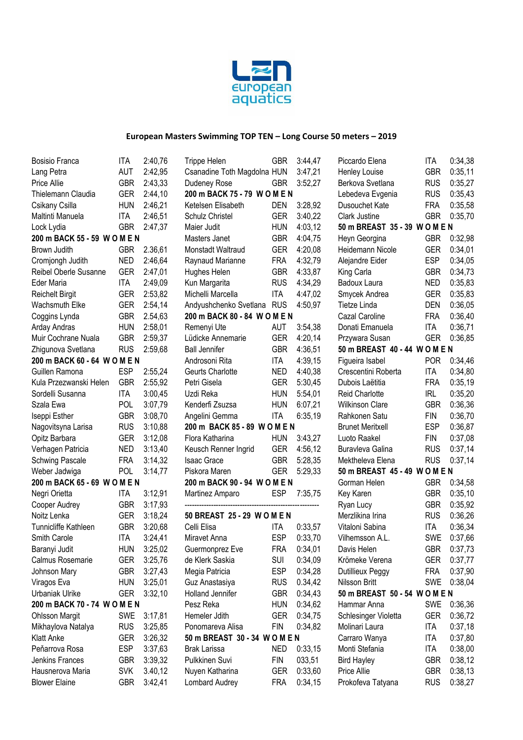European Masters Swimming TOP TEN – Long Course 50 meters – 2019

| | | |
|---|---|---|
| Bosisio Franca | ITA | 2:40,76 |
| Lang Petra | AUT | 2:42,95 |
| Price Allie | GBR | 2:43,33 |
| Thielemann Claudia | GER | 2:44,10 |
| Csikany Csilla | HUN | 2:46,21 |
| Maltinti Manuela | ITA | 2:46,51 |
| Lock Lydia | GBR | 2:47,37 |
| **200 m BACK 55 - 59 W O M E N** | | |
| Brown Judith | GBR | 2.36,61 |
| Cromjongh Judith | NED | 2:46,64 |
| Reibel Oberle Susanne | GER | 2:47,01 |
| Eder Maria | ITA | 2:49,09 |
| Reichelt Birgit | GER | 2:53,82 |
| Wachsmuth Elke | GER | 2:54,14 |
| Coggins Lynda | GBR | 2.54,63 |
| Arday Andras | HUN | 2:58,01 |
| Muir Cochrane Nuala | GBR | 2:59,37 |
| Zhigunova Svetlana | RUS | 2:59,68 |
| **200 m BACK 60 - 64 W O M E N** | | |
| Guillen Ramona | ESP | 2:55,24 |
| Kula Przezwanski Helen | GBR | 2:55,92 |
| Sordelli Susanna | ITA | 3:00,45 |
| Szala Ewa | POL | 3:07,79 |
| Iseppi Esther | GBR | 3:08,70 |
| Nagovitsyna Larisa | RUS | 3:10,88 |
| Opitz Barbara | GER | 3:12,08 |
| Verhagen Patricia | NED | 3:13,40 |
| Schwing Pascale | FRA | 3:14,32 |
| Weber Jadwiga | POL | 3:14,77 |
| **200 m BACK 65 - 69 W O M E N** | | |
| Negri Orietta | ITA | 3:12,91 |
| Cooper Audrey | GBR | 3:17,93 |
| Noitz Lenka | GER | 3:18,24 |
| Tunnicliffe Kathleen | GBR | 3:20,68 |
| Smith Carole | ITA | 3:24,41 |
| Baranyi Judit | HUN | 3:25,02 |
| Calmus Rosemarie | GER | 3:25,76 |
| Johnson Mary | GBR | 3:27,43 |
| Viragos Eva | HUN | 3:25,01 |
| Urbaniak Ulrike | GER | 3:32,10 |
| **200 m BACK 70 - 74 W O M E N** | | |
| Ohlsson Margit | SWE | 3:17,81 |
| Mikhaylova Natalya | RUS | 3:25,85 |
| Klatt Anke | GER | 3:26,32 |
| Peñarrova Rosa | ESP | 3:37,63 |
| Jenkins Frances | GBR | 3:39,32 |
| Hausnerova Maria | SVK | 3.40,12 |
| Blower Elaine | GBR | 3:42,41 |
| Trippe Helen | GBR | 3:44,47 |
| Csanadine Toth Magdolna | HUN | 3:47,21 |
| Dudeney Rose | GBR | 3:52,27 |
| **200 m BACK 75 - 79 W O M E N** | | |
| Ketelsen Elisabeth | DEN | 3:28,92 |
| Schulz Christel | GER | 3:40,22 |
| Maier Judit | HUN | 4:03,12 |
| Masters Janet | GBR | 4:04,75 |
| Monstadt Waltraud | GER | 4:20,08 |
| Raynaud Marianne | FRA | 4:32,79 |
| Hughes Helen | GBR | 4:33,87 |
| Kun Margarita | RUS | 4:34,29 |
| Michelli Marcella | ITA | 4:47,02 |
| Andyushchenko Svetlana | RUS | 4:50,97 |
| **200 m BACK 80 - 84 W O M E N** | | |
| Remenyi Ute | AUT | 3:54,38 |
| Lüdicke Annemarie | GER | 4:20,14 |
| Ball Jennifer | GBR | 4:36,51 |
| Androsoni Rita | ITA | 4:39,15 |
| Geurts Charlotte | NED | 4:40,38 |
| Petri Gisela | GER | 5:30,45 |
| Uzdi Reka | HUN | 5:54,01 |
| Kenderfi Zsuzsa | HUN | 6:07,21 |
| Angelini Gemma | ITA | 6:35,19 |
| **200 m BACK 85 - 89 W O M E N** | | |
| Flora Katharina | HUN | 3:43,27 |
| Keusch Renner Ingrid | GER | 4:56,12 |
| Isaac Grace | GBR | 5:28,35 |
| Piskora Maren | GER | 5:29,33 |
| **200 m BACK 90 - 94 W O M E N** | | |
| Martinez Amparo | ESP | 7:35,75 |
| ------------------------------------------------------- | | |
| **50 BREAST 25 - 29 W O M E N** | | |
| Celli Elisa | ITA | 0:33,57 |
| Miravet Anna | ESP | 0:33,70 |
| Guermonprez Eve | FRA | 0:34,01 |
| de Klerk Saskia | SUI | 0:34,09 |
| Megia Patricia | ESP | 0:34,28 |
| Guz Anastasiya | RUS | 0.34,42 |
| Holland Jennifer | GBR | 0:34,43 |
| Pesz Reka | HUN | 0:34,62 |
| Hemeler Jdith | GER | 0:34,75 |
| Ponomareva Alisa | FIN | 0:34,82 |
| **50 m BREAST 30 - 34 W O M E N** | | |
| Brak Larissa | NED | 0:33,15 |
| Pulkkinen Suvi | FIN | 033,51 |
| Nuyen Katharina | GER | 0:33,60 |
| Lombard Audrey | FRA | 0:34,15 |
| Piccardo Elena | ITA | 0:34,38 |
| Henley Louise | GBR | 0:35,11 |
| Berkova Svetlana | RUS | 0:35,27 |
| Lebedeva Evgenia | RUS | 0:35,43 |
| Dusouchet Kate | FRA | 0:35,58 |
| Clark Justine | GBR | 0:35,70 |
| **50 m BREAST 35 - 39 W O M E N** | | |
| Heyn Georgina | GBR | 0:32,98 |
| Heidemann Nicole | GER | 0:34,01 |
| Alejandre Eider | ESP | 0:34,05 |
| King Carla | GBR | 0:34,73 |
| Badoux Laura | NED | 0:35,83 |
| Smycek Andrea | GER | 0:35,83 |
| Tietze Linda | DEN | 0:36,05 |
| Cazal Caroline | FRA | 0:36,40 |
| Donati Emanuela | ITA | 0:36,71 |
| Przywara Susan | GER | 0:36,85 |
| **50 m BREAST 40 - 44 W O M E N** | | |
| Figueira Isabel | POR | 0:34,46 |
| Crescentini Roberta | ITA | 0:34,80 |
| Dubois Laëtitia | FRA | 0:35,19 |
| Reid Charlotte | IRL | 0:35,20 |
| Wilkinson Clare | GBR | 0:36,36 |
| Rahkonen Satu | FIN | 0:36,70 |
| Brunet Meritxell | ESP | 0:36,87 |
| Luoto Raakel | FIN | 0:37,08 |
| Buravleva Galina | RUS | 0:37,14 |
| Mektheleva Elena | RUS | 0:37,14 |
| **50 m BREAST 45 - 49 W O M E N** | | |
| Gorman Helen | GBR | 0:34,58 |
| Key Karen | GBR | 0:35,10 |
| Ryan Lucy | GBR | 0:35,92 |
| Merzlikina Irina | RUS | 0:36,26 |
| Vitaloni Sabina | ITA | 0:36,34 |
| Vilhemsson A.L. | SWE | 0:37,66 |
| Davis Helen | GBR | 0:37,73 |
| Krömeke Verena | GER | 0:37,77 |
| Dutillieux Peggy | FRA | 0:37,90 |
| Nilsson Britt | SWE | 0:38,04 |
| **50 m BREAST 50 - 54 W O M E N** | | |
| Hammar Anna | SWE | 0:36,36 |
| Schlesinger Violetta | GER | 0:36,72 |
| Molinari Laura | ITA | 0:37,18 |
| Carraro Wanya | ITA | 0:37,80 |
| Monti Stefania | ITA | 0:38,00 |
| Bird Hayley | GBR | 0:38,12 |
| Price Allie | GBR | 0:38,13 |
| Prokofeva Tatyana | RUS | 0:38,27 |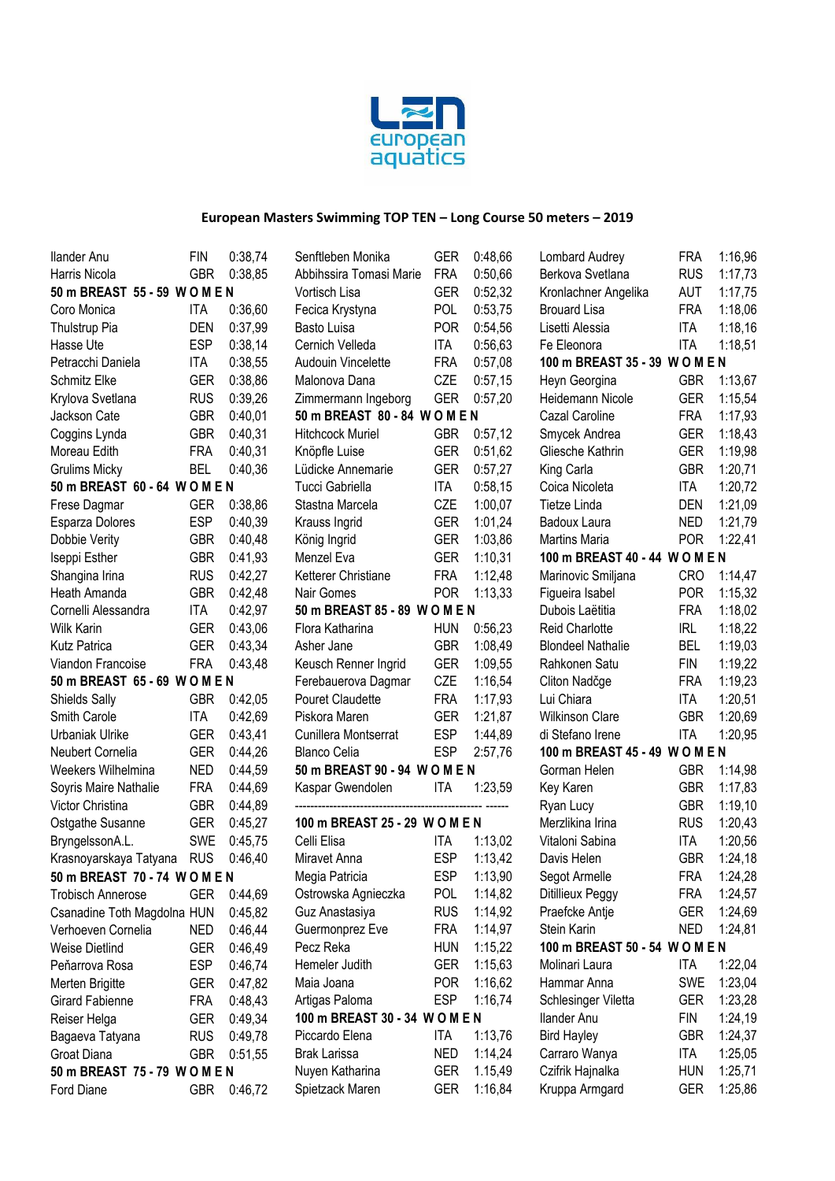# European Masters Swimming TOP TEN – Long Course 50 meters – 2019

| | | |
|---|---|---|
| Ilander Anu | FIN | 0:38,74 |
| Harris Nicola | GBR | 0:38,85 |

**50 m BREAST 55 - 59 W O M E N**

| | | |
|---|---|---|
| Coro Monica | ITA | 0:36,60 |
| Thulstrup Pia | DEN | 0:37,99 |
| Hasse Ute | ESP | 0:38,14 |
| Petracchi Daniela | ITA | 0:38,55 |
| Schmitz Elke | GER | 0:38,86 |
| Krylova Svetlana | RUS | 0:39,26 |
| Jackson Cate | GBR | 0:40,01 |
| Coggins Lynda | GBR | 0:40,31 |
| Moreau Edith | FRA | 0:40,31 |
| Grulims Micky | BEL | 0:40,36 |

**50 m BREAST 60 - 64 W O M E N**

| | | |
|---|---|---|
| Frese Dagmar | GER | 0:38,86 |
| Esparza Dolores | ESP | 0:40,39 |
| Dobbie Verity | GBR | 0:40,48 |
| Iseppi Esther | GBR | 0:41,93 |
| Shangina Irina | RUS | 0:42,27 |
| Heath Amanda | GBR | 0:42,48 |
| Cornelli Alessandra | ITA | 0:42,97 |
| Wilk Karin | GER | 0:43,06 |
| Kutz Patrica | GER | 0:43,34 |
| Viandon Francoise | FRA | 0:43,48 |

**50 m BREAST 65 - 69 W O M E N**

| | | |
|---|---|---|
| Shields Sally | GBR | 0:42,05 |
| Smith Carole | ITA | 0:42,69 |
| Urbaniak Ulrike | GER | 0:43,41 |
| Neubert Cornelia | GER | 0:44,26 |
| Weekers Wilhelmina | NED | 0:44,59 |
| Soyris Maire Nathalie | FRA | 0:44,69 |
| Victor Christina | GBR | 0:44,89 |
| Ostgathe Susanne | GER | 0:45,27 |
| BryngelssonA.L. | SWE | 0:45,75 |
| Krasnoyarskaya Tatyana | RUS | 0:46,40 |

**50 m BREAST 70 - 74 W O M E N**

| | | |
|---|---|---|
| Trobisch Annerose | GER | 0:44,69 |
| Csanadine Toth Magdolna | HUN | 0:45,82 |
| Verhoeven Cornelia | NED | 0:46,44 |
| Weise Dietlind | GER | 0:46,49 |
| Peñarrova Rosa | ESP | 0:46,74 |
| Merten Brigitte | GER | 0:47,82 |
| Girard Fabienne | FRA | 0:48,43 |
| Reiser Helga | GER | 0:49,34 |
| Bagaeva Tatyana | RUS | 0:49,78 |
| Groat Diana | GBR | 0:51,55 |

**50 m BREAST 75 - 79 W O M E N**

| | | |
|---|---|---|
| Ford Diane | GBR | 0:46,72 |
| Senftleben Monika | GER | 0:48,66 |
| Abbihssira Tomasi Marie | FRA | 0:50,66 |
| Vortisch Lisa | GER | 0:52,32 |
| Fecica Krystyna | POL | 0:53,75 |
| Basto Luisa | POR | 0:54,56 |
| Cernich Velleda | ITA | 0:56,63 |
| Audouin Vincelette | FRA | 0:57,08 |
| Malonova Dana | CZE | 0:57,15 |
| Zimmermann Ingeborg | GER | 0:57,20 |

**50 m BREAST 80 - 84 W O M E N**

| | | |
|---|---|---|
| Hitchcock Muriel | GBR | 0:57,12 |
| Knöpfle Luise | GER | 0:51,62 |
| Lüdicke Annemarie | GER | 0:57,27 |
| Tucci Gabriella | ITA | 0:58,15 |
| Stastna Marcela | CZE | 1:00,07 |
| Krauss Ingrid | GER | 1:01,24 |
| König Ingrid | GER | 1:03,86 |
| Menzel Eva | GER | 1:10,31 |
| Ketterer Christiane | FRA | 1:12,48 |
| Nair Gomes | POR | 1:13,33 |

**50 m BREAST 85 - 89 W O M E N**

| | | |
|---|---|---|
| Flora Katharina | HUN | 0:56,23 |
| Asher Jane | GBR | 1:08,49 |
| Keusch Renner Ingrid | GER | 1:09,55 |
| Ferebauerova Dagmar | CZE | 1:16,54 |
| Pouret Claudette | FRA | 1:17,93 |
| Piskora Maren | GER | 1:21,87 |
| Cunillera Montserrat | ESP | 1:44,89 |
| Blanco Celia | ESP | 2:57,76 |

**50 m BREAST 90 - 94 W O M E N**

| | | |
|---|---|---|
| Kaspar Gwendolen | ITA | 1:23,59 |

-------------------------------------------------- ------

**100 m BREAST 25 - 29 W O M E N**

| | | |
|---|---|---|
| Celli Elisa | ITA | 1:13,02 |
| Miravet Anna | ESP | 1:13,42 |
| Megia Patricia | ESP | 1:13,90 |
| Ostrowska Agnieczka | POL | 1:14,82 |
| Guz Anastasiya | RUS | 1:14,92 |
| Guermonprez Eve | FRA | 1:14,97 |
| Pecz Reka | HUN | 1:15,22 |
| Hemeler Judith | GER | 1:15,63 |
| Maia Joana | POR | 1:16,62 |
| Artigas Paloma | ESP | 1:16,74 |

**100 m BREAST 30 - 34 W O M E N**

| | | |
|---|---|---|
| Piccardo Elena | ITA | 1:13,76 |
| Brak Larissa | NED | 1:14,24 |
| Nuyen Katharina | GER | 1.15,49 |
| Spietzack Maren | GER | 1:16,84 |
| Lombard Audrey | FRA | 1:16,96 |
| Berkova Svetlana | RUS | 1:17,73 |
| Kronlachner Angelika | AUT | 1:17,75 |
| Brouard Lisa | FRA | 1:18,06 |
| Lisetti Alessia | ITA | 1:18,16 |
| Fe Eleonora | ITA | 1:18,51 |

**100 m BREAST 35 - 39 W O M E N**

| | | |
|---|---|---|
| Heyn Georgina | GBR | 1:13,67 |
| Heidemann Nicole | GER | 1:15,54 |
| Cazal Caroline | FRA | 1:17,93 |
| Smycek Andrea | GER | 1:18,43 |
| Gliesche Kathrin | GER | 1:19,98 |
| King Carla | GBR | 1:20,71 |
| Coica Nicoleta | ITA | 1:20,72 |
| Tietze Linda | DEN | 1:21,09 |
| Badoux Laura | NED | 1:21,79 |
| Martins Maria | POR | 1:22,41 |

**100 m BREAST 40 - 44 W O M E N**

| | | |
|---|---|---|
| Marinovic Smiljana | CRO | 1:14,47 |
| Figueira Isabel | POR | 1:15,32 |
| Dubois Laëtitia | FRA | 1:18,02 |
| Reid Charlotte | IRL | 1:18,22 |
| Blondeel Nathalie | BEL | 1:19,03 |
| Rahkonen Satu | FIN | 1:19,22 |
| Cliton Nadčge | FRA | 1:19,23 |
| Lui Chiara | ITA | 1:20,51 |
| Wilkinson Clare | GBR | 1:20,69 |
| di Stefano Irene | ITA | 1:20,95 |

**100 m BREAST 45 - 49 W O M E N**

| | | |
|---|---|---|
| Gorman Helen | GBR | 1:14,98 |
| Key Karen | GBR | 1:17,83 |
| Ryan Lucy | GBR | 1:19,10 |
| Merzlikina Irina | RUS | 1:20,43 |
| Vitaloni Sabina | ITA | 1:20,56 |
| Davis Helen | GBR | 1:24,18 |
| Segot Armelle | FRA | 1:24,28 |
| Ditillieux Peggy | FRA | 1:24,57 |
| Praefcke Antje | GER | 1:24,69 |
| Stein Karin | NED | 1:24,81 |

**100 m BREAST 50 - 54 W O M E N**

| | | |
|---|---|---|
| Molinari Laura | ITA | 1:22,04 |
| Hammar Anna | SWE | 1:23,04 |
| Schlesinger Viletta | GER | 1:23,28 |
| Ilander Anu | FIN | 1:24,19 |
| Bird Hayley | GBR | 1:24,37 |
| Carraro Wanya | ITA | 1:25,05 |
| Czifrik Hajnalka | HUN | 1:25,71 |
| Kruppa Armgard | GER | 1:25,86 |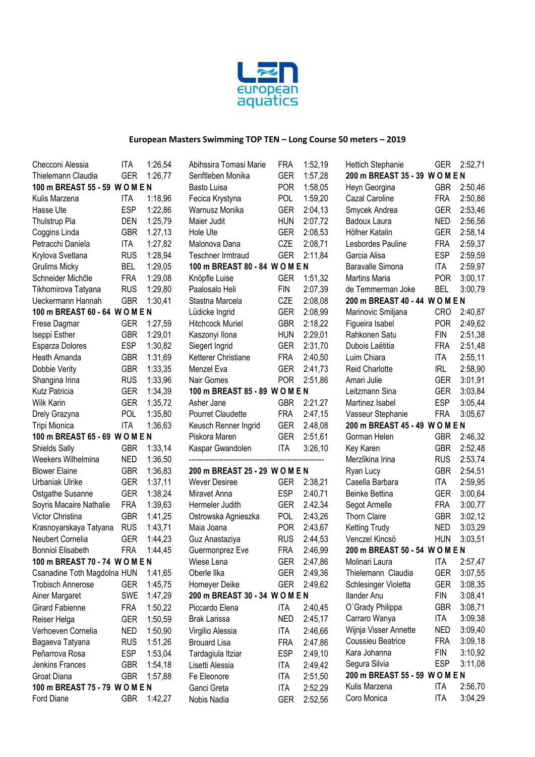european aquatics

## European Masters Swimming TOP TEN – Long Course 50 meters – 2019

| | | |
|---|---|---|
| Checconi Alessia | ITA | 1:26,54 |
| Thielemann Claudia | GER | 1:26,77 |

**100 m BREAST 55 - 59 W O M E N**

| | | |
|---|---|---|
| Kulis Marzena | ITA | 1:18,96 |
| Hasse Ute | ESP | 1:22,86 |
| Thulstrup Pia | DEN | 1:25,79 |
| Coggins Linda | GBR | 1.27,13 |
| Petracchi Daniela | ITA | 1:27,82 |
| Krylova Svetlana | RUS | 1:28,94 |
| Grulims Micky | BEL | 1:29,05 |
| Schneider Michčle | FRA | 1:29,08 |
| Tikhomirova Tatyana | RUS | 1:29,80 |
| Ueckermann Hannah | GBR | 1:30,41 |

**100 m BREAST 60 - 64 W O M E N**

| | | |
|---|---|---|
| Frese Dagmar | GER | 1:27,59 |
| Iseppi Esther | GBR | 1:29,01 |
| Esparza Dolores | ESP | 1:30,82 |
| Heath Amanda | GBR | 1:31,69 |
| Dobbie Verity | GBR | 1:33,35 |
| Shangina Irina | RUS | 1:33,96 |
| Kutz Patricia | GER | 1:34,39 |
| Wilk Karin | GER | 1:35,72 |
| Drely Grazyna | POL | 1:35,80 |
| Tripi Mionica | ITA | 1:36,63 |

**100 m BREAST 65 - 69 W O M E N**

| | | |
|---|---|---|
| Shields Sally | GBR | 1:33,14 |
| Weekers Wilhelmina | NED | 1:36,50 |
| Blower Elaine | GBR | 1:36,83 |
| Urbaniak Ulrike | GER | 1:37,11 |
| Ostgathe Susanne | GER | 1:38,24 |
| Soyris Macaire Nathalie | FRA | 1:39,63 |
| Victor Christina | GBR | 1:41,25 |
| Krasnoyarskaya Tatyana | RUS | 1:43,71 |
| Neubert Cornelia | GER | 1:44,23 |
| Bonniol Elisabeth | FRA | 1:44,45 |

**100 m BREAST 70 - 74 W O M E N**

| | | |
|---|---|---|
| Csanadine Toth Magdolna | HUN | 1:41,65 |
| Trobisch Annerose | GER | 1:45,75 |
| Ainer Margaret | SWE | 1:47,29 |
| Girard Fabienne | FRA | 1:50,22 |
| Reiser Helga | GER | 1:50,59 |
| Verhoeven Cornelia | NED | 1:50,90 |
| Bagaeva Tatyana | RUS | 1:51,26 |
| Peñarrova Rosa | ESP | 1:53,04 |
| Jenkins Frances | GBR | 1:54,18 |
| Groat Diana | GBR | 1:57,88 |

**100 m BREAST 75 - 79 W O M E N**

| | | |
|---|---|---|
| Ford Diane | GBR | 1:42,27 |
| Abihssira Tomasi Marie | FRA | 1:52,19 |
| Senftleben Monika | GER | 1:57,28 |
| Basto Luisa | POR | 1:58,05 |
| Fecica Krystyna | POL | 1:59,20 |
| Warnusz Monika | GER | 2:04,13 |
| Maier Judit | HUN | 2:07,72 |
| Hole Ute | GER | 2:08,53 |
| Malonova Dana | CZE | 2:08,71 |
| Teschner Irmtraud | GER | 2:11,84 |

**100 m BREAST 80 - 84 W O M E N**

| | | |
|---|---|---|
| Knöpfle Luise | GER | 1:51,32 |
| Paalosalo Heli | FIN | 2:07,39 |
| Stastna Marcela | CZE | 2:08,08 |
| Lüdicke Ingrid | GER | 2:08,99 |
| Hitchcock Muriel | GBR | 2:18,22 |
| Kaszonyi Ilona | HUN | 2:29,01 |
| Siegert Ingrid | GER | 2:31,70 |
| Ketterer Christiane | FRA | 2:40,50 |
| Menzel Eva | GER | 2:41,73 |
| Nair Gomes | POR | 2:51,86 |

**100 m BREAST 85 - 89 W O M E N**

| | | |
|---|---|---|
| Asher Jane | GBR | 2:21,27 |
| Pourret Claudette | FRA | 2:47,15 |
| Keusch Renner Ingrid | GER | 2.48,08 |
| Piskora Maren | GER | 2:51,61 |
| Kaspar Gwandolen | ITA | 3:26,10 |

-------------------------------------------------------

**200 m BREAST 25 - 29 W O M E N**

| | | |
|---|---|---|
| Wever Desiree | GER | 2:38,21 |
| Miravet Anna | ESP | 2:40,71 |
| Hermeler Judith | GER | 2.42,34 |
| Ostrowska Agnieszka | POL | 2:43,26 |
| Maia Joana | POR | 2:43,67 |
| Guz Anastaziya | RUS | 2:44,53 |
| Guermonprez Eve | FRA | 2:46,99 |
| Wiese Lena | GER | 2:47,86 |
| Oberle Ilka | GER | 2:49,36 |
| Homeyer Deike | GER | 2:49,62 |

**200 m BREAST 30 - 34 W O M E N**

| | | |
|---|---|---|
| Piccardo Elena | ITA | 2:40,45 |
| Brak Larissa | NED | 2:45,17 |
| Virgilio Alessia | ITA | 2:46,66 |
| Brouard Lisa | FRA | 2:47,86 |
| Tardagiula Itziar | ESP | 2:49,10 |
| Lisetti Alessia | ITA | 2:49,42 |
| Fe Eleonore | ITA | 2:51,50 |
| Ganci Greta | ITA | 2:52,29 |
| Nobis Nadia | GER | 2:52,56 |
| Hettich Stephanie | GER | 2:52,71 |

**200 m BREAST 35 - 39 W O M E N**

| | | |
|---|---|---|
| Heyn Georgina | GBR | 2:50,46 |
| Cazal Caroline | FRA | 2:50,86 |
| Smycek Andrea | GER | 2:53,46 |
| Badoux Laura | NED | 2:56,56 |
| Höfner Katalin | GER | 2:58,14 |
| Lesbordes Pauline | FRA | 2:59,37 |
| Garcia Alisa | ESP | 2:59,59 |
| Baravalle Simona | ITA | 2:59,97 |
| Martins Maria | POR | 3:00,17 |
| de Temmerman Joke | BEL | 3:00,79 |

**200 m BREAST 40 - 44 W O M E N**

| | | |
|---|---|---|
| Marinovic Smiljana | CRO | 2:40,87 |
| Figueira Isabel | POR | 2:49,62 |
| Rahkonen Satu | FIN | 2:51,38 |
| Dubois Laëtitia | FRA | 2:51,48 |
| Luim Chiara | ITA | 2:55,11 |
| Reid Charlotte | IRL | 2:58,90 |
| Amari Julie | GER | 3:01,91 |
| Leitzmann Sina | GER | 3:03,84 |
| Martinez Isabel | ESP | 3:05,44 |
| Vasseur Stephanie | FRA | 3:05,67 |

**200 m BREAST 45 - 49 W O M E N**

| | | |
|---|---|---|
| Gorman Helen | GBR | 2:46,32 |
| Key Karen | GBR | 2:52,48 |
| Merzlikina Irina | RUS | 2:53,74 |
| Ryan Lucy | GBR | 2:54,51 |
| Casella Barbara | ITA | 2:59,95 |
| Beinke Bettina | GER | 3:00,64 |
| Segot Armelle | FRA | 3:00,77 |
| Thorn Claire | GBR | 3:02,12 |
| Ketting Trudy | NED | 3:03,29 |
| Venczel Kincsö | HUN | 3:03,51 |

**200 m BREAST 50 - 54 W O M E N**

| | | |
|---|---|---|
| Molinari Laura | ITA | 2:57,47 |
| Thielemann Claudia | GER | 3:07,55 |
| Schlesinger Violetta | GER | 3:08,35 |
| Ilander Anu | FIN | 3:08,41 |
| O´Grady Philippa | GBR | 3:08,71 |
| Carraro Wanya | ITA | 3:09,38 |
| Wijnja Visser Annette | NED | 3:09,40 |
| Coussieu Beatrice | FRA | 3:09,18 |
| Kara Johanna | FIN | 3:10,92 |
| Segura Silvia | ESP | 3:11,08 |

**200 m BREAST 55 - 59 W O M E N**

| | | |
|---|---|---|
| Kulis Marzena | ITA | 2:56,70 |
| Coro Monica | ITA | 3:04,29 |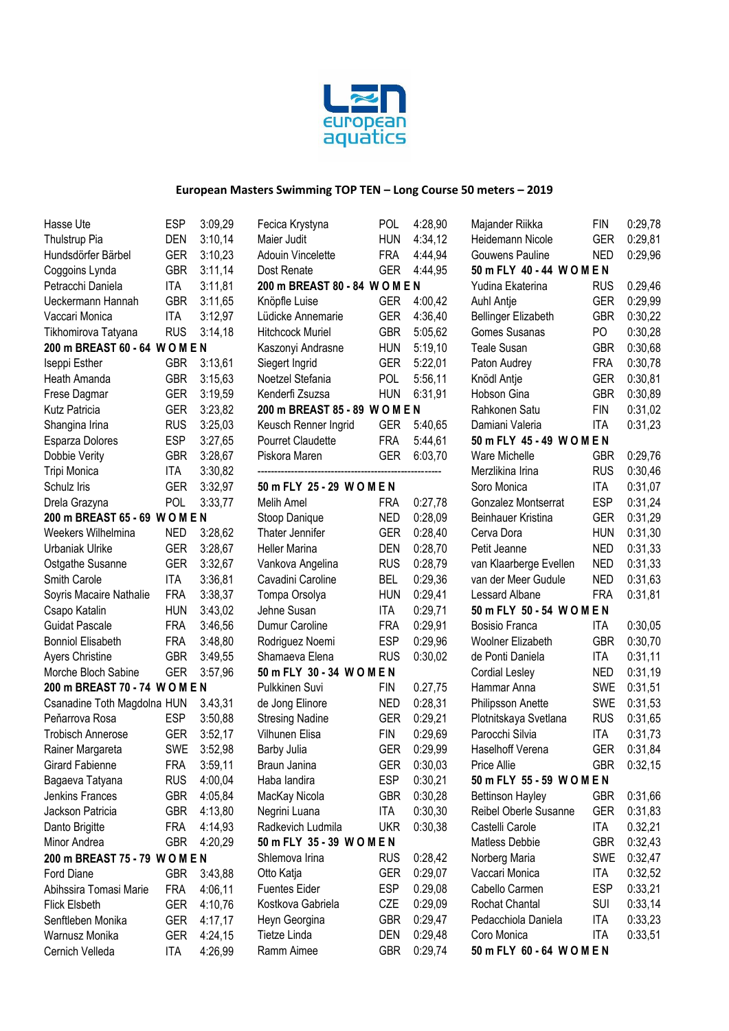**European Masters Swimming TOP TEN – Long Course 50 meters – 2019**

| Name | Country | Time |
|---|---|---|
| Hasse Ute | ESP | 3:09,29 |
| Thulstrup Pia | DEN | 3:10,14 |
| Hundsdörfer Bärbel | GER | 3:10,23 |
| Coggoins Lynda | GBR | 3:11,14 |
| Petracchi Daniela | ITA | 3:11,81 |
| Ueckermann Hannah | GBR | 3:11,65 |
| Vaccari Monica | ITA | 3:12,97 |
| Tikhomirova Tatyana | RUS | 3:14,18 |

**200 m BREAST 60 - 64 WOMEN**

| Name | Country | Time |
|---|---|---|
| Iseppi Esther | GBR | 3:13,61 |
| Heath Amanda | GBR | 3:15,63 |
| Frese Dagmar | GER | 3:19,59 |
| Kutz Patricia | GER | 3:23,82 |
| Shangina Irina | RUS | 3:25,03 |
| Esparza Dolores | ESP | 3:27,65 |
| Dobbie Verity | GBR | 3:28,67 |
| Tripi Monica | ITA | 3:30,82 |
| Schulz Iris | GER | 3:32,97 |
| Drela Grazyna | POL | 3:33,77 |

**200 m BREAST 65 - 69 WOMEN**

| Name | Country | Time |
|---|---|---|
| Weekers Wilhelmina | NED | 3:28,62 |
| Urbaniak Ulrike | GER | 3:28,67 |
| Ostgathe Susanne | GER | 3:32,67 |
| Smith Carole | ITA | 3:36,81 |
| Soyris Macaire Nathalie | FRA | 3:38,37 |
| Csapo Katalin | HUN | 3:43,02 |
| Guidat Pascale | FRA | 3:46,56 |
| Bonniol Elisabeth | FRA | 3:48,80 |
| Ayers Christine | GBR | 3:49,55 |
| Morche Bloch Sabine | GER | 3:57,96 |

**200 m BREAST 70 - 74 WOMEN**

| Name | Country | Time |
|---|---|---|
| Csanadine Toth Magdolna | HUN | 3.43,31 |
| Peñarrova Rosa | ESP | 3:50,88 |
| Trobisch Annerose | GER | 3:52,17 |
| Rainer Margareta | SWE | 3:52,98 |
| Girard Fabienne | FRA | 3:59,11 |
| Bagaeva Tatyana | RUS | 4:00,04 |
| Jenkins Frances | GBR | 4:05,84 |
| Jackson Patricia | GBR | 4:13,80 |
| Danto Brigitte | FRA | 4:14,93 |
| Minor Andrea | GBR | 4:20,29 |

**200 m BREAST 75 - 79 WOMEN**

| Name | Country | Time |
|---|---|---|
| Ford Diane | GBR | 3:43,88 |
| Abihssira Tomasi Marie | FRA | 4:06,11 |
| Flick Elsbeth | GER | 4:10,76 |
| Senftleben Monika | GER | 4:17,17 |
| Warnusz Monika | GER | 4:24,15 |
| Cernich Velleda | ITA | 4:26,99 |
| Fecica Krystyna | POL | 4:28,90 |
| Maier Judit | HUN | 4:34,12 |
| Adouin Vincelette | FRA | 4:44,94 |
| Dost Renate | GER | 4:44,95 |

**200 m BREAST 80 - 84 WOMEN**

| Name | Country | Time |
|---|---|---|
| Knöpfle Luise | GER | 4:00,42 |
| Lüdicke Annemarie | GER | 4:36,40 |
| Hitchcock Muriel | GBR | 5:05,62 |
| Kaszonyi Andrasne | HUN | 5:19,10 |
| Siegert Ingrid | GER | 5:22,01 |
| Noetzel Stefania | POL | 5:56,11 |
| Kenderfi Zsuzsa | HUN | 6:31,91 |

**200 m BREAST 85 - 89 WOMEN**

| Name | Country | Time |
|---|---|---|
| Keusch Renner Ingrid | GER | 5:40,65 |
| Pourret Claudette | FRA | 5:44,61 |
| Piskora Maren | GER | 6:03,70 |

-------------------------------------------------------

**50 m FLY 25 - 29 WOMEN**

| Name | Country | Time |
|---|---|---|
| Melih Amel | FRA | 0:27,78 |
| Stoop Danique | NED | 0:28,09 |
| Thater Jennifer | GER | 0:28,40 |
| Heller Marina | DEN | 0:28,70 |
| Vankova Angelina | RUS | 0:28,79 |
| Cavadini Caroline | BEL | 0:29,36 |
| Tompa Orsolya | HUN | 0:29,41 |
| Jehne Susan | ITA | 0:29,71 |
| Dumur Caroline | FRA | 0:29,91 |
| Rodriguez Noemi | ESP | 0:29,96 |
| Shamaeva Elena | RUS | 0:30,02 |

**50 m FLY 30 - 34 WOMEN**

| Name | Country | Time |
|---|---|---|
| Pulkkinen Suvi | FIN | 0.27,75 |
| de Jong Elinore | NED | 0:28,31 |
| Stresing Nadine | GER | 0:29,21 |
| Vilhunen Elisa | FIN | 0:29,69 |
| Barby Julia | GER | 0:29,99 |
| Braun Janina | GER | 0:30,03 |
| Haba landira | ESP | 0:30,21 |
| MacKay Nicola | GBR | 0:30,28 |
| Negrini Luana | ITA | 0:30,30 |
| Radkevich Ludmila | UKR | 0:30,38 |

**50 m FLY 35 - 39 WOMEN**

| Name | Country | Time |
|---|---|---|
| Shlemova Irina | RUS | 0:28,42 |
| Otto Katja | GER | 0:29,07 |
| Fuentes Eider | ESP | 0.29,08 |
| Kostkova Gabriela | CZE | 0:29,09 |
| Heyn Georgina | GBR | 0:29,47 |
| Tietze Linda | DEN | 0:29,48 |
| Ramm Aimee | GBR | 0:29,74 |
| Majander Riikka | FIN | 0:29,78 |
| Heidemann Nicole | GER | 0:29,81 |
| Gouwens Pauline | NED | 0:29,96 |

**50 m FLY 40 - 44 WOMEN**

| Name | Country | Time |
|---|---|---|
| Yudina Ekaterina | RUS | 0.29,46 |
| Auhl Antje | GER | 0:29,99 |
| Bellinger Elizabeth | GBR | 0:30,22 |
| Gomes Susanas | PO | 0:30,28 |
| Teale Susan | GBR | 0:30,68 |
| Paton Audrey | FRA | 0:30,78 |
| Knödl Antje | GER | 0:30,81 |
| Hobson Gina | GBR | 0:30,89 |
| Rahkonen Satu | FIN | 0:31,02 |
| Damiani Valeria | ITA | 0:31,23 |

**50 m FLY 45 - 49 WOMEN**

| Name | Country | Time |
|---|---|---|
| Ware Michelle | GBR | 0:29,76 |
| Merzlikina Irina | RUS | 0:30,46 |
| Soro Monica | ITA | 0:31,07 |
| Gonzalez Montserrat | ESP | 0:31,24 |
| Beinhauer Kristina | GER | 0:31,29 |
| Cerva Dora | HUN | 0:31,30 |
| Petit Jeanne | NED | 0:31,33 |
| van Klaarberge Evellen | NED | 0:31,33 |
| van der Meer Gudule | NED | 0:31,63 |
| Lessard Albane | FRA | 0:31,81 |

**50 m FLY 50 - 54 WOMEN**

| Name | Country | Time |
|---|---|---|
| Bosisio Franca | ITA | 0:30,05 |
| Woolner Elizabeth | GBR | 0:30,70 |
| de Ponti Daniela | ITA | 0:31,11 |
| Cordial Lesley | NED | 0:31,19 |
| Hammar Anna | SWE | 0:31,51 |
| Philipsson Anette | SWE | 0:31,53 |
| Plotnitskaya Svetlana | RUS | 0:31,65 |
| Parocchi Silvia | ITA | 0:31,73 |
| Haselhoff Verena | GER | 0:31,84 |
| Price Allie | GBR | 0:32,15 |

**50 m FLY 55 - 59 WOMEN**

| Name | Country | Time |
|---|---|---|
| Bettinson Hayley | GBR | 0:31,66 |
| Reibel Oberle Susanne | GER | 0:31,83 |
| Castelli Carole | ITA | 0.32,21 |
| Matless Debbie | GBR | 0:32,43 |
| Norberg Maria | SWE | 0:32,47 |
| Vaccari Monica | ITA | 0:32,52 |
| Cabello Carmen | ESP | 0:33,21 |
| Rochat Chantal | SUI | 0:33,14 |
| Pedacchiola Daniela | ITA | 0:33,23 |
| Coro Monica | ITA | 0:33,51 |

**50 m FLY 60 - 64 WOMEN**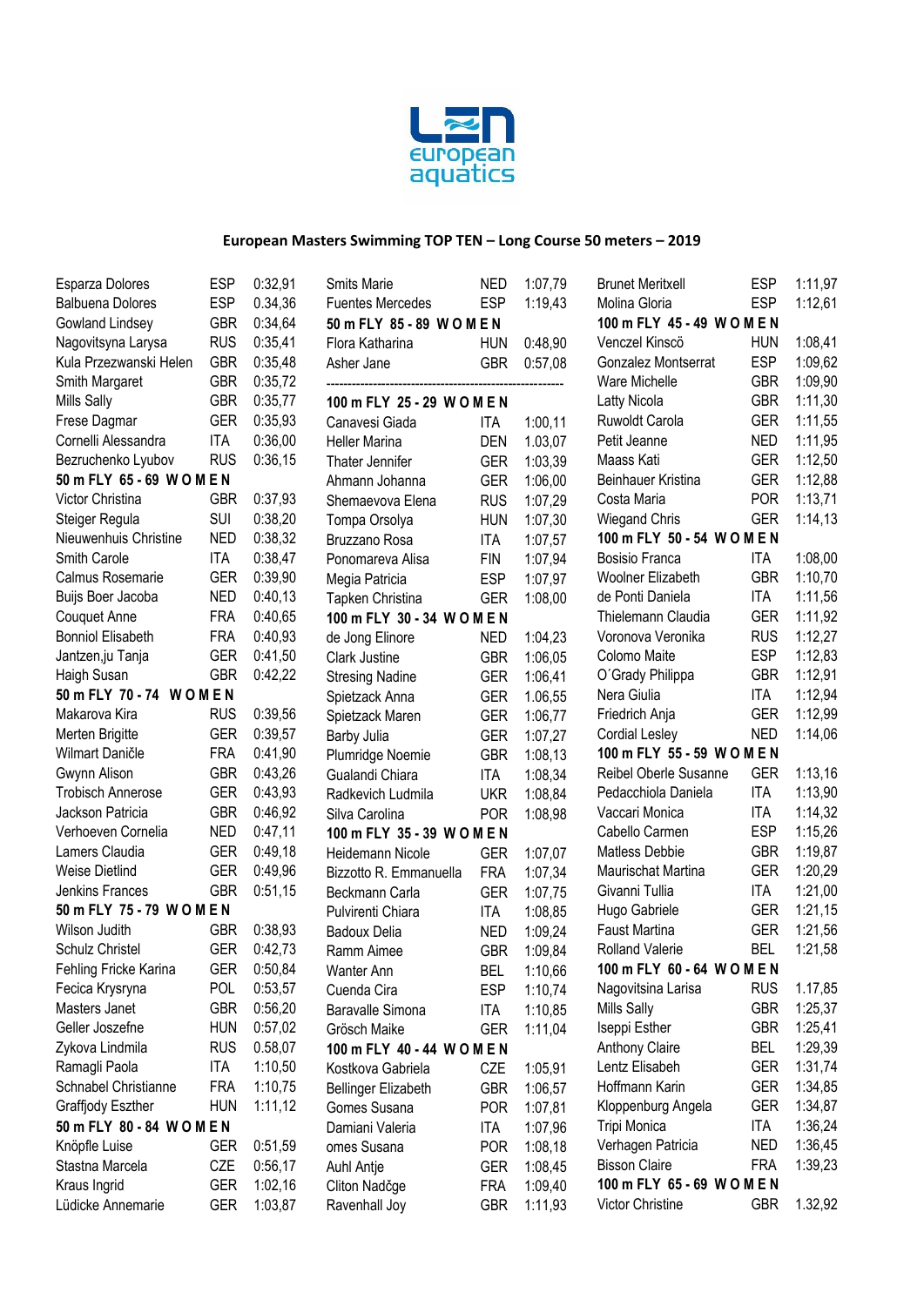## European Masters Swimming TOP TEN – Long Course 50 meters – 2019

| Name | Nation | Time |
|---|---|---|
| Esparza Dolores | ESP | 0:32,91 |
| Balbuena Dolores | ESP | 0.34,36 |
| Gowland Lindsey | GBR | 0:34,64 |
| Nagovitsyna Larysa | RUS | 0:35,41 |
| Kula Przezwanski Helen | GBR | 0:35,48 |
| Smith Margaret | GBR | 0:35,72 |
| Mills Sally | GBR | 0:35,77 |
| Frese Dagmar | GER | 0:35,93 |
| Cornelli Alessandra | ITA | 0:36,00 |
| Bezruchenko Lyubov | RUS | 0:36,15 |
| **50 m FLY 65 - 69 W O M E N** | | |
| Victor Christina | GBR | 0:37,93 |
| Steiger Regula | SUI | 0:38,20 |
| Nieuwenhuis Christine | NED | 0:38,32 |
| Smith Carole | ITA | 0:38,47 |
| Calmus Rosemarie | GER | 0:39,90 |
| Buijs Boer Jacoba | NED | 0:40,13 |
| Couquet Anne | FRA | 0:40,65 |
| Bonniol Elisabeth | FRA | 0:40,93 |
| Jantzen,ju Tanja | GER | 0:41,50 |
| Haigh Susan | GBR | 0:42,22 |
| **50 m FLY 70 - 74 W O M E N** | | |
| Makarova Kira | RUS | 0:39,56 |
| Merten Brigitte | GER | 0:39,57 |
| Wilmart Daničle | FRA | 0:41,90 |
| Gwynn Alison | GBR | 0:43,26 |
| Trobisch Annerose | GER | 0:43,93 |
| Jackson Patricia | GBR | 0:46,92 |
| Verhoeven Cornelia | NED | 0:47,11 |
| Lamers Claudia | GER | 0:49,18 |
| Weise Dietlind | GER | 0:49,96 |
| Jenkins Frances | GBR | 0:51,15 |
| **50 m FLY 75 - 79 W O M E N** | | |
| Wilson Judith | GBR | 0:38,93 |
| Schulz Christel | GER | 0:42,73 |
| Fehling Fricke Karina | GER | 0:50,84 |
| Fecica Krysryna | POL | 0:53,57 |
| Masters Janet | GBR | 0:56,20 |
| Geller Joszefne | HUN | 0:57,02 |
| Zykova Lindmila | RUS | 0.58,07 |
| Ramagli Paola | ITA | 1:10,50 |
| Schnabel Christianne | FRA | 1:10,75 |
| Graffjody Eszther | HUN | 1:11,12 |
| **50 m FLY 80 - 84 W O M E N** | | |
| Knöpfle Luise | GER | 0:51,59 |
| Stastna Marcela | CZE | 0:56,17 |
| Kraus Ingrid | GER | 1:02,16 |
| Lüdicke Annemarie | GER | 1:03,87 |
| Smits Marie | NED | 1:07,79 |
| Fuentes Mercedes | ESP | 1:19,43 |
| **50 m FLY 85 - 89 W O M E N** | | |
| Flora Katharina | HUN | 0:48,90 |
| Asher Jane | GBR | 0:57,08 |
| **100 m FLY 25 - 29 W O M E N** | | |
| Canavesi Giada | ITA | 1:00,11 |
| Heller Marina | DEN | 1.03,07 |
| Thater Jennifer | GER | 1:03,39 |
| Ahmann Johanna | GER | 1:06,00 |
| Shemaevova Elena | RUS | 1:07,29 |
| Tompa Orsolya | HUN | 1:07,30 |
| Bruzzano Rosa | ITA | 1:07,57 |
| Ponomareva Alisa | FIN | 1:07,94 |
| Megia Patricia | ESP | 1:07,97 |
| Tapken Christina | GER | 1:08,00 |
| **100 m FLY 30 - 34 W O M E N** | | |
| de Jong Elinore | NED | 1:04,23 |
| Clark Justine | GBR | 1:06,05 |
| Stresing Nadine | GER | 1:06,41 |
| Spietzack Anna | GER | 1.06,55 |
| Spietzack Maren | GER | 1:06,77 |
| Barby Julia | GER | 1:07,27 |
| Plumridge Noemie | GBR | 1:08,13 |
| Gualandi Chiara | ITA | 1:08,34 |
| Radkevich Ludmila | UKR | 1:08,84 |
| Silva Carolina | POR | 1:08,98 |
| **100 m FLY 35 - 39 W O M E N** | | |
| Heidemann Nicole | GER | 1:07,07 |
| Bizzotto R. Emmanuella | FRA | 1:07,34 |
| Beckmann Carla | GER | 1:07,75 |
| Pulvirenti Chiara | ITA | 1:08,85 |
| Badoux Delia | NED | 1:09,24 |
| Ramm Aimee | GBR | 1:09,84 |
| Wanter Ann | BEL | 1:10,66 |
| Cuenda Cira | ESP | 1:10,74 |
| Baravalle Simona | ITA | 1:10,85 |
| Grösch Maike | GER | 1:11,04 |
| **100 m FLY 40 - 44 W O M E N** | | |
| Kostkova Gabriela | CZE | 1:05,91 |
| Bellinger Elizabeth | GBR | 1:06,57 |
| Gomes Susana | POR | 1:07,81 |
| Damiani Valeria | ITA | 1:07,96 |
| omes Susana | POR | 1:08,18 |
| Auhl Antje | GER | 1:08,45 |
| Cliton Nadčge | FRA | 1:09,40 |
| Ravenhall Joy | GBR | 1:11,93 |
| Brunet Meritxell | ESP | 1:11,97 |
| Molina Gloria | ESP | 1:12,61 |
| **100 m FLY 45 - 49 W O M E N** | | |
| Venczel Kinscö | HUN | 1:08,41 |
| Gonzalez Montserrat | ESP | 1:09,62 |
| Ware Michelle | GBR | 1:09,90 |
| Latty Nicola | GBR | 1:11,30 |
| Ruwoldt Carola | GER | 1:11,55 |
| Petit Jeanne | NED | 1:11,95 |
| Maass Kati | GER | 1:12,50 |
| Beinhauer Kristina | GER | 1:12,88 |
| Costa Maria | POR | 1:13,71 |
| Wiegand Chris | GER | 1:14,13 |
| **100 m FLY 50 - 54 W O M E N** | | |
| Bosisio Franca | ITA | 1:08,00 |
| Woolner Elizabeth | GBR | 1:10,70 |
| de Ponti Daniela | ITA | 1:11,56 |
| Thielemann Claudia | GER | 1:11,92 |
| Voronova Veronika | RUS | 1:12,27 |
| Colomo Maite | ESP | 1:12,83 |
| O´Grady Philippa | GBR | 1:12,91 |
| Nera Giulia | ITA | 1:12,94 |
| Friedrich Anja | GER | 1:12,99 |
| Cordial Lesley | NED | 1:14,06 |
| **100 m FLY 55 - 59 W O M E N** | | |
| Reibel Oberle Susanne | GER | 1:13,16 |
| Pedacchiola Daniela | ITA | 1:13,90 |
| Vaccari Monica | ITA | 1:14,32 |
| Cabello Carmen | ESP | 1:15,26 |
| Matless Debbie | GBR | 1:19,87 |
| Maurischat Martina | GER | 1:20,29 |
| Givanni Tullia | ITA | 1:21,00 |
| Hugo Gabriele | GER | 1:21,15 |
| Faust Martina | GER | 1:21,56 |
| Rolland Valerie | BEL | 1:21,58 |
| **100 m FLY 60 - 64 W O M E N** | | |
| Nagovitsina Larisa | RUS | 1.17,85 |
| Mills Sally | GBR | 1:25,37 |
| Iseppi Esther | GBR | 1:25,41 |
| Anthony Claire | BEL | 1:29,39 |
| Lentz Elisabeh | GER | 1:31,74 |
| Hoffmann Karin | GER | 1:34,85 |
| Kloppenburg Angela | GER | 1:34,87 |
| Tripi Monica | ITA | 1:36,24 |
| Verhagen Patricia | NED | 1:36,45 |
| Bisson Claire | FRA | 1:39,23 |
| **100 m FLY 65 - 69 W O M E N** | | |
| Victor Christine | GBR | 1.32,92 |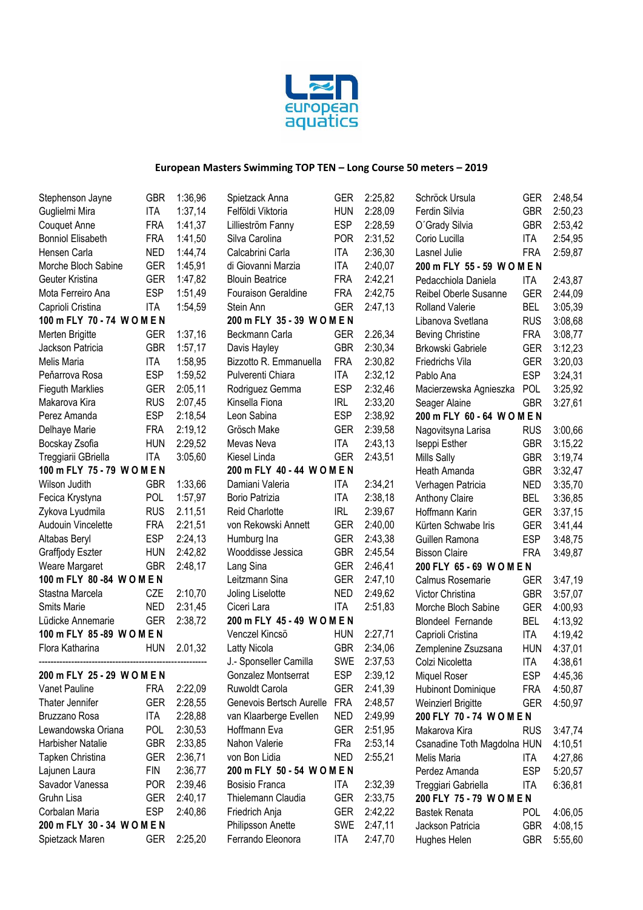# European Masters Swimming TOP TEN – Long Course 50 meters – 2019

| Name | Nat | Time |
|---|---|---|
| Stephenson Jayne | GBR | 1:36,96 |
| Guglielmi Mira | ITA | 1:37,14 |
| Couquet Anne | FRA | 1:41,37 |
| Bonniol Elisabeth | FRA | 1:41,50 |
| Hensen Carla | NED | 1:44,74 |
| Morche Bloch Sabine | GER | 1:45,91 |
| Geuter Kristina | GER | 1:47,82 |
| Mota Ferreiro Ana | ESP | 1:51,49 |
| Caprioli Cristina | ITA | 1:54,59 |

**100 m FLY 70 - 74 W O M E N**

| Name | Nat | Time |
|---|---|---|
| Merten Brigitte | GER | 1:37,16 |
| Jackson Patricia | GBR | 1:57,17 |
| Melis Maria | ITA | 1:58,95 |
| Peñarrova Rosa | ESP | 1:59,52 |
| Fieguth Marklies | GER | 2:05,11 |
| Makarova Kira | RUS | 2:07,45 |
| Perez Amanda | ESP | 2:18,54 |
| Delhaye Marie | FRA | 2:19,12 |
| Bocskay Zsofia | HUN | 2:29,52 |
| Treggiarii GBriella | ITA | 3:05,60 |

**100 m FLY 75 - 79 W O M E N**

| Name | Nat | Time |
|---|---|---|
| Wilson Judith | GBR | 1:33,66 |
| Fecica Krystyna | POL | 1:57,97 |
| Zykova Lyudmila | RUS | 2.11,51 |
| Audouin Vincelette | FRA | 2:21,51 |
| Altabas Beryl | ESP | 2:24,13 |
| Graffjody Eszter | HUN | 2:42,82 |
| Weare Margaret | GBR | 2:48,17 |

**100 m FLY 80 -84 W O M E N**

| Name | Nat | Time |
|---|---|---|
| Stastna Marcela | CZE | 2:10,70 |
| Smits Marie | NED | 2:31,45 |
| Lüdicke Annemarie | GER | 2:38,72 |

**100 m FLY 85 -89 W O M E N**

| Name | Nat | Time |
|---|---|---|
| Flora Katharina | HUN | 2.01,32 |

---

**200 m FLY 25 - 29 W O M E N**

| Name | Nat | Time |
|---|---|---|
| Vanet Pauline | FRA | 2:22,09 |
| Thater Jennifer | GER | 2:28,55 |
| Bruzzano Rosa | ITA | 2:28,88 |
| Lewandowska Oriana | POL | 2:30,53 |
| Harbisher Natalie | GBR | 2:33,85 |
| Tapken Christina | GER | 2:36,71 |
| Lajunen Laura | FIN | 2:36,77 |
| Savador Vanessa | POR | 2:39,46 |
| Gruhn Lisa | GER | 2:40,17 |
| Corbalan Maria | ESP | 2:40,86 |

**200 m FLY 30 - 34 W O M E N**

| Name | Nat | Time |
|---|---|---|
| Spietzack Maren | GER | 2:25,20 |
| Spietzack Anna | GER | 2:25,82 |
| Felföldi Viktoria | HUN | 2:28,09 |
| Lilleström Fanny | ESP | 2:28,59 |
| Silva Carolina | POR | 2:31,52 |
| Calcabrini Carla | ITA | 2:36,30 |
| di Giovanni Marzia | ITA | 2:40,07 |
| Blouin Beatrice | FRA | 2:42,21 |
| Fouraison Geraldine | FRA | 2:42,75 |
| Stein Ann | GER | 2:47,13 |

**200 m FLY 35 - 39 W O M E N**

| Name | Nat | Time |
|---|---|---|
| Beckmann Carla | GER | 2.26,34 |
| Davis Hayley | GBR | 2:30,34 |
| Bizzotto R. Emmanuella | FRA | 2:30,82 |
| Pulverenti Chiara | ITA | 2:32,12 |
| Rodriguez Gemma | ESP | 2:32,46 |
| Kinsella Fiona | IRL | 2:33,20 |
| Leon Sabina | ESP | 2:38,92 |
| Grösch Make | GER | 2:39,58 |
| Mevas Neva | ITA | 2:43,13 |
| Kiesel Linda | GER | 2:43,51 |

**200 m FLY 40 - 44 W O M E N**

| Name | Nat | Time |
|---|---|---|
| Damiani Valeria | ITA | 2:34,21 |
| Borio Patrizia | ITA | 2:38,18 |
| Reid Charlotte | IRL | 2:39,67 |
| von Rekowski Annett | GER | 2:40,00 |
| Humburg Ina | GER | 2:43,38 |
| Wooddisse Jessica | GBR | 2:45,54 |
| Lang Sina | GER | 2:46,41 |
| Leitzmann Sina | GER | 2:47,10 |
| Joling Liselotte | NED | 2:49,62 |
| Ciceri Lara | ITA | 2:51,83 |

**200 m FLY 45 - 49 W O M E N**

| Name | Nat | Time |
|---|---|---|
| Venczel Kincsö | HUN | 2:27,71 |
| Latty Nicola | GBR | 2:34,06 |
| J.- Sponseller Camilla | SWE | 2:37,53 |
| Gonzalez Montserrat | ESP | 2:39,12 |
| Ruwoldt Carola | GER | 2:41,39 |
| Genevois Bertsch Aurelle | FRA | 2:48,57 |
| van Klaarberge Evellen | NED | 2:49,99 |
| Hoffmann Eva | GER | 2:51,95 |
| Nahon Valerie | FRa | 2:53,14 |
| von Bon Lidia | NED | 2:55,21 |

**200 m FLY 50 - 54 W O M E N**

| Name | Nat | Time |
|---|---|---|
| Bosisio Franca | ITA | 2:32,39 |
| Thielemann Claudia | GER | 2:33,75 |
| Friedrich Anja | GER | 2:42,22 |
| Philipsson Anette | SWE | 2:47,11 |
| Ferrando Eleonora | ITA | 2:47,70 |
| Schröck Ursula | GER | 2:48,54 |
| Ferdin Silvia | GBR | 2:50,23 |
| O´Grady Silvia | GBR | 2:53,42 |
| Corio Lucilla | ITA | 2:54,95 |
| Lasnel Julie | FRA | 2:59,87 |

**200 m FLY 55 - 59 W O M E N**

| Name | Nat | Time |
|---|---|---|
| Pedacchiola Daniela | ITA | 2:43,87 |
| Reibel Oberle Susanne | GER | 2:44,09 |
| Rolland Valerie | BEL | 3:05,39 |
| Libanova Svetlana | RUS | 3:08,68 |
| Beving Christine | FRA | 3:08,77 |
| Brkowski Gabriele | GER | 3:12,23 |
| Friedrichs Vila | GER | 3:20,03 |
| Pablo Ana | ESP | 3:24,31 |
| Macierzewska Agnieszka | POL | 3:25,92 |
| Seager Alaine | GBR | 3:27,61 |

**200 m FLY 60 - 64 W O M E N**

| Name | Nat | Time |
|---|---|---|
| Nagovitsyna Larisa | RUS | 3:00,66 |
| Iseppi Esther | GBR | 3:15,22 |
| Mills Sally | GBR | 3:19,74 |
| Heath Amanda | GBR | 3:32,47 |
| Verhagen Patricia | NED | 3:35,70 |
| Anthony Claire | BEL | 3:36,85 |
| Hoffmann Karin | GER | 3:37,15 |
| Kürten Schwabe Iris | GER | 3:41,44 |
| Guillen Ramona | ESP | 3:48,75 |
| Bisson Claire | FRA | 3:49,87 |

**200 FLY 65 - 69 W O M E N**

| Name | Nat | Time |
|---|---|---|
| Calmus Rosemarie | GER | 3:47,19 |
| Victor Christina | GBR | 3:57,07 |
| Morche Bloch Sabine | GER | 4:00,93 |
| Blondeel Fernande | BEL | 4:13,92 |
| Caprioli Cristina | ITA | 4:19,42 |
| Zemplenine Zsuzsana | HUN | 4:37,01 |
| Colzi Nicoletta | ITA | 4:38,61 |
| Miquel Roser | ESP | 4:45,36 |
| Hubinont Dominique | FRA | 4:50,87 |
| Weinzierl Brigitte | GER | 4:50,97 |

**200 FLY 70 - 74 W O M E N**

| Name | Nat | Time |
|---|---|---|
| Makarova Kira | RUS | 3:47,74 |
| Csanadine Toth Magdolna | HUN | 4:10,51 |
| Melis Maria | ITA | 4:27,86 |
| Perdez Amanda | ESP | 5:20,57 |
| Treggiari Gabriella | ITA | 6:36,81 |

**200 FLY 75 - 79 W O M E N**

| Name | Nat | Time |
|---|---|---|
| Bastek Renata | POL | 4:06,05 |
| Jackson Patricia | GBR | 4:08,15 |
| Hughes Helen | GBR | 5:55,60 |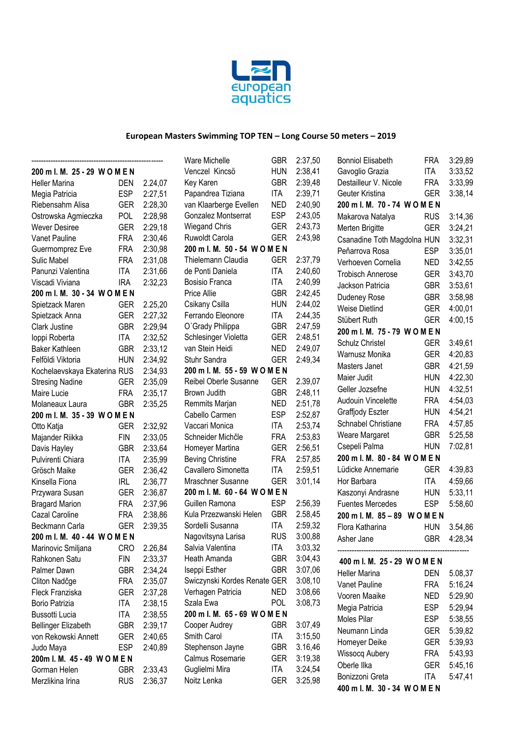LEN european aquatics

**European Masters Swimming TOP TEN – Long Course 50 meters – 2019**

-----------------------------------------------------------

**200 m I. M. 25 - 29 W O M E N**

| | | |
|---|---|---|
| Heller Marina | DEN | 2.24,07 |
| Megia Patricia | ESP | 2:27,51 |
| Riebensahm Alisa | GER | 2:28,30 |
| Ostrowska Agmieczka | POL | 2:28,98 |
| Wever Desiree | GER | 2:29,18 |
| Vanet Pauline | FRA | 2:30,46 |
| Guermomprez Eve | FRA | 2:30,98 |
| Sulic Mabel | FRA | 2:31,08 |
| Panunzi Valentina | ITA | 2:31,66 |
| Viscadi Viviana | IRA | 2:32,23 |

**200 m I. M. 30 - 34 W O M E N**

| | | |
|---|---|---|
| Spietzack Maren | GER | 2.25,20 |
| Spietzack Anna | GER | 2:27,32 |
| Clark Justine | GBR | 2:29,94 |
| Ioppi Roberta | ITA | 2:32,52 |
| Baker Kathleen | GBR | 2:33,12 |
| Felföldi Viktoria | HUN | 2:34,92 |
| Kochelaevskaya Ekaterina | RUS | 2:34,93 |
| Stresing Nadine | GER | 2:35,09 |
| Maire Lucie | FRA | 2:35,17 |
| Molaneaux Laura | GBR | 2:35,25 |

**200 m I. M. 35 - 39 W O M E N**

| | | |
|---|---|---|
| Otto Katja | GER | 2:32,92 |
| Majander Riikka | FIN | 2:33,05 |
| Davis Hayley | GBR | 2:33,64 |
| Pulvirenti Chiara | ITA | 2:35,99 |
| Grösch Maike | GER | 2:36,42 |
| Kinsella Fiona | IRL | 2:36,77 |
| Przywara Susan | GER | 2:36,87 |
| Bragard Marion | FRA | 2:37,96 |
| Cazal Caroline | FRA | 2:38,86 |
| Beckmann Carla | GER | 2:39,35 |

**200 m I. M. 40 - 44 W O M E N**

| | | |
|---|---|---|
| Marinovic Smiljana | CRO | 2.26,84 |
| Rahkonen Satu | FIN | 2:33,37 |
| Palmer Dawn | GBR | 2:34,24 |
| Cliton Nadčge | FRA | 2:35,07 |
| Fleck Franziska | GER | 2:37,28 |
| Borio Patrizia | ITA | 2:38,15 |
| Bussotti Lucia | ITA | 2:38,55 |
| Bellinger Elizabeth | GBR | 2:39,17 |
| von Rekowski Annett | GER | 2:40,65 |
| Judo Maya | ESP | 2:40,89 |

**200m I. M. 45 - 49 W O M E N**

| | | |
|---|---|---|
| Gorman Helen | GBR | 2:33,43 |
| Merzlikina Irina | RUS | 2:36,37 |
| Ware Michelle | GBR | 2:37,50 |
| Venczel Kincsö | HUN | 2:38,41 |
| Key Karen | GBR | 2:39,48 |
| Papandrea Tiziana | ITA | 2:39,71 |
| van Klaarberge Evellen | NED | 2:40,90 |
| Gonzalez Montserrat | ESP | 2:43,05 |
| Wiegand Chris | GER | 2:43,73 |
| Ruwoldt Carola | GER | 2:43,98 |

**200 m I. M. 50 - 54 W O M E N**

| | | |
|---|---|---|
| Thielemann Claudia | GER | 2:37,79 |
| de Ponti Daniela | ITA | 2:40,60 |
| Bosisio Franca | ITA | 2:40,99 |
| Price Allie | GBR | 2:42,45 |
| Csikany Csilla | HUN | 2:44,02 |
| Ferrando Eleonore | ITA | 2:44,35 |
| O´Grady Philippa | GBR | 2:47,59 |
| Schlesinger Violetta | GER | 2:48,51 |
| van Stein Heidi | NED | 2:49,07 |
| Stuhr Sandra | GER | 2:49,34 |

**200 m I. M. 55 - 59 W O M E N**

| | | |
|---|---|---|
| Reibel Oberle Susanne | GER | 2.39,07 |
| Brown Judith | GBR | 2:48,11 |
| Remmits Marjan | NED | 2:51,78 |
| Cabello Carmen | ESP | 2:52,87 |
| Vaccari Monica | ITA | 2:53,74 |
| Schneider Michčle | FRA | 2:53,83 |
| Homeyer Martina | GER | 2:56,51 |
| Beving Christine | FRA | 2:57,85 |
| Cavallero Simonetta | ITA | 2:59,51 |
| Mraschner Susanne | GER | 3:01,14 |

**200 m I. M. 60 - 64 W O M E N**

| | | |
|---|---|---|
| Guillen Ramona | ESP | 2:56,39 |
| Kula Przezwanski Helen | GBR | 2.58,45 |
| Sordelli Susanna | ITA | 2:59,32 |
| Nagovitsyna Larisa | RUS | 3:00,88 |
| Salvia Valentina | ITA | 3:03,32 |
| Heath Amanda | GBR | 3:04,43 |
| Iseppi Esther | GBR | 3:07,06 |
| Swiczynski Kordes Renate | GER | 3:08,10 |
| Verhagen Patricia | NED | 3:08,66 |
| Szala Ewa | POL | 3:08,73 |

**200 m I. M. 65 - 69 W O M E N**

| | | |
|---|---|---|
| Cooper Audrey | GBR | 3:07,49 |
| Smith Carol | ITA | 3:15,50 |
| Stephenson Jayne | GBR | 3.16,46 |
| Calmus Rosemarie | GER | 3:19,38 |
| Guglielmi Mira | ITA | 3:24,54 |
| Noitz Lenka | GER | 3:25,98 |
| Bonniol Elisabeth | FRA | 3:29,89 |
| Gavoglio Grazia | ITA | 3:33,52 |
| Destailleur V. Nicole | FRA | 3:33,99 |
| Geuter Kristina | GER | 3:38,14 |

**200 m I. M. 70 - 74 W O M E N**

| | | |
|---|---|---|
| Makarova Natalya | RUS | 3:14,36 |
| Merten Brigitte | GER | 3:24,21 |
| Csanadine Toth Magdolna | HUN | 3:32,31 |
| Peňarrova Rosa | ESP | 3:35,01 |
| Verhoeven Cornelia | NED | 3:42,55 |
| Trobisch Annerose | GER | 3:43,70 |
| Jackson Patricia | GBR | 3:53,61 |
| Dudeney Rose | GBR | 3:58,98 |
| Weise Dietlind | GER | 4:00,01 |
| Stübert Ruth | GER | 4:00,15 |

**200 m I. M. 75 - 79 W O M E N**

| | | |
|---|---|---|
| Schulz Christel | GER | 3:49,61 |
| Warnusz Monika | GER | 4:20,83 |
| Masters Janet | GBR | 4:21,59 |
| Maier Judit | HUN | 4:22,30 |
| Geller Jozsefne | HUN | 4:32,51 |
| Audouin Vincelette | FRA | 4:54,03 |
| Graffjody Eszter | HUN | 4:54,21 |
| Schnabel Christiane | FRA | 4:57,85 |
| Weare Margaret | GBR | 5:25,58 |
| Csepeli Palma | HUN | 7:02,81 |

**200 m I. M. 80 - 84 W O M E N**

| | | |
|---|---|---|
| Lüdicke Annemarie | GER | 4:39,83 |
| Hor Barbara | ITA | 4:59,66 |
| Kaszonyi Andrasne | HUN | 5:33,11 |
| Fuentes Mercedes | ESP | 5:58,60 |

**200 m I. M. 85 – 89 W O M E N**

| | | |
|---|---|---|
| Flora Katharina | HUN | 3.54,86 |
| Asher Jane | GBR | 4:28,34 |

-----------------------------------------------------------

**400 m I. M. 25 - 29 W O M E N**

| | | |
|---|---|---|
| Heller Marina | DEN | 5.08,37 |
| Vanet Pauline | FRA | 5:16,24 |
| Vooren Maaike | NED | 5:29,90 |
| Megia Patricia | ESP | 5:29,94 |
| Moles Pilar | ESP | 5:38,55 |
| Neumann Linda | GER | 5:39,82 |
| Homeyer Deike | GER | 5:39,93 |
| Wissocq Aubery | FRA | 5:43,93 |
| Oberle Ilka | GER | 5:45,16 |
| Bonizzoni Greta | ITA | 5:47,41 |

**400 m I. M. 30 - 34 W O M E N**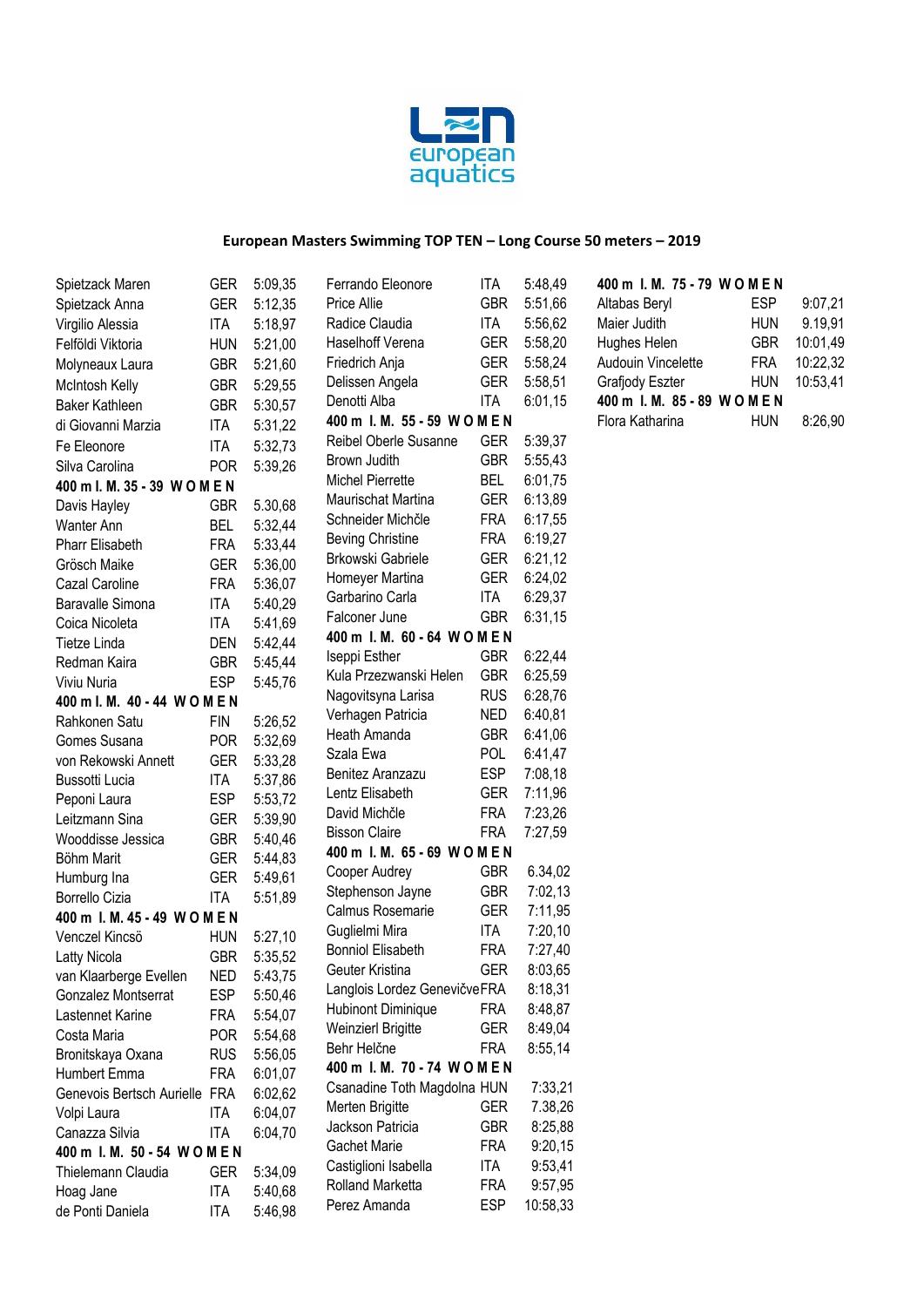LEN european aquatics

**European Masters Swimming TOP TEN – Long Course 50 meters – 2019**

| | | |
|---|---|---|
| Spietzack Maren | GER | 5:09,35 |
| Spietzack Anna | GER | 5:12,35 |
| Virgilio Alessia | ITA | 5:18,97 |
| Felföldi Viktoria | HUN | 5:21,00 |
| Molyneaux Laura | GBR | 5:21,60 |
| McIntosh Kelly | GBR | 5:29,55 |
| Baker Kathleen | GBR | 5:30,57 |
| di Giovanni Marzia | ITA | 5:31,22 |
| Fe Eleonore | ITA | 5:32,73 |
| Silva Carolina | POR | 5:39,26 |

**400 m I. M. 35 - 39 W O M E N**

| | | |
|---|---|---|
| Davis Hayley | GBR | 5.30,68 |
| Wanter Ann | BEL | 5:32,44 |
| Pharr Elisabeth | FRA | 5:33,44 |
| Grösch Maike | GER | 5:36,00 |
| Cazal Caroline | FRA | 5:36,07 |
| Baravalle Simona | ITA | 5:40,29 |
| Coica Nicoleta | ITA | 5:41,69 |
| Tietze Linda | DEN | 5:42,44 |
| Redman Kaira | GBR | 5:45,44 |
| Viviu Nuria | ESP | 5:45,76 |

**400 m I. M. 40 - 44 W O M E N**

| | | |
|---|---|---|
| Rahkonen Satu | FIN | 5:26,52 |
| Gomes Susana | POR | 5:32,69 |
| von Rekowski Annett | GER | 5:33,28 |
| Bussotti Lucia | ITA | 5:37,86 |
| Peponi Laura | ESP | 5:53,72 |
| Leitzmann Sina | GER | 5:39,90 |
| Wooddisse Jessica | GBR | 5:40,46 |
| Böhm Marit | GER | 5:44,83 |
| Humburg Ina | GER | 5:49,61 |
| Borrello Cizia | ITA | 5:51,89 |

**400 m I. M. 45 - 49 W O M E N**

| | | |
|---|---|---|
| Venczel Kincsö | HUN | 5:27,10 |
| Latty Nicola | GBR | 5:35,52 |
| van Klaarberge Evellen | NED | 5:43,75 |
| Gonzalez Montserrat | ESP | 5:50,46 |
| Lastennet Karine | FRA | 5:54,07 |
| Costa Maria | POR | 5:54,68 |
| Bronitskaya Oxana | RUS | 5:56,05 |
| Humbert Emma | FRA | 6:01,07 |
| Genevois Bertsch Aurielle | FRA | 6:02,62 |
| Volpi Laura | ITA | 6:04,07 |
| Canazza Silvia | ITA | 6:04,70 |

**400 m I. M. 50 - 54 W O M E N**

| | | |
|---|---|---|
| Thielemann Claudia | GER | 5:34,09 |
| Hoag Jane | ITA | 5:40,68 |
| de Ponti Daniela | ITA | 5:46,98 |
| Ferrando Eleonore | ITA | 5:48,49 |
| Price Allie | GBR | 5:51,66 |
| Radice Claudia | ITA | 5:56,62 |
| Haselhoff Verena | GER | 5:58,20 |
| Friedrich Anja | GER | 5:58,24 |
| Delissen Angela | GER | 5:58,51 |
| Denotti Alba | ITA | 6:01,15 |

**400 m I. M. 55 - 59 W O M E N**

| | | |
|---|---|---|
| Reibel Oberle Susanne | GER | 5:39,37 |
| Brown Judith | GBR | 5:55,43 |
| Michel Pierrette | BEL | 6:01,75 |
| Maurischat Martina | GER | 6:13,89 |
| Schneider Michčle | FRA | 6:17,55 |
| Beving Christine | FRA | 6:19,27 |
| Brkowski Gabriele | GER | 6:21,12 |
| Homeyer Martina | GER | 6:24,02 |
| Garbarino Carla | ITA | 6:29,37 |
| Falconer June | GBR | 6:31,15 |

**400 m I. M. 60 - 64 W O M E N**

| | | |
|---|---|---|
| Iseppi Esther | GBR | 6:22,44 |
| Kula Przezwanski Helen | GBR | 6:25,59 |
| Nagovitsyna Larisa | RUS | 6:28,76 |
| Verhagen Patricia | NED | 6:40,81 |
| Heath Amanda | GBR | 6:41,06 |
| Szala Ewa | POL | 6:41,47 |
| Benitez Aranzazu | ESP | 7:08,18 |
| Lentz Elisabeth | GER | 7:11,96 |
| David Michčle | FRA | 7:23,26 |
| Bisson Claire | FRA | 7:27,59 |

**400 m I. M. 65 - 69 W O M E N**

| | | |
|---|---|---|
| Cooper Audrey | GBR | 6.34,02 |
| Stephenson Jayne | GBR | 7:02,13 |
| Calmus Rosemarie | GER | 7:11,95 |
| Guglielmi Mira | ITA | 7:20,10 |
| Bonniol Elisabeth | FRA | 7:27,40 |
| Geuter Kristina | GER | 8:03,65 |
| Langlois Lordez Genevičve | FRA | 8:18,31 |
| Hubinont Diminique | FRA | 8:48,87 |
| Weinzierl Brigitte | GER | 8:49,04 |
| Behr Helčne | FRA | 8:55,14 |

**400 m I. M. 70 - 74 W O M E N**

| | | |
|---|---|---|
| Csanadine Toth Magdolna | HUN | 7:33,21 |
| Merten Brigitte | GER | 7.38,26 |
| Jackson Patricia | GBR | 8:25,88 |
| Gachet Marie | FRA | 9:20,15 |
| Castiglioni Isabella | ITA | 9:53,41 |
| Rolland Marketta | FRA | 9:57,95 |
| Perez Amanda | ESP | 10:58,33 |

**400 m I. M. 75 - 79 W O M E N**

| | | |
|---|---|---|
| Altabas Beryl | ESP | 9:07,21 |
| Maier Judith | HUN | 9.19,91 |
| Hughes Helen | GBR | 10:01,49 |
| Audouin Vincelette | FRA | 10:22,32 |
| Grafjody Eszter | HUN | 10:53,41 |

**400 m I. M. 85 - 89 W O M E N**

| | | |
|---|---|---|
| Flora Katharina | HUN | 8:26,90 |